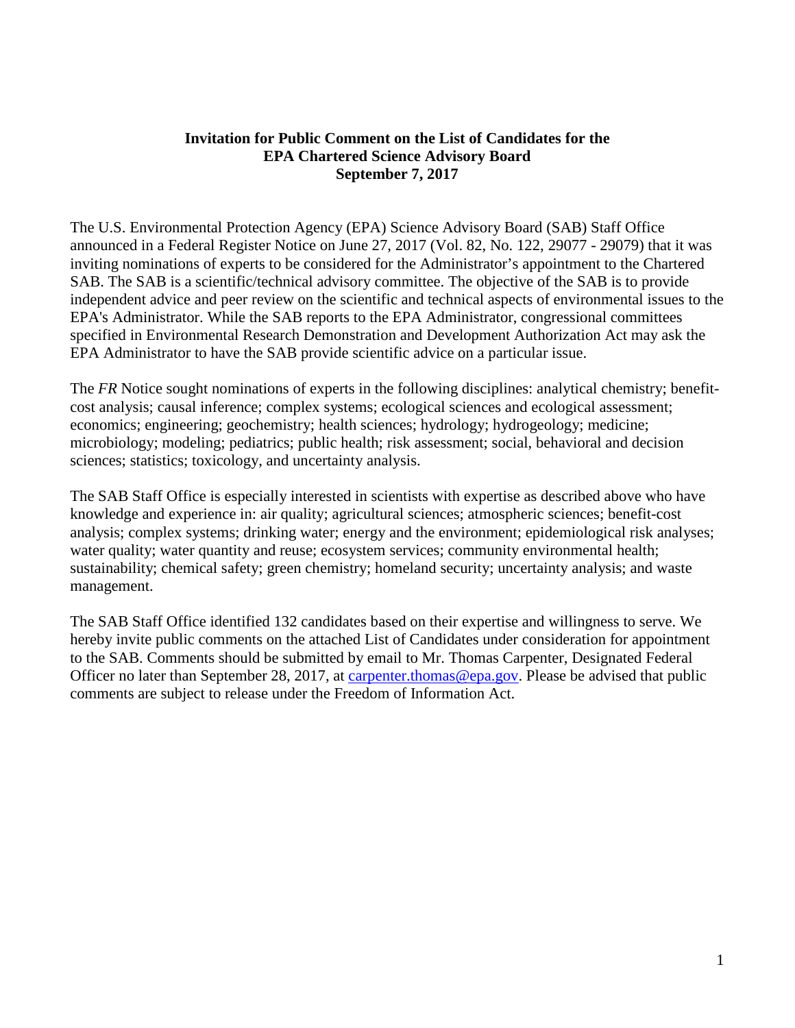**Invitation for Public Comment on the List of Candidates for the EPA Chartered Science Advisory Board**
**September 7, 2017**

The U.S. Environmental Protection Agency (EPA) Science Advisory Board (SAB) Staff Office announced in a Federal Register Notice on June 27, 2017 (Vol. 82, No. 122, 29077 - 29079) that it was inviting nominations of experts to be considered for the Administrator's appointment to the Chartered SAB. The SAB is a scientific/technical advisory committee. The objective of the SAB is to provide independent advice and peer review on the scientific and technical aspects of environmental issues to the EPA's Administrator. While the SAB reports to the EPA Administrator, congressional committees specified in Environmental Research Demonstration and Development Authorization Act may ask the EPA Administrator to have the SAB provide scientific advice on a particular issue.

The *FR* Notice sought nominations of experts in the following disciplines: analytical chemistry; benefit-cost analysis; causal inference; complex systems; ecological sciences and ecological assessment; economics; engineering; geochemistry; health sciences; hydrology; hydrogeology; medicine; microbiology; modeling; pediatrics; public health; risk assessment; social, behavioral and decision sciences; statistics; toxicology, and uncertainty analysis.

The SAB Staff Office is especially interested in scientists with expertise as described above who have knowledge and experience in: air quality; agricultural sciences; atmospheric sciences; benefit-cost analysis; complex systems; drinking water; energy and the environment; epidemiological risk analyses; water quality; water quantity and reuse; ecosystem services; community environmental health; sustainability; chemical safety; green chemistry; homeland security; uncertainty analysis; and waste management.

The SAB Staff Office identified 132 candidates based on their expertise and willingness to serve. We hereby invite public comments on the attached List of Candidates under consideration for appointment to the SAB. Comments should be submitted by email to Mr. Thomas Carpenter, Designated Federal Officer no later than September 28, 2017, at carpenter.thomas@epa.gov. Please be advised that public comments are subject to release under the Freedom of Information Act.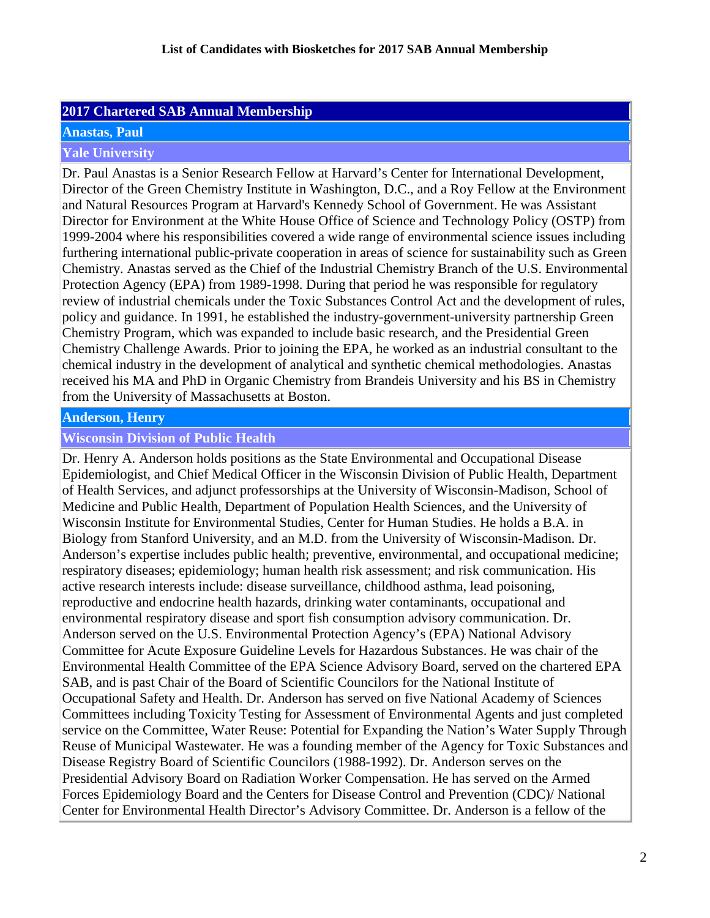# List of Candidates with Biosketches for 2017 SAB Annual Membership

## 2017 Chartered SAB Annual Membership

### Anastas, Paul

**Yale University**

Dr. Paul Anastas is a Senior Research Fellow at Harvard's Center for International Development, Director of the Green Chemistry Institute in Washington, D.C., and a Roy Fellow at the Environment and Natural Resources Program at Harvard's Kennedy School of Government. He was Assistant Director for Environment at the White House Office of Science and Technology Policy (OSTP) from 1999-2004 where his responsibilities covered a wide range of environmental science issues including furthering international public-private cooperation in areas of science for sustainability such as Green Chemistry. Anastas served as the Chief of the Industrial Chemistry Branch of the U.S. Environmental Protection Agency (EPA) from 1989-1998. During that period he was responsible for regulatory review of industrial chemicals under the Toxic Substances Control Act and the development of rules, policy and guidance. In 1991, he established the industry-government-university partnership Green Chemistry Program, which was expanded to include basic research, and the Presidential Green Chemistry Challenge Awards. Prior to joining the EPA, he worked as an industrial consultant to the chemical industry in the development of analytical and synthetic chemical methodologies. Anastas received his MA and PhD in Organic Chemistry from Brandeis University and his BS in Chemistry from the University of Massachusetts at Boston.

### Anderson, Henry

**Wisconsin Division of Public Health**

Dr. Henry A. Anderson holds positions as the State Environmental and Occupational Disease Epidemiologist, and Chief Medical Officer in the Wisconsin Division of Public Health, Department of Health Services, and adjunct professorships at the University of Wisconsin-Madison, School of Medicine and Public Health, Department of Population Health Sciences, and the University of Wisconsin Institute for Environmental Studies, Center for Human Studies. He holds a B.A. in Biology from Stanford University, and an M.D. from the University of Wisconsin-Madison. Dr. Anderson's expertise includes public health; preventive, environmental, and occupational medicine; respiratory diseases; epidemiology; human health risk assessment; and risk communication. His active research interests include: disease surveillance, childhood asthma, lead poisoning, reproductive and endocrine health hazards, drinking water contaminants, occupational and environmental respiratory disease and sport fish consumption advisory communication. Dr. Anderson served on the U.S. Environmental Protection Agency's (EPA) National Advisory Committee for Acute Exposure Guideline Levels for Hazardous Substances. He was chair of the Environmental Health Committee of the EPA Science Advisory Board, served on the chartered EPA SAB, and is past Chair of the Board of Scientific Councilors for the National Institute of Occupational Safety and Health. Dr. Anderson has served on five National Academy of Sciences Committees including Toxicity Testing for Assessment of Environmental Agents and just completed service on the Committee, Water Reuse: Potential for Expanding the Nation's Water Supply Through Reuse of Municipal Wastewater. He was a founding member of the Agency for Toxic Substances and Disease Registry Board of Scientific Councilors (1988-1992). Dr. Anderson serves on the Presidential Advisory Board on Radiation Worker Compensation. He has served on the Armed Forces Epidemiology Board and the Centers for Disease Control and Prevention (CDC)/ National Center for Environmental Health Director's Advisory Committee. Dr. Anderson is a fellow of the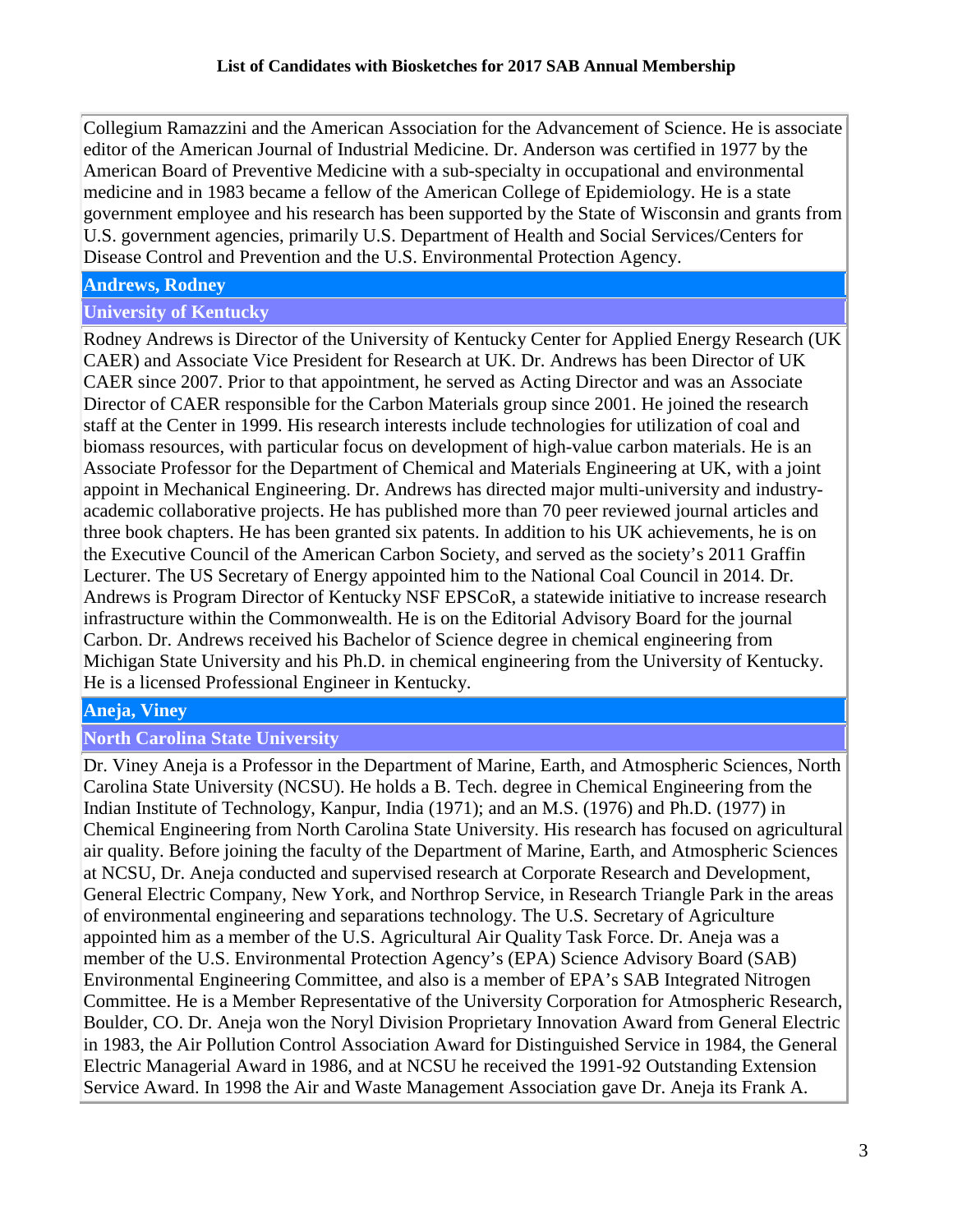Collegium Ramazzini and the American Association for the Advancement of Science. He is associate editor of the American Journal of Industrial Medicine. Dr. Anderson was certified in 1977 by the American Board of Preventive Medicine with a sub-specialty in occupational and environmental medicine and in 1983 became a fellow of the American College of Epidemiology. He is a state government employee and his research has been supported by the State of Wisconsin and grants from U.S. government agencies, primarily U.S. Department of Health and Social Services/Centers for Disease Control and Prevention and the U.S. Environmental Protection Agency.

**Andrews, Rodney**

**University of Kentucky**

Rodney Andrews is Director of the University of Kentucky Center for Applied Energy Research (UK CAER) and Associate Vice President for Research at UK. Dr. Andrews has been Director of UK CAER since 2007. Prior to that appointment, he served as Acting Director and was an Associate Director of CAER responsible for the Carbon Materials group since 2001. He joined the research staff at the Center in 1999. His research interests include technologies for utilization of coal and biomass resources, with particular focus on development of high-value carbon materials. He is an Associate Professor for the Department of Chemical and Materials Engineering at UK, with a joint appoint in Mechanical Engineering. Dr. Andrews has directed major multi-university and industry-academic collaborative projects. He has published more than 70 peer reviewed journal articles and three book chapters. He has been granted six patents. In addition to his UK achievements, he is on the Executive Council of the American Carbon Society, and served as the society's 2011 Graffin Lecturer. The US Secretary of Energy appointed him to the National Coal Council in 2014. Dr. Andrews is Program Director of Kentucky NSF EPSCoR, a statewide initiative to increase research infrastructure within the Commonwealth. He is on the Editorial Advisory Board for the journal Carbon. Dr. Andrews received his Bachelor of Science degree in chemical engineering from Michigan State University and his Ph.D. in chemical engineering from the University of Kentucky. He is a licensed Professional Engineer in Kentucky.

**Aneja, Viney**

**North Carolina State University**

Dr. Viney Aneja is a Professor in the Department of Marine, Earth, and Atmospheric Sciences, North Carolina State University (NCSU). He holds a B. Tech. degree in Chemical Engineering from the Indian Institute of Technology, Kanpur, India (1971); and an M.S. (1976) and Ph.D. (1977) in Chemical Engineering from North Carolina State University. His research has focused on agricultural air quality. Before joining the faculty of the Department of Marine, Earth, and Atmospheric Sciences at NCSU, Dr. Aneja conducted and supervised research at Corporate Research and Development, General Electric Company, New York, and Northrop Service, in Research Triangle Park in the areas of environmental engineering and separations technology. The U.S. Secretary of Agriculture appointed him as a member of the U.S. Agricultural Air Quality Task Force. Dr. Aneja was a member of the U.S. Environmental Protection Agency's (EPA) Science Advisory Board (SAB) Environmental Engineering Committee, and also is a member of EPA's SAB Integrated Nitrogen Committee. He is a Member Representative of the University Corporation for Atmospheric Research, Boulder, CO. Dr. Aneja won the Noryl Division Proprietary Innovation Award from General Electric in 1983, the Air Pollution Control Association Award for Distinguished Service in 1984, the General Electric Managerial Award in 1986, and at NCSU he received the 1991-92 Outstanding Extension Service Award. In 1998 the Air and Waste Management Association gave Dr. Aneja its Frank A.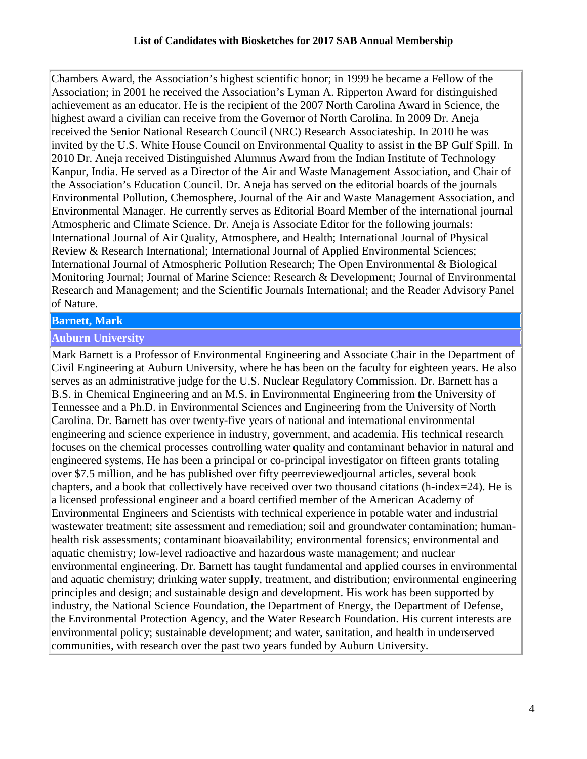Chambers Award, the Association's highest scientific honor; in 1999 he became a Fellow of the Association; in 2001 he received the Association's Lyman A. Ripperton Award for distinguished achievement as an educator. He is the recipient of the 2007 North Carolina Award in Science, the highest award a civilian can receive from the Governor of North Carolina. In 2009 Dr. Aneja received the Senior National Research Council (NRC) Research Associateship. In 2010 he was invited by the U.S. White House Council on Environmental Quality to assist in the BP Gulf Spill. In 2010 Dr. Aneja received Distinguished Alumnus Award from the Indian Institute of Technology Kanpur, India. He served as a Director of the Air and Waste Management Association, and Chair of the Association's Education Council. Dr. Aneja has served on the editorial boards of the journals Environmental Pollution, Chemosphere, Journal of the Air and Waste Management Association, and Environmental Manager. He currently serves as Editorial Board Member of the international journal Atmospheric and Climate Science. Dr. Aneja is Associate Editor for the following journals: International Journal of Air Quality, Atmosphere, and Health; International Journal of Physical Review & Research International; International Journal of Applied Environmental Sciences; International Journal of Atmospheric Pollution Research; The Open Environmental & Biological Monitoring Journal; Journal of Marine Science: Research & Development; Journal of Environmental Research and Management; and the Scientific Journals International; and the Reader Advisory Panel of Nature.

**Barnett, Mark**

**Auburn University**

Mark Barnett is a Professor of Environmental Engineering and Associate Chair in the Department of Civil Engineering at Auburn University, where he has been on the faculty for eighteen years. He also serves as an administrative judge for the U.S. Nuclear Regulatory Commission. Dr. Barnett has a B.S. in Chemical Engineering and an M.S. in Environmental Engineering from the University of Tennessee and a Ph.D. in Environmental Sciences and Engineering from the University of North Carolina. Dr. Barnett has over twenty-five years of national and international environmental engineering and science experience in industry, government, and academia. His technical research focuses on the chemical processes controlling water quality and contaminant behavior in natural and engineered systems. He has been a principal or co-principal investigator on fifteen grants totaling over $7.5 million, and he has published over fifty peerreviewedjournal articles, several book chapters, and a book that collectively have received over two thousand citations (h-index=24). He is a licensed professional engineer and a board certified member of the American Academy of Environmental Engineers and Scientists with technical experience in potable water and industrial wastewater treatment; site assessment and remediation; soil and groundwater contamination; human-health risk assessments; contaminant bioavailability; environmental forensics; environmental and aquatic chemistry; low-level radioactive and hazardous waste management; and nuclear environmental engineering. Dr. Barnett has taught fundamental and applied courses in environmental and aquatic chemistry; drinking water supply, treatment, and distribution; environmental engineering principles and design; and sustainable design and development. His work has been supported by industry, the National Science Foundation, the Department of Energy, the Department of Defense, the Environmental Protection Agency, and the Water Research Foundation. His current interests are environmental policy; sustainable development; and water, sanitation, and health in underserved communities, with research over the past two years funded by Auburn University.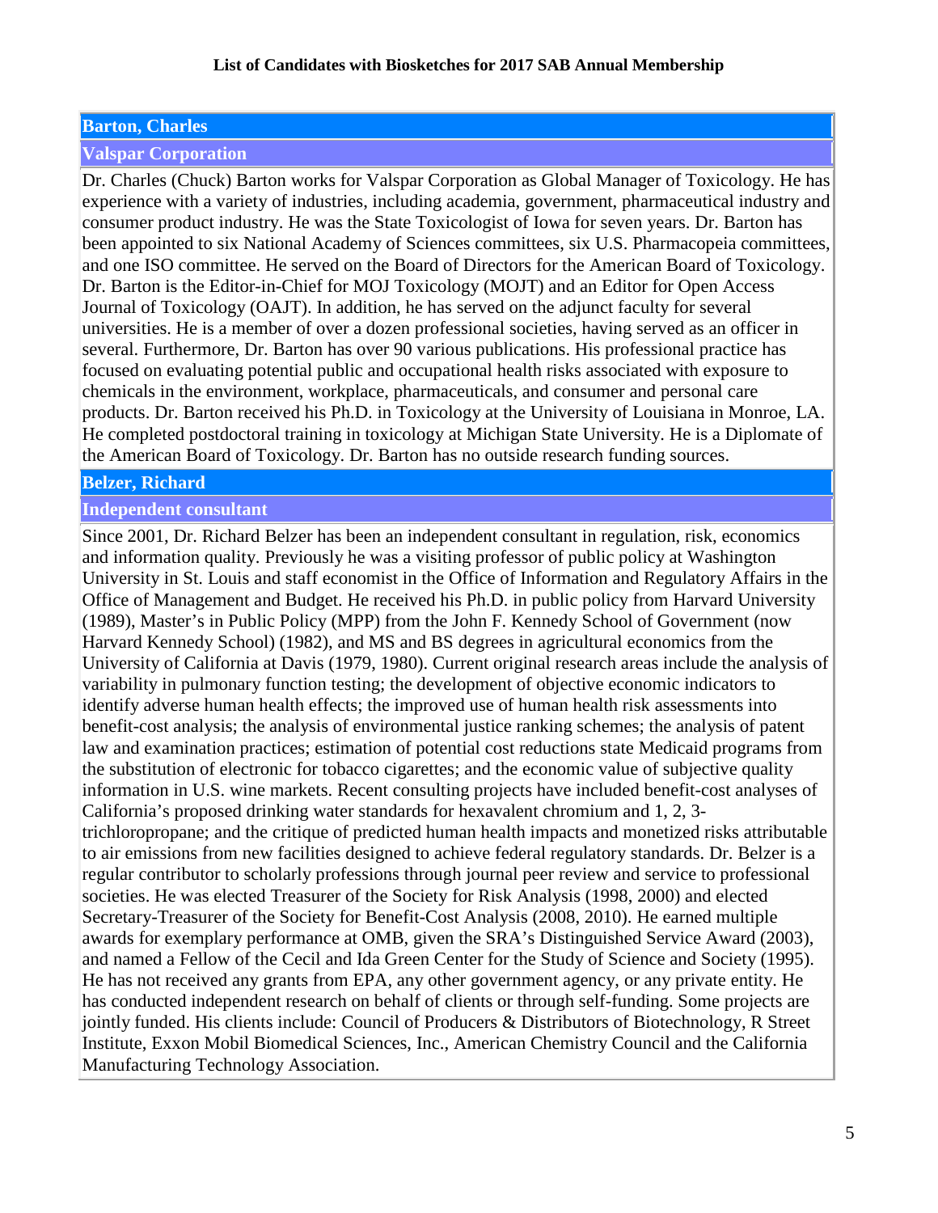# List of Candidates with Biosketches for 2017 SAB Annual Membership

## Barton, Charles

### Valspar Corporation

Dr. Charles (Chuck) Barton works for Valspar Corporation as Global Manager of Toxicology. He has experience with a variety of industries, including academia, government, pharmaceutical industry and consumer product industry. He was the State Toxicologist of Iowa for seven years. Dr. Barton has been appointed to six National Academy of Sciences committees, six U.S. Pharmacopeia committees, and one ISO committee. He served on the Board of Directors for the American Board of Toxicology. Dr. Barton is the Editor-in-Chief for MOJ Toxicology (MOJT) and an Editor for Open Access Journal of Toxicology (OAJT). In addition, he has served on the adjunct faculty for several universities. He is a member of over a dozen professional societies, having served as an officer in several. Furthermore, Dr. Barton has over 90 various publications. His professional practice has focused on evaluating potential public and occupational health risks associated with exposure to chemicals in the environment, workplace, pharmaceuticals, and consumer and personal care products. Dr. Barton received his Ph.D. in Toxicology at the University of Louisiana in Monroe, LA. He completed postdoctoral training in toxicology at Michigan State University. He is a Diplomate of the American Board of Toxicology. Dr. Barton has no outside research funding sources.

## Belzer, Richard

### Independent consultant

Since 2001, Dr. Richard Belzer has been an independent consultant in regulation, risk, economics and information quality. Previously he was a visiting professor of public policy at Washington University in St. Louis and staff economist in the Office of Information and Regulatory Affairs in the Office of Management and Budget. He received his Ph.D. in public policy from Harvard University (1989), Master's in Public Policy (MPP) from the John F. Kennedy School of Government (now Harvard Kennedy School) (1982), and MS and BS degrees in agricultural economics from the University of California at Davis (1979, 1980). Current original research areas include the analysis of variability in pulmonary function testing; the development of objective economic indicators to identify adverse human health effects; the improved use of human health risk assessments into benefit-cost analysis; the analysis of environmental justice ranking schemes; the analysis of patent law and examination practices; estimation of potential cost reductions state Medicaid programs from the substitution of electronic for tobacco cigarettes; and the economic value of subjective quality information in U.S. wine markets. Recent consulting projects have included benefit-cost analyses of California's proposed drinking water standards for hexavalent chromium and 1, 2, 3-trichloropropane; and the critique of predicted human health impacts and monetized risks attributable to air emissions from new facilities designed to achieve federal regulatory standards. Dr. Belzer is a regular contributor to scholarly professions through journal peer review and service to professional societies. He was elected Treasurer of the Society for Risk Analysis (1998, 2000) and elected Secretary-Treasurer of the Society for Benefit-Cost Analysis (2008, 2010). He earned multiple awards for exemplary performance at OMB, given the SRA's Distinguished Service Award (2003), and named a Fellow of the Cecil and Ida Green Center for the Study of Science and Society (1995). He has not received any grants from EPA, any other government agency, or any private entity. He has conducted independent research on behalf of clients or through self-funding. Some projects are jointly funded. His clients include: Council of Producers & Distributors of Biotechnology, R Street Institute, Exxon Mobil Biomedical Sciences, Inc., American Chemistry Council and the California Manufacturing Technology Association.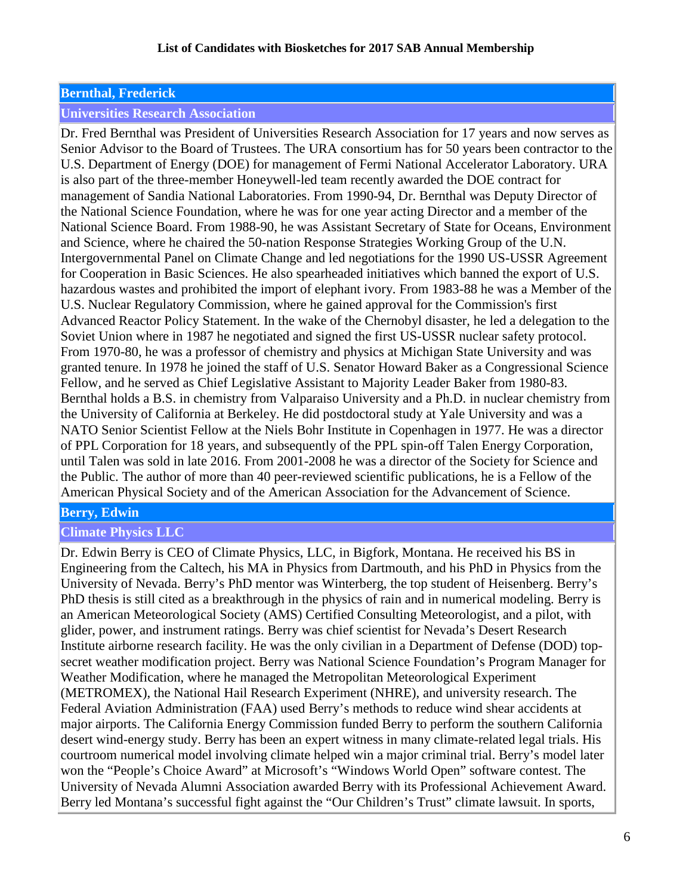**Bernthal, Frederick**

**Universities Research Association**

Dr. Fred Bernthal was President of Universities Research Association for 17 years and now serves as Senior Advisor to the Board of Trustees. The URA consortium has for 50 years been contractor to the U.S. Department of Energy (DOE) for management of Fermi National Accelerator Laboratory. URA is also part of the three-member Honeywell-led team recently awarded the DOE contract for management of Sandia National Laboratories. From 1990-94, Dr. Bernthal was Deputy Director of the National Science Foundation, where he was for one year acting Director and a member of the National Science Board. From 1988-90, he was Assistant Secretary of State for Oceans, Environment and Science, where he chaired the 50-nation Response Strategies Working Group of the U.N. Intergovernmental Panel on Climate Change and led negotiations for the 1990 US-USSR Agreement for Cooperation in Basic Sciences. He also spearheaded initiatives which banned the export of U.S. hazardous wastes and prohibited the import of elephant ivory. From 1983-88 he was a Member of the U.S. Nuclear Regulatory Commission, where he gained approval for the Commission's first Advanced Reactor Policy Statement. In the wake of the Chernobyl disaster, he led a delegation to the Soviet Union where in 1987 he negotiated and signed the first US-USSR nuclear safety protocol. From 1970-80, he was a professor of chemistry and physics at Michigan State University and was granted tenure. In 1978 he joined the staff of U.S. Senator Howard Baker as a Congressional Science Fellow, and he served as Chief Legislative Assistant to Majority Leader Baker from 1980-83. Bernthal holds a B.S. in chemistry from Valparaiso University and a Ph.D. in nuclear chemistry from the University of California at Berkeley. He did postdoctoral study at Yale University and was a NATO Senior Scientist Fellow at the Niels Bohr Institute in Copenhagen in 1977. He was a director of PPL Corporation for 18 years, and subsequently of the PPL spin-off Talen Energy Corporation, until Talen was sold in late 2016. From 2001-2008 he was a director of the Society for Science and the Public. The author of more than 40 peer-reviewed scientific publications, he is a Fellow of the American Physical Society and of the American Association for the Advancement of Science.

**Berry, Edwin**

**Climate Physics LLC**

Dr. Edwin Berry is CEO of Climate Physics, LLC, in Bigfork, Montana. He received his BS in Engineering from the Caltech, his MA in Physics from Dartmouth, and his PhD in Physics from the University of Nevada. Berry's PhD mentor was Winterberg, the top student of Heisenberg. Berry's PhD thesis is still cited as a breakthrough in the physics of rain and in numerical modeling. Berry is an American Meteorological Society (AMS) Certified Consulting Meteorologist, and a pilot, with glider, power, and instrument ratings. Berry was chief scientist for Nevada's Desert Research Institute airborne research facility. He was the only civilian in a Department of Defense (DOD) top-secret weather modification project. Berry was National Science Foundation's Program Manager for Weather Modification, where he managed the Metropolitan Meteorological Experiment (METROMEX), the National Hail Research Experiment (NHRE), and university research. The Federal Aviation Administration (FAA) used Berry's methods to reduce wind shear accidents at major airports. The California Energy Commission funded Berry to perform the southern California desert wind-energy study. Berry has been an expert witness in many climate-related legal trials. His courtroom numerical model involving climate helped win a major criminal trial. Berry's model later won the "People's Choice Award" at Microsoft's "Windows World Open" software contest. The University of Nevada Alumni Association awarded Berry with its Professional Achievement Award. Berry led Montana's successful fight against the "Our Children's Trust" climate lawsuit. In sports,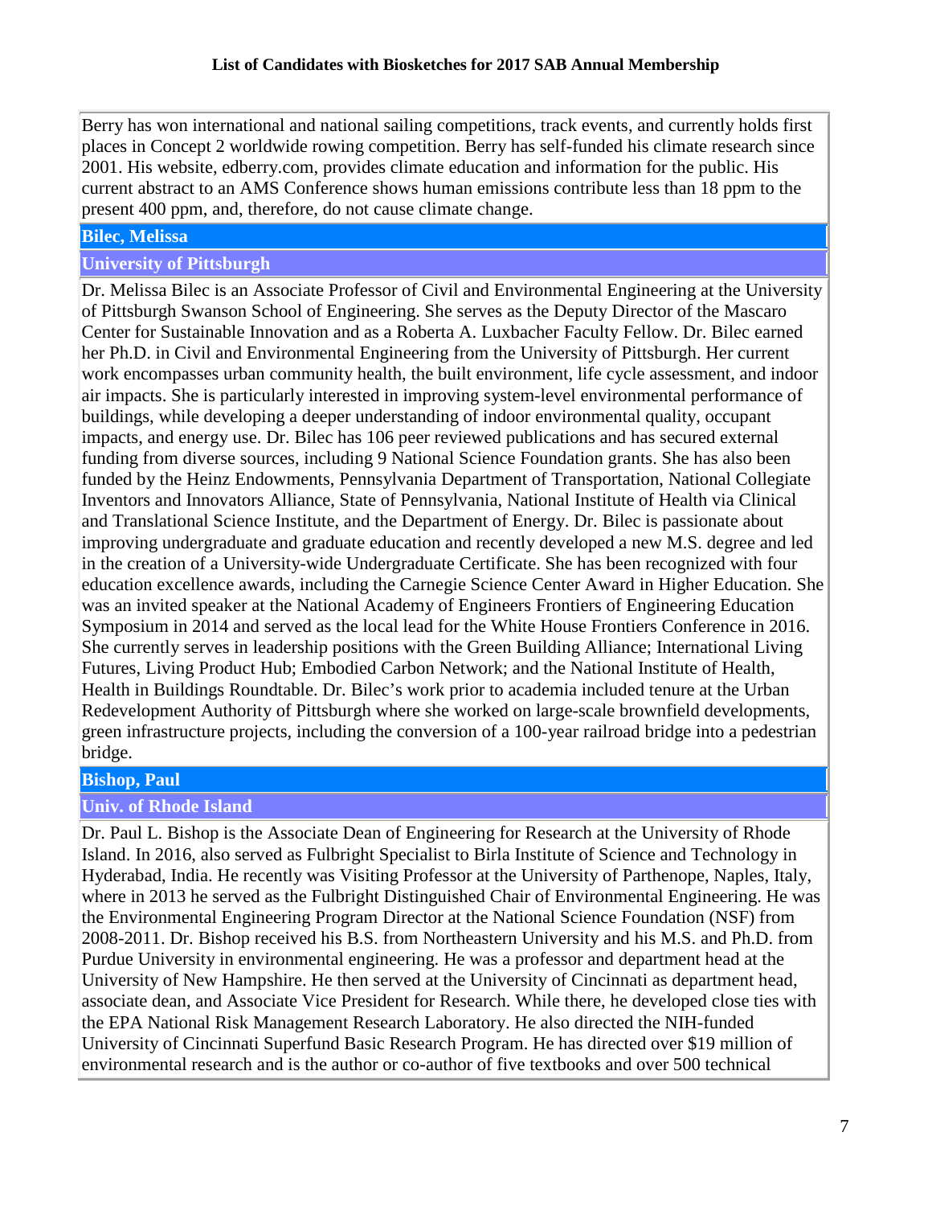Berry has won international and national sailing competitions, track events, and currently holds first places in Concept 2 worldwide rowing competition. Berry has self-funded his climate research since 2001. His website, edberry.com, provides climate education and information for the public. His current abstract to an AMS Conference shows human emissions contribute less than 18 ppm to the present 400 ppm, and, therefore, do not cause climate change.

**Bilec, Melissa**

**University of Pittsburgh**

Dr. Melissa Bilec is an Associate Professor of Civil and Environmental Engineering at the University of Pittsburgh Swanson School of Engineering. She serves as the Deputy Director of the Mascaro Center for Sustainable Innovation and as a Roberta A. Luxbacher Faculty Fellow. Dr. Bilec earned her Ph.D. in Civil and Environmental Engineering from the University of Pittsburgh. Her current work encompasses urban community health, the built environment, life cycle assessment, and indoor air impacts. She is particularly interested in improving system-level environmental performance of buildings, while developing a deeper understanding of indoor environmental quality, occupant impacts, and energy use. Dr. Bilec has 106 peer reviewed publications and has secured external funding from diverse sources, including 9 National Science Foundation grants. She has also been funded by the Heinz Endowments, Pennsylvania Department of Transportation, National Collegiate Inventors and Innovators Alliance, State of Pennsylvania, National Institute of Health via Clinical and Translational Science Institute, and the Department of Energy. Dr. Bilec is passionate about improving undergraduate and graduate education and recently developed a new M.S. degree and led in the creation of a University-wide Undergraduate Certificate. She has been recognized with four education excellence awards, including the Carnegie Science Center Award in Higher Education. She was an invited speaker at the National Academy of Engineers Frontiers of Engineering Education Symposium in 2014 and served as the local lead for the White House Frontiers Conference in 2016. She currently serves in leadership positions with the Green Building Alliance; International Living Futures, Living Product Hub; Embodied Carbon Network; and the National Institute of Health, Health in Buildings Roundtable. Dr. Bilec's work prior to academia included tenure at the Urban Redevelopment Authority of Pittsburgh where she worked on large-scale brownfield developments, green infrastructure projects, including the conversion of a 100-year railroad bridge into a pedestrian bridge.

**Bishop, Paul**

**Univ. of Rhode Island**

Dr. Paul L. Bishop is the Associate Dean of Engineering for Research at the University of Rhode Island. In 2016, also served as Fulbright Specialist to Birla Institute of Science and Technology in Hyderabad, India. He recently was Visiting Professor at the University of Parthenope, Naples, Italy, where in 2013 he served as the Fulbright Distinguished Chair of Environmental Engineering. He was the Environmental Engineering Program Director at the National Science Foundation (NSF) from 2008-2011. Dr. Bishop received his B.S. from Northeastern University and his M.S. and Ph.D. from Purdue University in environmental engineering. He was a professor and department head at the University of New Hampshire. He then served at the University of Cincinnati as department head, associate dean, and Associate Vice President for Research. While there, he developed close ties with the EPA National Risk Management Research Laboratory. He also directed the NIH-funded University of Cincinnati Superfund Basic Research Program. He has directed over $19 million of environmental research and is the author or co-author of five textbooks and over 500 technical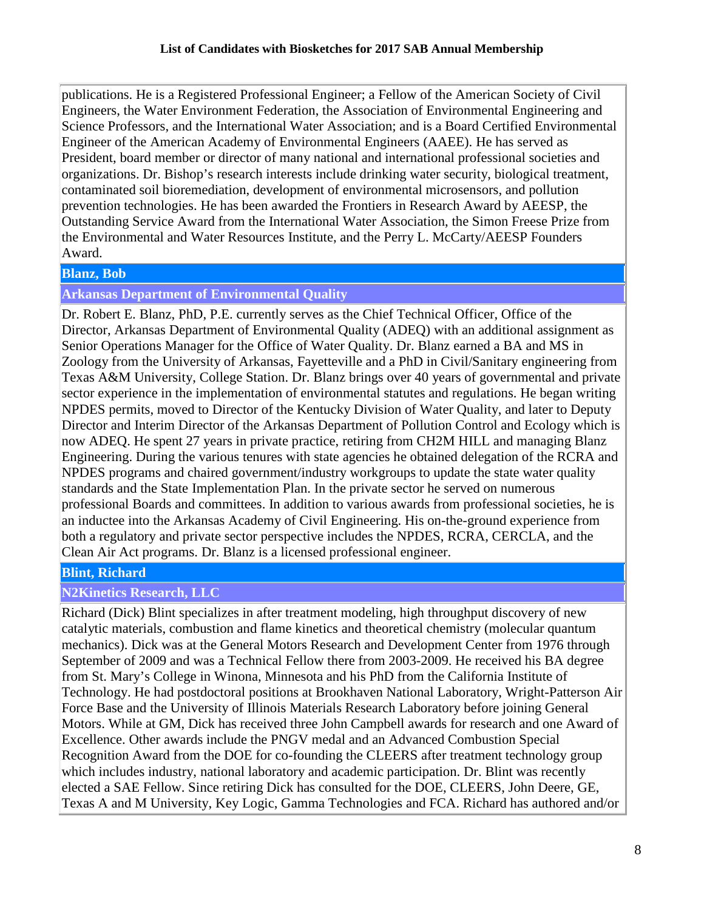publications. He is a Registered Professional Engineer; a Fellow of the American Society of Civil Engineers, the Water Environment Federation, the Association of Environmental Engineering and Science Professors, and the International Water Association; and is a Board Certified Environmental Engineer of the American Academy of Environmental Engineers (AAEE). He has served as President, board member or director of many national and international professional societies and organizations. Dr. Bishop's research interests include drinking water security, biological treatment, contaminated soil bioremediation, development of environmental microsensors, and pollution prevention technologies. He has been awarded the Frontiers in Research Award by AEESP, the Outstanding Service Award from the International Water Association, the Simon Freese Prize from the Environmental and Water Resources Institute, and the Perry L. McCarty/AEESP Founders Award.

**Blanz, Bob**

**Arkansas Department of Environmental Quality**

Dr. Robert E. Blanz, PhD, P.E. currently serves as the Chief Technical Officer, Office of the Director, Arkansas Department of Environmental Quality (ADEQ) with an additional assignment as Senior Operations Manager for the Office of Water Quality. Dr. Blanz earned a BA and MS in Zoology from the University of Arkansas, Fayetteville and a PhD in Civil/Sanitary engineering from Texas A&M University, College Station. Dr. Blanz brings over 40 years of governmental and private sector experience in the implementation of environmental statutes and regulations. He began writing NPDES permits, moved to Director of the Kentucky Division of Water Quality, and later to Deputy Director and Interim Director of the Arkansas Department of Pollution Control and Ecology which is now ADEQ. He spent 27 years in private practice, retiring from CH2M HILL and managing Blanz Engineering. During the various tenures with state agencies he obtained delegation of the RCRA and NPDES programs and chaired government/industry workgroups to update the state water quality standards and the State Implementation Plan. In the private sector he served on numerous professional Boards and committees. In addition to various awards from professional societies, he is an inductee into the Arkansas Academy of Civil Engineering. His on-the-ground experience from both a regulatory and private sector perspective includes the NPDES, RCRA, CERCLA, and the Clean Air Act programs. Dr. Blanz is a licensed professional engineer.

**Blint, Richard**

**N2Kinetics Research, LLC**

Richard (Dick) Blint specializes in after treatment modeling, high throughput discovery of new catalytic materials, combustion and flame kinetics and theoretical chemistry (molecular quantum mechanics). Dick was at the General Motors Research and Development Center from 1976 through September of 2009 and was a Technical Fellow there from 2003-2009. He received his BA degree from St. Mary's College in Winona, Minnesota and his PhD from the California Institute of Technology. He had postdoctoral positions at Brookhaven National Laboratory, Wright-Patterson Air Force Base and the University of Illinois Materials Research Laboratory before joining General Motors. While at GM, Dick has received three John Campbell awards for research and one Award of Excellence. Other awards include the PNGV medal and an Advanced Combustion Special Recognition Award from the DOE for co-founding the CLEERS after treatment technology group which includes industry, national laboratory and academic participation. Dr. Blint was recently elected a SAE Fellow. Since retiring Dick has consulted for the DOE, CLEERS, John Deere, GE, Texas A and M University, Key Logic, Gamma Technologies and FCA. Richard has authored and/or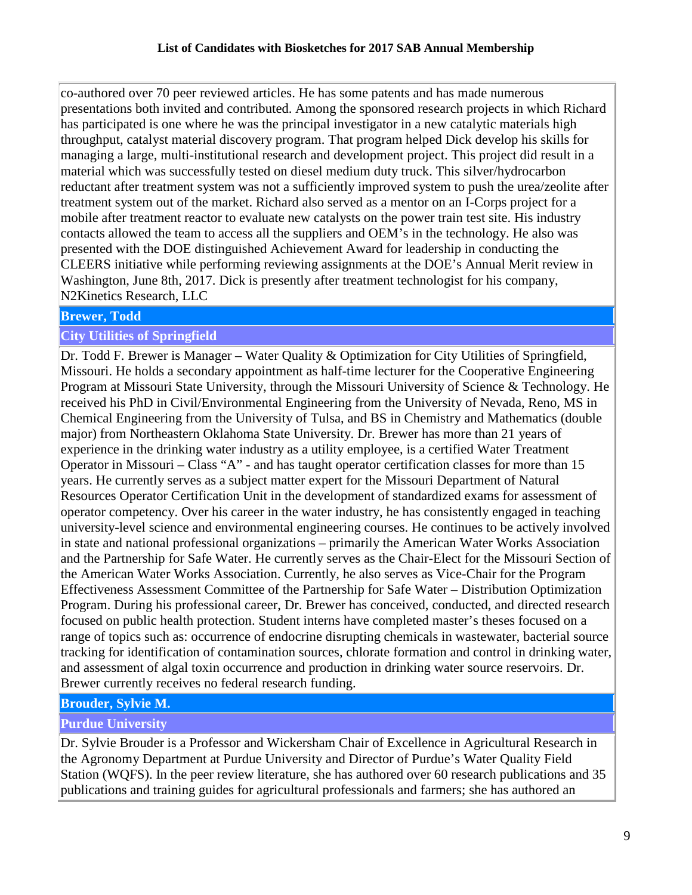co-authored over 70 peer reviewed articles. He has some patents and has made numerous presentations both invited and contributed. Among the sponsored research projects in which Richard has participated is one where he was the principal investigator in a new catalytic materials high throughput, catalyst material discovery program. That program helped Dick develop his skills for managing a large, multi-institutional research and development project. This project did result in a material which was successfully tested on diesel medium duty truck. This silver/hydrocarbon reductant after treatment system was not a sufficiently improved system to push the urea/zeolite after treatment system out of the market. Richard also served as a mentor on an I-Corps project for a mobile after treatment reactor to evaluate new catalysts on the power train test site. His industry contacts allowed the team to access all the suppliers and OEM's in the technology. He also was presented with the DOE distinguished Achievement Award for leadership in conducting the CLEERS initiative while performing reviewing assignments at the DOE's Annual Merit review in Washington, June 8th, 2017. Dick is presently after treatment technologist for his company, N2Kinetics Research, LLC

**Brewer, Todd**

**City Utilities of Springfield**

Dr. Todd F. Brewer is Manager – Water Quality & Optimization for City Utilities of Springfield, Missouri. He holds a secondary appointment as half-time lecturer for the Cooperative Engineering Program at Missouri State University, through the Missouri University of Science & Technology. He received his PhD in Civil/Environmental Engineering from the University of Nevada, Reno, MS in Chemical Engineering from the University of Tulsa, and BS in Chemistry and Mathematics (double major) from Northeastern Oklahoma State University. Dr. Brewer has more than 21 years of experience in the drinking water industry as a utility employee, is a certified Water Treatment Operator in Missouri – Class "A" - and has taught operator certification classes for more than 15 years. He currently serves as a subject matter expert for the Missouri Department of Natural Resources Operator Certification Unit in the development of standardized exams for assessment of operator competency. Over his career in the water industry, he has consistently engaged in teaching university-level science and environmental engineering courses. He continues to be actively involved in state and national professional organizations – primarily the American Water Works Association and the Partnership for Safe Water. He currently serves as the Chair-Elect for the Missouri Section of the American Water Works Association. Currently, he also serves as Vice-Chair for the Program Effectiveness Assessment Committee of the Partnership for Safe Water – Distribution Optimization Program. During his professional career, Dr. Brewer has conceived, conducted, and directed research focused on public health protection. Student interns have completed master's theses focused on a range of topics such as: occurrence of endocrine disrupting chemicals in wastewater, bacterial source tracking for identification of contamination sources, chlorate formation and control in drinking water, and assessment of algal toxin occurrence and production in drinking water source reservoirs. Dr. Brewer currently receives no federal research funding.

**Brouder, Sylvie M.**

**Purdue University**

Dr. Sylvie Brouder is a Professor and Wickersham Chair of Excellence in Agricultural Research in the Agronomy Department at Purdue University and Director of Purdue's Water Quality Field Station (WQFS). In the peer review literature, she has authored over 60 research publications and 35 publications and training guides for agricultural professionals and farmers; she has authored an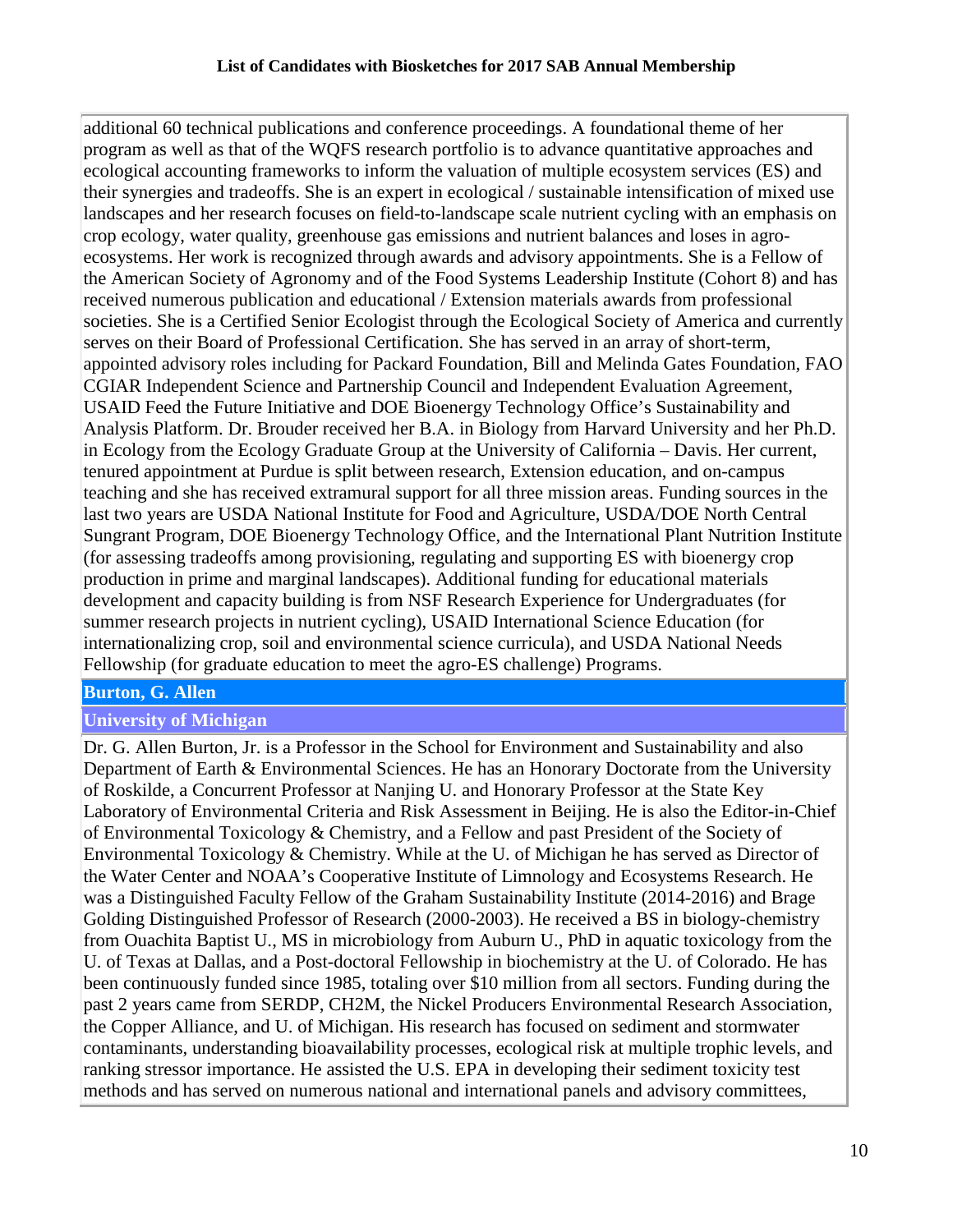additional 60 technical publications and conference proceedings. A foundational theme of her program as well as that of the WQFS research portfolio is to advance quantitative approaches and ecological accounting frameworks to inform the valuation of multiple ecosystem services (ES) and their synergies and tradeoffs. She is an expert in ecological / sustainable intensification of mixed use landscapes and her research focuses on field-to-landscape scale nutrient cycling with an emphasis on crop ecology, water quality, greenhouse gas emissions and nutrient balances and loses in agro-ecosystems. Her work is recognized through awards and advisory appointments. She is a Fellow of the American Society of Agronomy and of the Food Systems Leadership Institute (Cohort 8) and has received numerous publication and educational / Extension materials awards from professional societies. She is a Certified Senior Ecologist through the Ecological Society of America and currently serves on their Board of Professional Certification. She has served in an array of short-term, appointed advisory roles including for Packard Foundation, Bill and Melinda Gates Foundation, FAO CGIAR Independent Science and Partnership Council and Independent Evaluation Agreement, USAID Feed the Future Initiative and DOE Bioenergy Technology Office's Sustainability and Analysis Platform. Dr. Brouder received her B.A. in Biology from Harvard University and her Ph.D. in Ecology from the Ecology Graduate Group at the University of California – Davis. Her current, tenured appointment at Purdue is split between research, Extension education, and on-campus teaching and she has received extramural support for all three mission areas. Funding sources in the last two years are USDA National Institute for Food and Agriculture, USDA/DOE North Central Sungrant Program, DOE Bioenergy Technology Office, and the International Plant Nutrition Institute (for assessing tradeoffs among provisioning, regulating and supporting ES with bioenergy crop production in prime and marginal landscapes). Additional funding for educational materials development and capacity building is from NSF Research Experience for Undergraduates (for summer research projects in nutrient cycling), USAID International Science Education (for internationalizing crop, soil and environmental science curricula), and USDA National Needs Fellowship (for graduate education to meet the agro-ES challenge) Programs.

**Burton, G. Allen**

**University of Michigan**

Dr. G. Allen Burton, Jr. is a Professor in the School for Environment and Sustainability and also Department of Earth & Environmental Sciences. He has an Honorary Doctorate from the University of Roskilde, a Concurrent Professor at Nanjing U. and Honorary Professor at the State Key Laboratory of Environmental Criteria and Risk Assessment in Beijing. He is also the Editor-in-Chief of Environmental Toxicology & Chemistry, and a Fellow and past President of the Society of Environmental Toxicology & Chemistry. While at the U. of Michigan he has served as Director of the Water Center and NOAA's Cooperative Institute of Limnology and Ecosystems Research. He was a Distinguished Faculty Fellow of the Graham Sustainability Institute (2014-2016) and Brage Golding Distinguished Professor of Research (2000-2003). He received a BS in biology-chemistry from Ouachita Baptist U., MS in microbiology from Auburn U., PhD in aquatic toxicology from the U. of Texas at Dallas, and a Post-doctoral Fellowship in biochemistry at the U. of Colorado. He has been continuously funded since 1985, totaling over $10 million from all sectors. Funding during the past 2 years came from SERDP, CH2M, the Nickel Producers Environmental Research Association, the Copper Alliance, and U. of Michigan. His research has focused on sediment and stormwater contaminants, understanding bioavailability processes, ecological risk at multiple trophic levels, and ranking stressor importance. He assisted the U.S. EPA in developing their sediment toxicity test methods and has served on numerous national and international panels and advisory committees,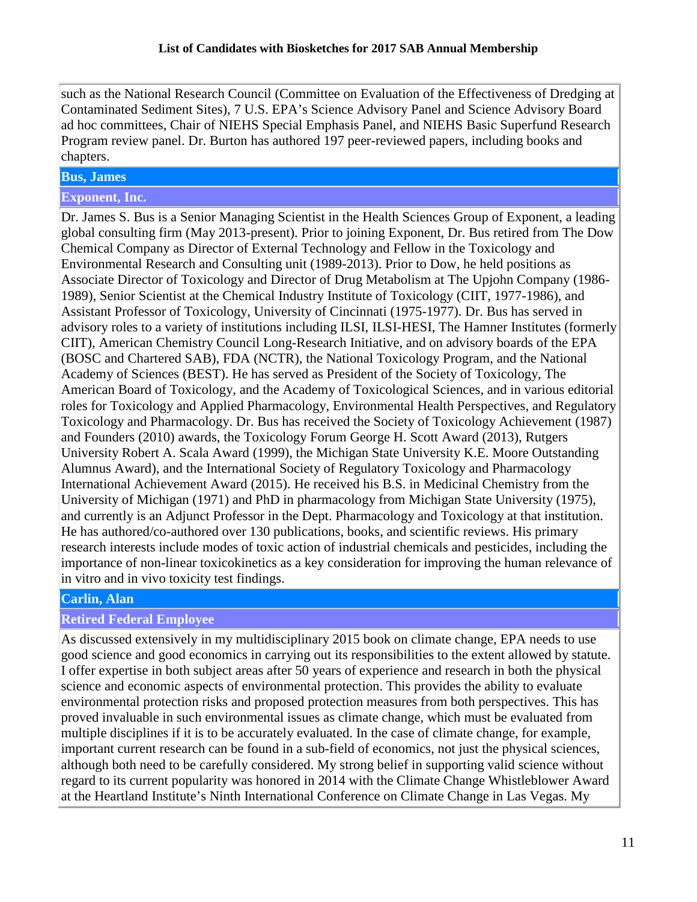such as the National Research Council (Committee on Evaluation of the Effectiveness of Dredging at Contaminated Sediment Sites), 7 U.S. EPA's Science Advisory Panel and Science Advisory Board ad hoc committees, Chair of NIEHS Special Emphasis Panel, and NIEHS Basic Superfund Research Program review panel. Dr. Burton has authored 197 peer-reviewed papers, including books and chapters.

**Bus, James**

**Exponent, Inc.**

Dr. James S. Bus is a Senior Managing Scientist in the Health Sciences Group of Exponent, a leading global consulting firm (May 2013-present). Prior to joining Exponent, Dr. Bus retired from The Dow Chemical Company as Director of External Technology and Fellow in the Toxicology and Environmental Research and Consulting unit (1989-2013). Prior to Dow, he held positions as Associate Director of Toxicology and Director of Drug Metabolism at The Upjohn Company (1986-1989), Senior Scientist at the Chemical Industry Institute of Toxicology (CIIT, 1977-1986), and Assistant Professor of Toxicology, University of Cincinnati (1975-1977). Dr. Bus has served in advisory roles to a variety of institutions including ILSI, ILSI-HESI, The Hamner Institutes (formerly CIIT), American Chemistry Council Long-Research Initiative, and on advisory boards of the EPA (BOSC and Chartered SAB), FDA (NCTR), the National Toxicology Program, and the National Academy of Sciences (BEST). He has served as President of the Society of Toxicology, The American Board of Toxicology, and the Academy of Toxicological Sciences, and in various editorial roles for Toxicology and Applied Pharmacology, Environmental Health Perspectives, and Regulatory Toxicology and Pharmacology. Dr. Bus has received the Society of Toxicology Achievement (1987) and Founders (2010) awards, the Toxicology Forum George H. Scott Award (2013), Rutgers University Robert A. Scala Award (1999), the Michigan State University K.E. Moore Outstanding Alumnus Award), and the International Society of Regulatory Toxicology and Pharmacology International Achievement Award (2015). He received his B.S. in Medicinal Chemistry from the University of Michigan (1971) and PhD in pharmacology from Michigan State University (1975), and currently is an Adjunct Professor in the Dept. Pharmacology and Toxicology at that institution. He has authored/co-authored over 130 publications, books, and scientific reviews. His primary research interests include modes of toxic action of industrial chemicals and pesticides, including the importance of non-linear toxicokinetics as a key consideration for improving the human relevance of in vitro and in vivo toxicity test findings.

**Carlin, Alan**

**Retired Federal Employee**

As discussed extensively in my multidisciplinary 2015 book on climate change, EPA needs to use good science and good economics in carrying out its responsibilities to the extent allowed by statute. I offer expertise in both subject areas after 50 years of experience and research in both the physical science and economic aspects of environmental protection. This provides the ability to evaluate environmental protection risks and proposed protection measures from both perspectives. This has proved invaluable in such environmental issues as climate change, which must be evaluated from multiple disciplines if it is to be accurately evaluated. In the case of climate change, for example, important current research can be found in a sub-field of economics, not just the physical sciences, although both need to be carefully considered. My strong belief in supporting valid science without regard to its current popularity was honored in 2014 with the Climate Change Whistleblower Award at the Heartland Institute's Ninth International Conference on Climate Change in Las Vegas. My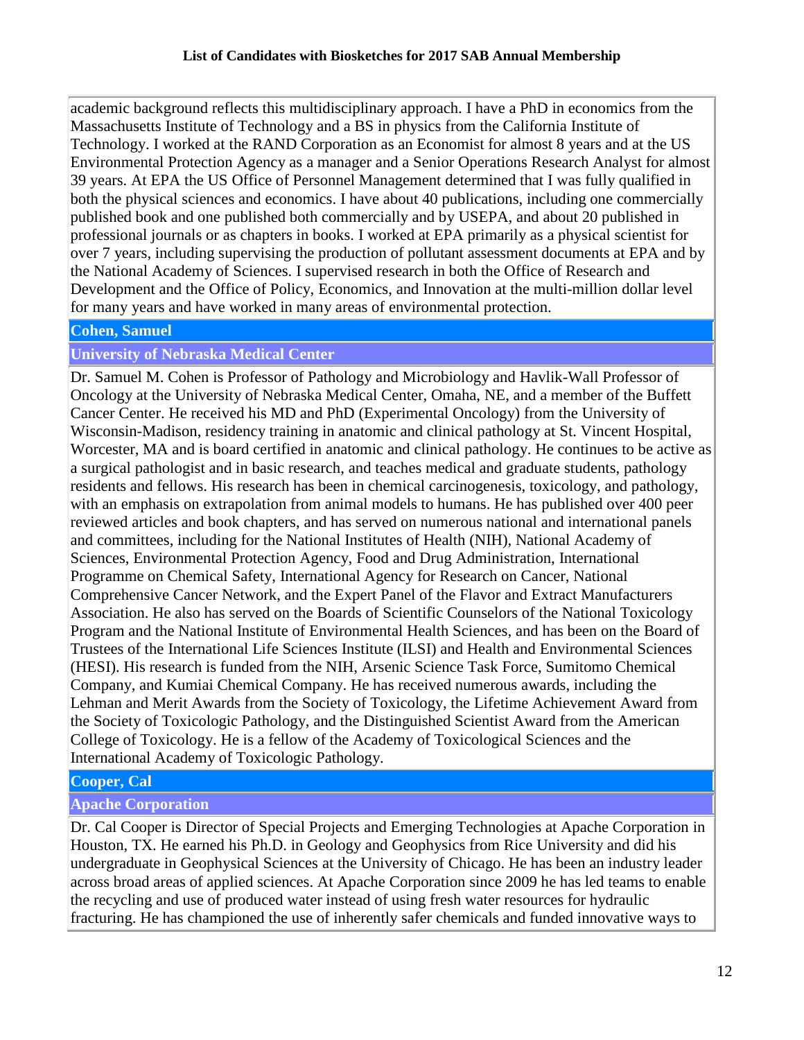academic background reflects this multidisciplinary approach. I have a PhD in economics from the Massachusetts Institute of Technology and a BS in physics from the California Institute of Technology. I worked at the RAND Corporation as an Economist for almost 8 years and at the US Environmental Protection Agency as a manager and a Senior Operations Research Analyst for almost 39 years. At EPA the US Office of Personnel Management determined that I was fully qualified in both the physical sciences and economics. I have about 40 publications, including one commercially published book and one published both commercially and by USEPA, and about 20 published in professional journals or as chapters in books. I worked at EPA primarily as a physical scientist for over 7 years, including supervising the production of pollutant assessment documents at EPA and by the National Academy of Sciences. I supervised research in both the Office of Research and Development and the Office of Policy, Economics, and Innovation at the multi-million dollar level for many years and have worked in many areas of environmental protection.

**Cohen, Samuel**

**University of Nebraska Medical Center**

Dr. Samuel M. Cohen is Professor of Pathology and Microbiology and Havlik-Wall Professor of Oncology at the University of Nebraska Medical Center, Omaha, NE, and a member of the Buffett Cancer Center. He received his MD and PhD (Experimental Oncology) from the University of Wisconsin-Madison, residency training in anatomic and clinical pathology at St. Vincent Hospital, Worcester, MA and is board certified in anatomic and clinical pathology. He continues to be active as a surgical pathologist and in basic research, and teaches medical and graduate students, pathology residents and fellows. His research has been in chemical carcinogenesis, toxicology, and pathology, with an emphasis on extrapolation from animal models to humans. He has published over 400 peer reviewed articles and book chapters, and has served on numerous national and international panels and committees, including for the National Institutes of Health (NIH), National Academy of Sciences, Environmental Protection Agency, Food and Drug Administration, International Programme on Chemical Safety, International Agency for Research on Cancer, National Comprehensive Cancer Network, and the Expert Panel of the Flavor and Extract Manufacturers Association. He also has served on the Boards of Scientific Counselors of the National Toxicology Program and the National Institute of Environmental Health Sciences, and has been on the Board of Trustees of the International Life Sciences Institute (ILSI) and Health and Environmental Sciences (HESI). His research is funded from the NIH, Arsenic Science Task Force, Sumitomo Chemical Company, and Kumiai Chemical Company. He has received numerous awards, including the Lehman and Merit Awards from the Society of Toxicology, the Lifetime Achievement Award from the Society of Toxicologic Pathology, and the Distinguished Scientist Award from the American College of Toxicology. He is a fellow of the Academy of Toxicological Sciences and the International Academy of Toxicologic Pathology.

**Cooper, Cal**

**Apache Corporation**

Dr. Cal Cooper is Director of Special Projects and Emerging Technologies at Apache Corporation in Houston, TX. He earned his Ph.D. in Geology and Geophysics from Rice University and did his undergraduate in Geophysical Sciences at the University of Chicago. He has been an industry leader across broad areas of applied sciences. At Apache Corporation since 2009 he has led teams to enable the recycling and use of produced water instead of using fresh water resources for hydraulic fracturing. He has championed the use of inherently safer chemicals and funded innovative ways to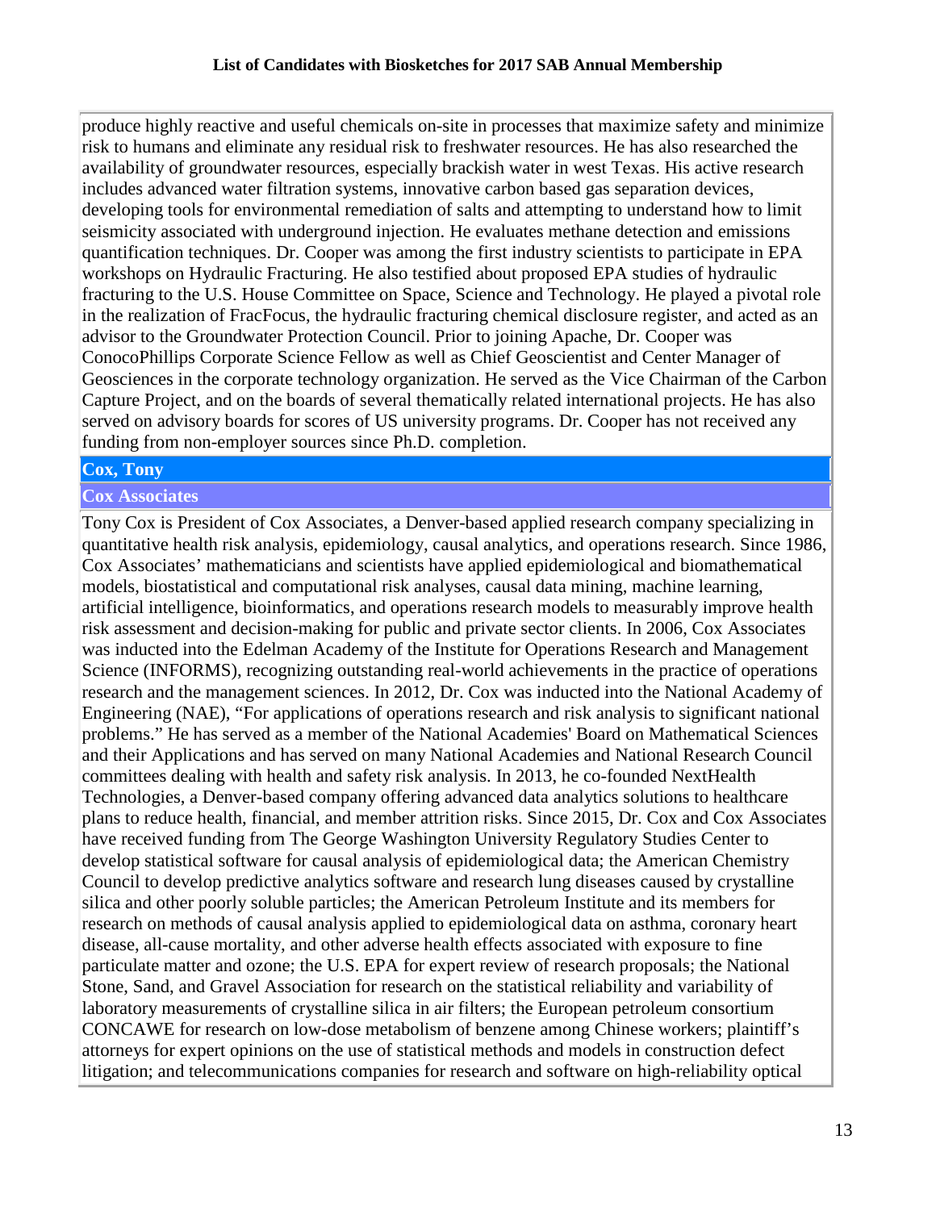produce highly reactive and useful chemicals on-site in processes that maximize safety and minimize risk to humans and eliminate any residual risk to freshwater resources. He has also researched the availability of groundwater resources, especially brackish water in west Texas. His active research includes advanced water filtration systems, innovative carbon based gas separation devices, developing tools for environmental remediation of salts and attempting to understand how to limit seismicity associated with underground injection. He evaluates methane detection and emissions quantification techniques. Dr. Cooper was among the first industry scientists to participate in EPA workshops on Hydraulic Fracturing. He also testified about proposed EPA studies of hydraulic fracturing to the U.S. House Committee on Space, Science and Technology. He played a pivotal role in the realization of FracFocus, the hydraulic fracturing chemical disclosure register, and acted as an advisor to the Groundwater Protection Council. Prior to joining Apache, Dr. Cooper was ConocoPhillips Corporate Science Fellow as well as Chief Geoscientist and Center Manager of Geosciences in the corporate technology organization. He served as the Vice Chairman of the Carbon Capture Project, and on the boards of several thematically related international projects. He has also served on advisory boards for scores of US university programs. Dr. Cooper has not received any funding from non-employer sources since Ph.D. completion.

**Cox, Tony**

**Cox Associates**

Tony Cox is President of Cox Associates, a Denver-based applied research company specializing in quantitative health risk analysis, epidemiology, causal analytics, and operations research. Since 1986, Cox Associates' mathematicians and scientists have applied epidemiological and biomathematical models, biostatistical and computational risk analyses, causal data mining, machine learning, artificial intelligence, bioinformatics, and operations research models to measurably improve health risk assessment and decision-making for public and private sector clients. In 2006, Cox Associates was inducted into the Edelman Academy of the Institute for Operations Research and Management Science (INFORMS), recognizing outstanding real-world achievements in the practice of operations research and the management sciences. In 2012, Dr. Cox was inducted into the National Academy of Engineering (NAE), "For applications of operations research and risk analysis to significant national problems." He has served as a member of the National Academies' Board on Mathematical Sciences and their Applications and has served on many National Academies and National Research Council committees dealing with health and safety risk analysis. In 2013, he co-founded NextHealth Technologies, a Denver-based company offering advanced data analytics solutions to healthcare plans to reduce health, financial, and member attrition risks. Since 2015, Dr. Cox and Cox Associates have received funding from The George Washington University Regulatory Studies Center to develop statistical software for causal analysis of epidemiological data; the American Chemistry Council to develop predictive analytics software and research lung diseases caused by crystalline silica and other poorly soluble particles; the American Petroleum Institute and its members for research on methods of causal analysis applied to epidemiological data on asthma, coronary heart disease, all-cause mortality, and other adverse health effects associated with exposure to fine particulate matter and ozone; the U.S. EPA for expert review of research proposals; the National Stone, Sand, and Gravel Association for research on the statistical reliability and variability of laboratory measurements of crystalline silica in air filters; the European petroleum consortium CONCAWE for research on low-dose metabolism of benzene among Chinese workers; plaintiff's attorneys for expert opinions on the use of statistical methods and models in construction defect litigation; and telecommunications companies for research and software on high-reliability optical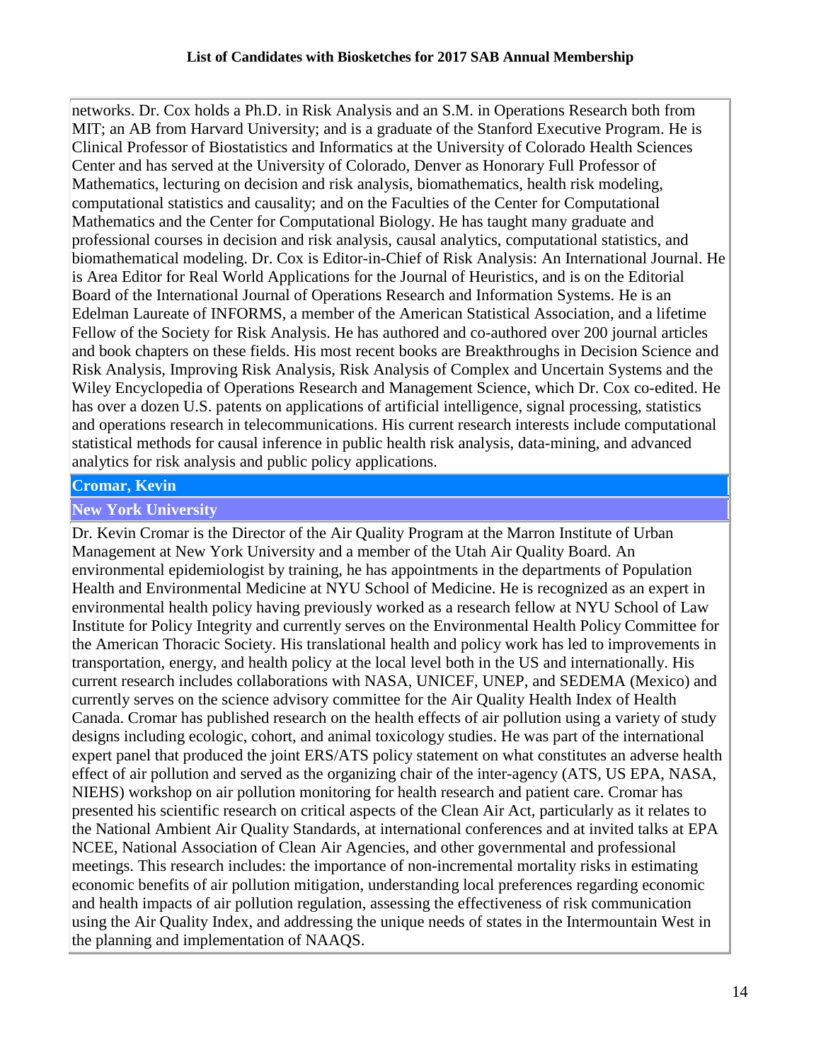networks. Dr. Cox holds a Ph.D. in Risk Analysis and an S.M. in Operations Research both from MIT; an AB from Harvard University; and is a graduate of the Stanford Executive Program. He is Clinical Professor of Biostatistics and Informatics at the University of Colorado Health Sciences Center and has served at the University of Colorado, Denver as Honorary Full Professor of Mathematics, lecturing on decision and risk analysis, biomathematics, health risk modeling, computational statistics and causality; and on the Faculties of the Center for Computational Mathematics and the Center for Computational Biology. He has taught many graduate and professional courses in decision and risk analysis, causal analytics, computational statistics, and biomathematical modeling. Dr. Cox is Editor-in-Chief of Risk Analysis: An International Journal. He is Area Editor for Real World Applications for the Journal of Heuristics, and is on the Editorial Board of the International Journal of Operations Research and Information Systems. He is an Edelman Laureate of INFORMS, a member of the American Statistical Association, and a lifetime Fellow of the Society for Risk Analysis. He has authored and co-authored over 200 journal articles and book chapters on these fields. His most recent books are Breakthroughs in Decision Science and Risk Analysis, Improving Risk Analysis, Risk Analysis of Complex and Uncertain Systems and the Wiley Encyclopedia of Operations Research and Management Science, which Dr. Cox co-edited. He has over a dozen U.S. patents on applications of artificial intelligence, signal processing, statistics and operations research in telecommunications. His current research interests include computational statistical methods for causal inference in public health risk analysis, data-mining, and advanced analytics for risk analysis and public policy applications.

**Cromar, Kevin**

**New York University**

Dr. Kevin Cromar is the Director of the Air Quality Program at the Marron Institute of Urban Management at New York University and a member of the Utah Air Quality Board. An environmental epidemiologist by training, he has appointments in the departments of Population Health and Environmental Medicine at NYU School of Medicine. He is recognized as an expert in environmental health policy having previously worked as a research fellow at NYU School of Law Institute for Policy Integrity and currently serves on the Environmental Health Policy Committee for the American Thoracic Society. His translational health and policy work has led to improvements in transportation, energy, and health policy at the local level both in the US and internationally. His current research includes collaborations with NASA, UNICEF, UNEP, and SEDEMA (Mexico) and currently serves on the science advisory committee for the Air Quality Health Index of Health Canada. Cromar has published research on the health effects of air pollution using a variety of study designs including ecologic, cohort, and animal toxicology studies. He was part of the international expert panel that produced the joint ERS/ATS policy statement on what constitutes an adverse health effect of air pollution and served as the organizing chair of the inter-agency (ATS, US EPA, NASA, NIEHS) workshop on air pollution monitoring for health research and patient care. Cromar has presented his scientific research on critical aspects of the Clean Air Act, particularly as it relates to the National Ambient Air Quality Standards, at international conferences and at invited talks at EPA NCEE, National Association of Clean Air Agencies, and other governmental and professional meetings. This research includes: the importance of non-incremental mortality risks in estimating economic benefits of air pollution mitigation, understanding local preferences regarding economic and health impacts of air pollution regulation, assessing the effectiveness of risk communication using the Air Quality Index, and addressing the unique needs of states in the Intermountain West in the planning and implementation of NAAQS.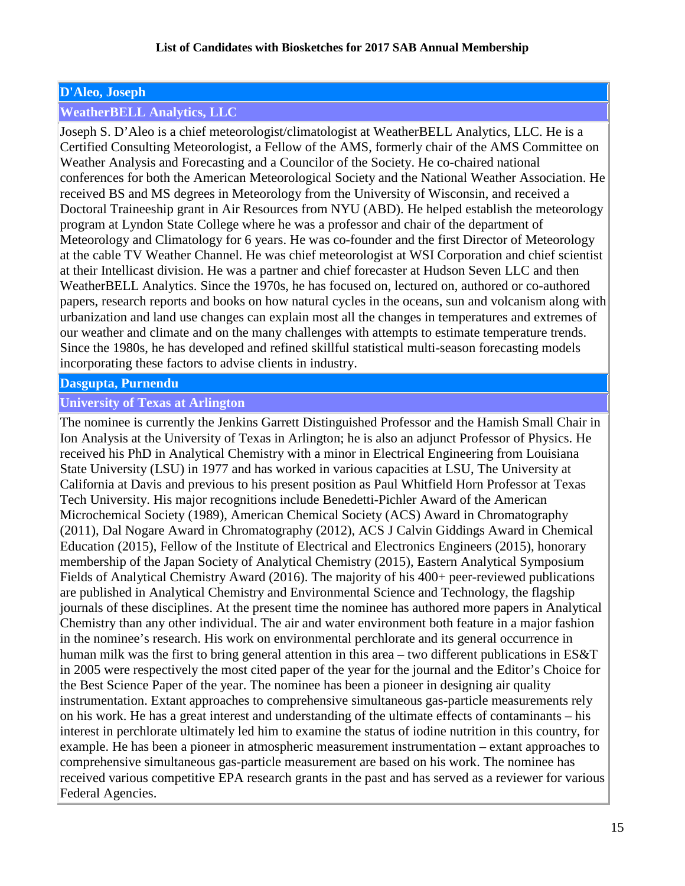**D'Aleo, Joseph**

**WeatherBELL Analytics, LLC**

Joseph S. D'Aleo is a chief meteorologist/climatologist at WeatherBELL Analytics, LLC. He is a Certified Consulting Meteorologist, a Fellow of the AMS, formerly chair of the AMS Committee on Weather Analysis and Forecasting and a Councilor of the Society. He co-chaired national conferences for both the American Meteorological Society and the National Weather Association. He received BS and MS degrees in Meteorology from the University of Wisconsin, and received a Doctoral Traineeship grant in Air Resources from NYU (ABD). He helped establish the meteorology program at Lyndon State College where he was a professor and chair of the department of Meteorology and Climatology for 6 years. He was co-founder and the first Director of Meteorology at the cable TV Weather Channel. He was chief meteorologist at WSI Corporation and chief scientist at their Intellicast division. He was a partner and chief forecaster at Hudson Seven LLC and then WeatherBELL Analytics. Since the 1970s, he has focused on, lectured on, authored or co-authored papers, research reports and books on how natural cycles in the oceans, sun and volcanism along with urbanization and land use changes can explain most all the changes in temperatures and extremes of our weather and climate and on the many challenges with attempts to estimate temperature trends. Since the 1980s, he has developed and refined skillful statistical multi-season forecasting models incorporating these factors to advise clients in industry.

**Dasgupta, Purnendu**

**University of Texas at Arlington**

The nominee is currently the Jenkins Garrett Distinguished Professor and the Hamish Small Chair in Ion Analysis at the University of Texas in Arlington; he is also an adjunct Professor of Physics. He received his PhD in Analytical Chemistry with a minor in Electrical Engineering from Louisiana State University (LSU) in 1977 and has worked in various capacities at LSU, The University at California at Davis and previous to his present position as Paul Whitfield Horn Professor at Texas Tech University. His major recognitions include Benedetti-Pichler Award of the American Microchemical Society (1989), American Chemical Society (ACS) Award in Chromatography (2011), Dal Nogare Award in Chromatography (2012), ACS J Calvin Giddings Award in Chemical Education (2015), Fellow of the Institute of Electrical and Electronics Engineers (2015), honorary membership of the Japan Society of Analytical Chemistry (2015), Eastern Analytical Symposium Fields of Analytical Chemistry Award (2016). The majority of his 400+ peer-reviewed publications are published in Analytical Chemistry and Environmental Science and Technology, the flagship journals of these disciplines. At the present time the nominee has authored more papers in Analytical Chemistry than any other individual. The air and water environment both feature in a major fashion in the nominee's research. His work on environmental perchlorate and its general occurrence in human milk was the first to bring general attention in this area – two different publications in ES&T in 2005 were respectively the most cited paper of the year for the journal and the Editor's Choice for the Best Science Paper of the year. The nominee has been a pioneer in designing air quality instrumentation. Extant approaches to comprehensive simultaneous gas-particle measurements rely on his work. He has a great interest and understanding of the ultimate effects of contaminants – his interest in perchlorate ultimately led him to examine the status of iodine nutrition in this country, for example. He has been a pioneer in atmospheric measurement instrumentation – extant approaches to comprehensive simultaneous gas-particle measurement are based on his work. The nominee has received various competitive EPA research grants in the past and has served as a reviewer for various Federal Agencies.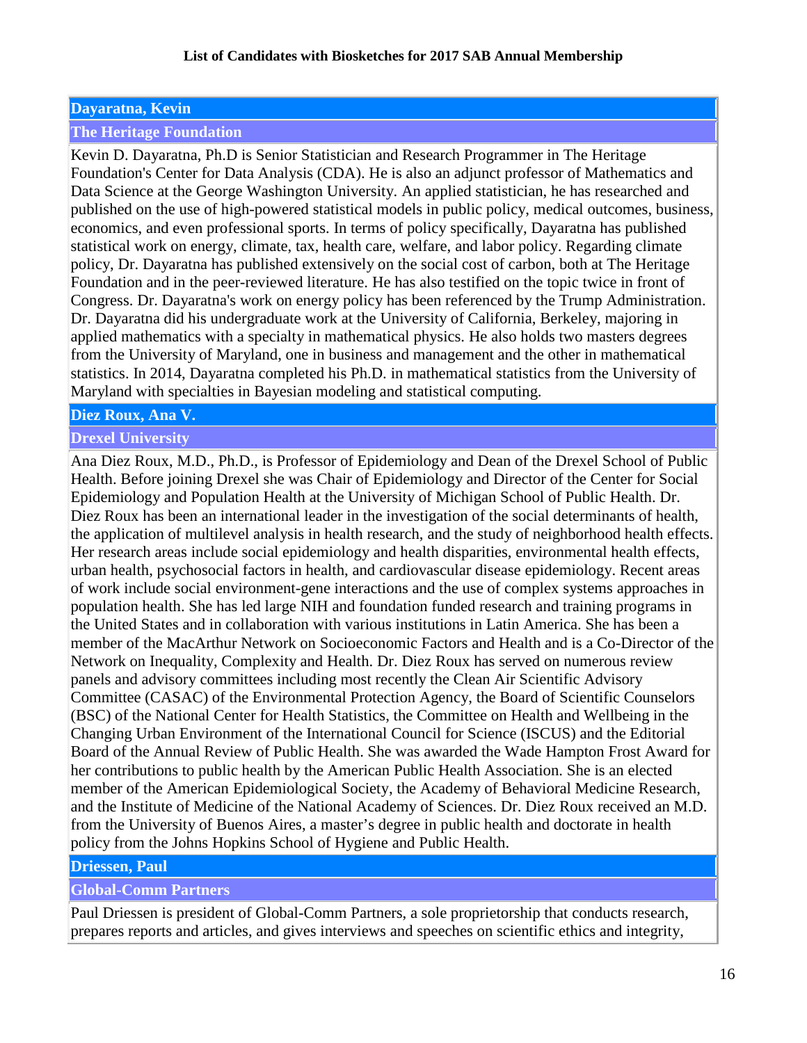**List of Candidates with Biosketches for 2017 SAB Annual Membership**

**Dayaratna, Kevin**

**The Heritage Foundation**

Kevin D. Dayaratna, Ph.D is Senior Statistician and Research Programmer in The Heritage Foundation's Center for Data Analysis (CDA). He is also an adjunct professor of Mathematics and Data Science at the George Washington University. An applied statistician, he has researched and published on the use of high-powered statistical models in public policy, medical outcomes, business, economics, and even professional sports. In terms of policy specifically, Dayaratna has published statistical work on energy, climate, tax, health care, welfare, and labor policy. Regarding climate policy, Dr. Dayaratna has published extensively on the social cost of carbon, both at The Heritage Foundation and in the peer-reviewed literature. He has also testified on the topic twice in front of Congress. Dr. Dayaratna's work on energy policy has been referenced by the Trump Administration. Dr. Dayaratna did his undergraduate work at the University of California, Berkeley, majoring in applied mathematics with a specialty in mathematical physics. He also holds two masters degrees from the University of Maryland, one in business and management and the other in mathematical statistics. In 2014, Dayaratna completed his Ph.D. in mathematical statistics from the University of Maryland with specialties in Bayesian modeling and statistical computing.

**Diez Roux, Ana V.**

**Drexel University**

Ana Diez Roux, M.D., Ph.D., is Professor of Epidemiology and Dean of the Drexel School of Public Health. Before joining Drexel she was Chair of Epidemiology and Director of the Center for Social Epidemiology and Population Health at the University of Michigan School of Public Health. Dr. Diez Roux has been an international leader in the investigation of the social determinants of health, the application of multilevel analysis in health research, and the study of neighborhood health effects. Her research areas include social epidemiology and health disparities, environmental health effects, urban health, psychosocial factors in health, and cardiovascular disease epidemiology. Recent areas of work include social environment-gene interactions and the use of complex systems approaches in population health. She has led large NIH and foundation funded research and training programs in the United States and in collaboration with various institutions in Latin America. She has been a member of the MacArthur Network on Socioeconomic Factors and Health and is a Co-Director of the Network on Inequality, Complexity and Health. Dr. Diez Roux has served on numerous review panels and advisory committees including most recently the Clean Air Scientific Advisory Committee (CASAC) of the Environmental Protection Agency, the Board of Scientific Counselors (BSC) of the National Center for Health Statistics, the Committee on Health and Wellbeing in the Changing Urban Environment of the International Council for Science (ISCUS) and the Editorial Board of the Annual Review of Public Health. She was awarded the Wade Hampton Frost Award for her contributions to public health by the American Public Health Association. She is an elected member of the American Epidemiological Society, the Academy of Behavioral Medicine Research, and the Institute of Medicine of the National Academy of Sciences. Dr. Diez Roux received an M.D. from the University of Buenos Aires, a master's degree in public health and doctorate in health policy from the Johns Hopkins School of Hygiene and Public Health.

**Driessen, Paul**

**Global-Comm Partners**

Paul Driessen is president of Global-Comm Partners, a sole proprietorship that conducts research, prepares reports and articles, and gives interviews and speeches on scientific ethics and integrity,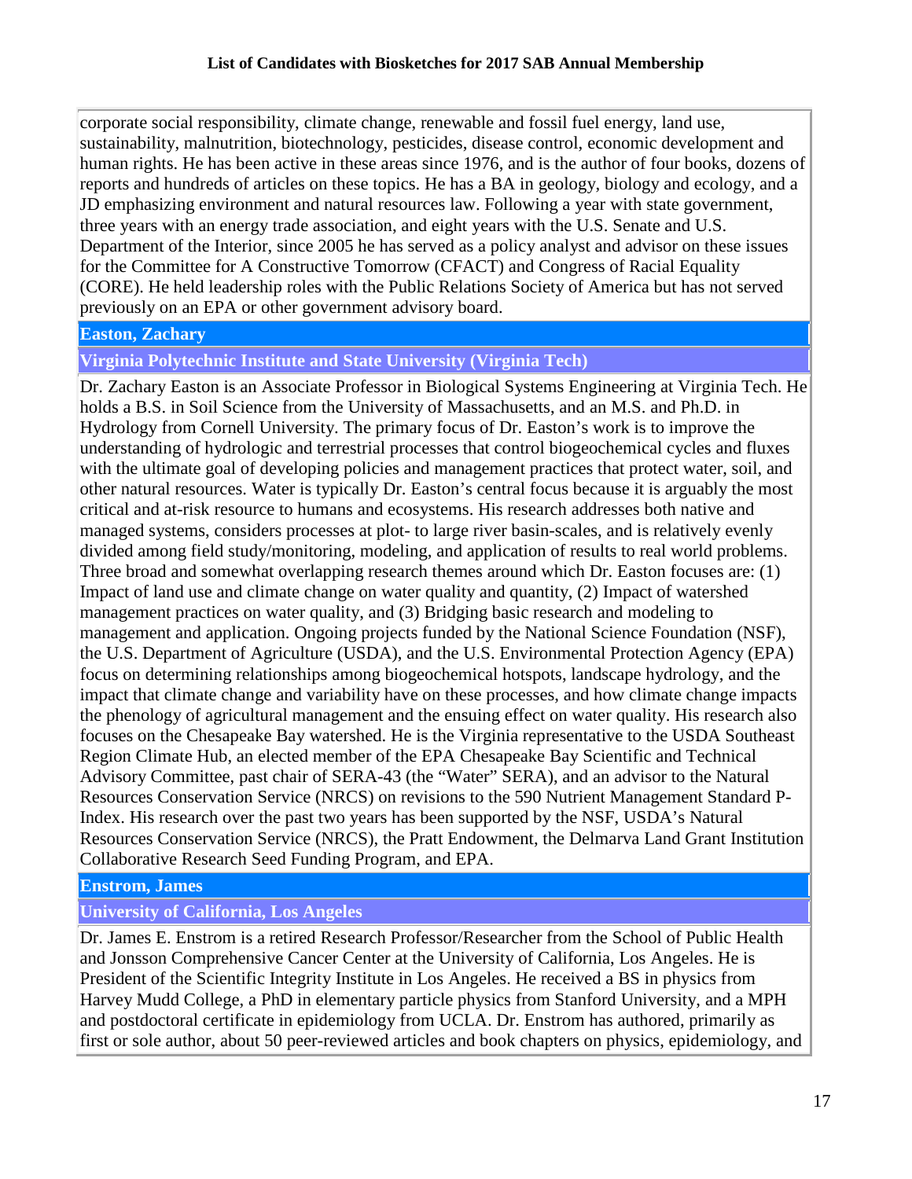corporate social responsibility, climate change, renewable and fossil fuel energy, land use, sustainability, malnutrition, biotechnology, pesticides, disease control, economic development and human rights. He has been active in these areas since 1976, and is the author of four books, dozens of reports and hundreds of articles on these topics. He has a BA in geology, biology and ecology, and a JD emphasizing environment and natural resources law. Following a year with state government, three years with an energy trade association, and eight years with the U.S. Senate and U.S. Department of the Interior, since 2005 he has served as a policy analyst and advisor on these issues for the Committee for A Constructive Tomorrow (CFACT) and Congress of Racial Equality (CORE). He held leadership roles with the Public Relations Society of America but has not served previously on an EPA or other government advisory board.

**Easton, Zachary**

**Virginia Polytechnic Institute and State University (Virginia Tech)**

Dr. Zachary Easton is an Associate Professor in Biological Systems Engineering at Virginia Tech. He holds a B.S. in Soil Science from the University of Massachusetts, and an M.S. and Ph.D. in Hydrology from Cornell University. The primary focus of Dr. Easton's work is to improve the understanding of hydrologic and terrestrial processes that control biogeochemical cycles and fluxes with the ultimate goal of developing policies and management practices that protect water, soil, and other natural resources. Water is typically Dr. Easton's central focus because it is arguably the most critical and at-risk resource to humans and ecosystems. His research addresses both native and managed systems, considers processes at plot- to large river basin-scales, and is relatively evenly divided among field study/monitoring, modeling, and application of results to real world problems. Three broad and somewhat overlapping research themes around which Dr. Easton focuses are: (1) Impact of land use and climate change on water quality and quantity, (2) Impact of watershed management practices on water quality, and (3) Bridging basic research and modeling to management and application. Ongoing projects funded by the National Science Foundation (NSF), the U.S. Department of Agriculture (USDA), and the U.S. Environmental Protection Agency (EPA) focus on determining relationships among biogeochemical hotspots, landscape hydrology, and the impact that climate change and variability have on these processes, and how climate change impacts the phenology of agricultural management and the ensuing effect on water quality. His research also focuses on the Chesapeake Bay watershed. He is the Virginia representative to the USDA Southeast Region Climate Hub, an elected member of the EPA Chesapeake Bay Scientific and Technical Advisory Committee, past chair of SERA-43 (the "Water" SERA), and an advisor to the Natural Resources Conservation Service (NRCS) on revisions to the 590 Nutrient Management Standard P-Index. His research over the past two years has been supported by the NSF, USDA's Natural Resources Conservation Service (NRCS), the Pratt Endowment, the Delmarva Land Grant Institution Collaborative Research Seed Funding Program, and EPA.

**Enstrom, James**

**University of California, Los Angeles**

Dr. James E. Enstrom is a retired Research Professor/Researcher from the School of Public Health and Jonsson Comprehensive Cancer Center at the University of California, Los Angeles. He is President of the Scientific Integrity Institute in Los Angeles. He received a BS in physics from Harvey Mudd College, a PhD in elementary particle physics from Stanford University, and a MPH and postdoctoral certificate in epidemiology from UCLA. Dr. Enstrom has authored, primarily as first or sole author, about 50 peer-reviewed articles and book chapters on physics, epidemiology, and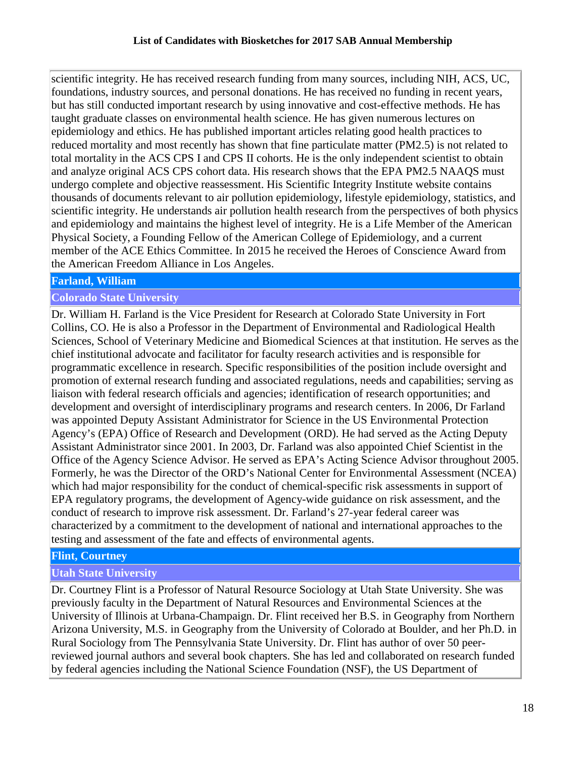scientific integrity. He has received research funding from many sources, including NIH, ACS, UC, foundations, industry sources, and personal donations. He has received no funding in recent years, but has still conducted important research by using innovative and cost-effective methods. He has taught graduate classes on environmental health science. He has given numerous lectures on epidemiology and ethics. He has published important articles relating good health practices to reduced mortality and most recently has shown that fine particulate matter (PM2.5) is not related to total mortality in the ACS CPS I and CPS II cohorts. He is the only independent scientist to obtain and analyze original ACS CPS cohort data. His research shows that the EPA PM2.5 NAAQS must undergo complete and objective reassessment. His Scientific Integrity Institute website contains thousands of documents relevant to air pollution epidemiology, lifestyle epidemiology, statistics, and scientific integrity. He understands air pollution health research from the perspectives of both physics and epidemiology and maintains the highest level of integrity. He is a Life Member of the American Physical Society, a Founding Fellow of the American College of Epidemiology, and a current member of the ACE Ethics Committee. In 2015 he received the Heroes of Conscience Award from the American Freedom Alliance in Los Angeles.

**Farland, William**

**Colorado State University**

Dr. William H. Farland is the Vice President for Research at Colorado State University in Fort Collins, CO. He is also a Professor in the Department of Environmental and Radiological Health Sciences, School of Veterinary Medicine and Biomedical Sciences at that institution. He serves as the chief institutional advocate and facilitator for faculty research activities and is responsible for programmatic excellence in research. Specific responsibilities of the position include oversight and promotion of external research funding and associated regulations, needs and capabilities; serving as liaison with federal research officials and agencies; identification of research opportunities; and development and oversight of interdisciplinary programs and research centers. In 2006, Dr Farland was appointed Deputy Assistant Administrator for Science in the US Environmental Protection Agency's (EPA) Office of Research and Development (ORD). He had served as the Acting Deputy Assistant Administrator since 2001. In 2003, Dr. Farland was also appointed Chief Scientist in the Office of the Agency Science Advisor. He served as EPA's Acting Science Advisor throughout 2005. Formerly, he was the Director of the ORD's National Center for Environmental Assessment (NCEA) which had major responsibility for the conduct of chemical-specific risk assessments in support of EPA regulatory programs, the development of Agency-wide guidance on risk assessment, and the conduct of research to improve risk assessment. Dr. Farland's 27-year federal career was characterized by a commitment to the development of national and international approaches to the testing and assessment of the fate and effects of environmental agents.

**Flint, Courtney**

**Utah State University**

Dr. Courtney Flint is a Professor of Natural Resource Sociology at Utah State University. She was previously faculty in the Department of Natural Resources and Environmental Sciences at the University of Illinois at Urbana-Champaign. Dr. Flint received her B.S. in Geography from Northern Arizona University, M.S. in Geography from the University of Colorado at Boulder, and her Ph.D. in Rural Sociology from The Pennsylvania State University. Dr. Flint has author of over 50 peer-reviewed journal authors and several book chapters. She has led and collaborated on research funded by federal agencies including the National Science Foundation (NSF), the US Department of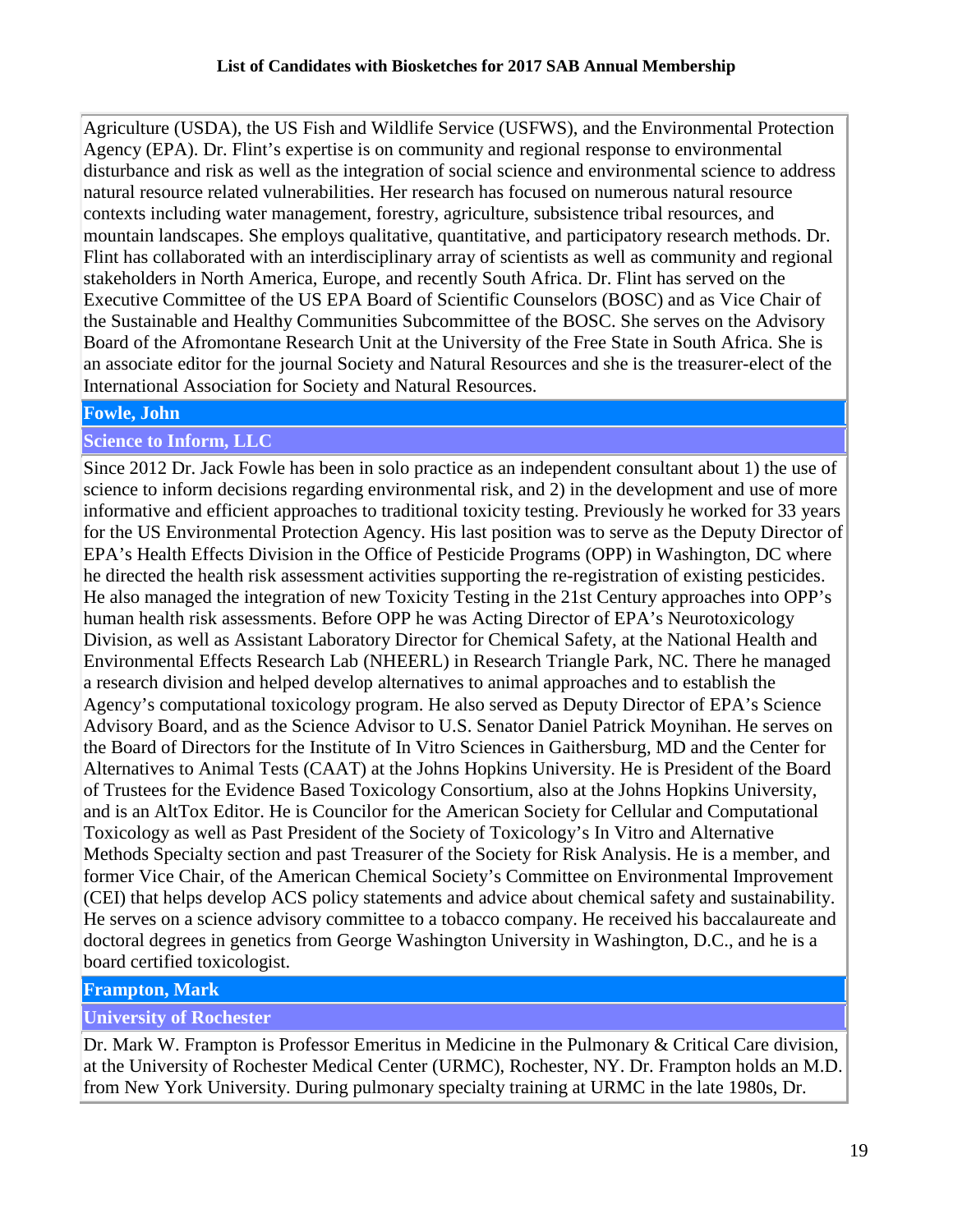Agriculture (USDA), the US Fish and Wildlife Service (USFWS), and the Environmental Protection Agency (EPA). Dr. Flint's expertise is on community and regional response to environmental disturbance and risk as well as the integration of social science and environmental science to address natural resource related vulnerabilities. Her research has focused on numerous natural resource contexts including water management, forestry, agriculture, subsistence tribal resources, and mountain landscapes. She employs qualitative, quantitative, and participatory research methods. Dr. Flint has collaborated with an interdisciplinary array of scientists as well as community and regional stakeholders in North America, Europe, and recently South Africa. Dr. Flint has served on the Executive Committee of the US EPA Board of Scientific Counselors (BOSC) and as Vice Chair of the Sustainable and Healthy Communities Subcommittee of the BOSC. She serves on the Advisory Board of the Afromontane Research Unit at the University of the Free State in South Africa. She is an associate editor for the journal Society and Natural Resources and she is the treasurer-elect of the International Association for Society and Natural Resources.

**Fowle, John**

**Science to Inform, LLC**

Since 2012 Dr. Jack Fowle has been in solo practice as an independent consultant about 1) the use of science to inform decisions regarding environmental risk, and 2) in the development and use of more informative and efficient approaches to traditional toxicity testing. Previously he worked for 33 years for the US Environmental Protection Agency. His last position was to serve as the Deputy Director of EPA's Health Effects Division in the Office of Pesticide Programs (OPP) in Washington, DC where he directed the health risk assessment activities supporting the re-registration of existing pesticides. He also managed the integration of new Toxicity Testing in the 21st Century approaches into OPP's human health risk assessments. Before OPP he was Acting Director of EPA's Neurotoxicology Division, as well as Assistant Laboratory Director for Chemical Safety, at the National Health and Environmental Effects Research Lab (NHEERL) in Research Triangle Park, NC. There he managed a research division and helped develop alternatives to animal approaches and to establish the Agency's computational toxicology program. He also served as Deputy Director of EPA's Science Advisory Board, and as the Science Advisor to U.S. Senator Daniel Patrick Moynihan. He serves on the Board of Directors for the Institute of In Vitro Sciences in Gaithersburg, MD and the Center for Alternatives to Animal Tests (CAAT) at the Johns Hopkins University. He is President of the Board of Trustees for the Evidence Based Toxicology Consortium, also at the Johns Hopkins University, and is an AltTox Editor. He is Councilor for the American Society for Cellular and Computational Toxicology as well as Past President of the Society of Toxicology's In Vitro and Alternative Methods Specialty section and past Treasurer of the Society for Risk Analysis. He is a member, and former Vice Chair, of the American Chemical Society's Committee on Environmental Improvement (CEI) that helps develop ACS policy statements and advice about chemical safety and sustainability. He serves on a science advisory committee to a tobacco company. He received his baccalaureate and doctoral degrees in genetics from George Washington University in Washington, D.C., and he is a board certified toxicologist.

**Frampton, Mark**

**University of Rochester**

Dr. Mark W. Frampton is Professor Emeritus in Medicine in the Pulmonary & Critical Care division, at the University of Rochester Medical Center (URMC), Rochester, NY. Dr. Frampton holds an M.D. from New York University. During pulmonary specialty training at URMC in the late 1980s, Dr.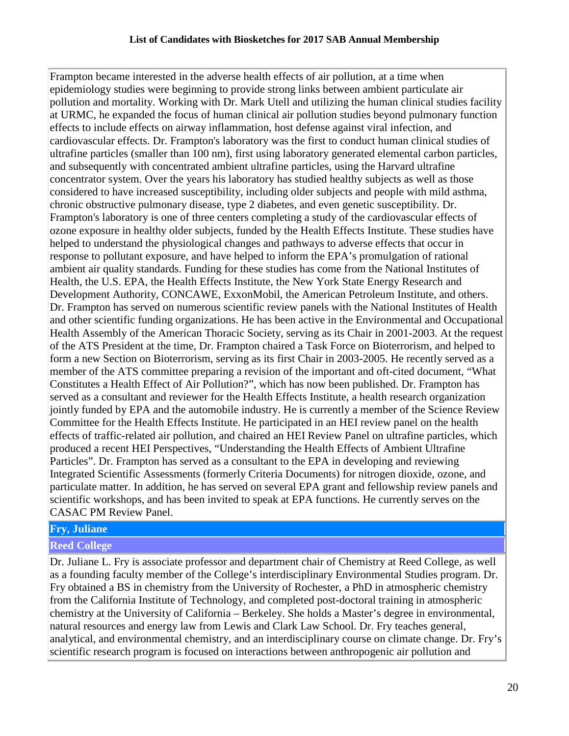Frampton became interested in the adverse health effects of air pollution, at a time when epidemiology studies were beginning to provide strong links between ambient particulate air pollution and mortality. Working with Dr. Mark Utell and utilizing the human clinical studies facility at URMC, he expanded the focus of human clinical air pollution studies beyond pulmonary function effects to include effects on airway inflammation, host defense against viral infection, and cardiovascular effects. Dr. Frampton's laboratory was the first to conduct human clinical studies of ultrafine particles (smaller than 100 nm), first using laboratory generated elemental carbon particles, and subsequently with concentrated ambient ultrafine particles, using the Harvard ultrafine concentrator system. Over the years his laboratory has studied healthy subjects as well as those considered to have increased susceptibility, including older subjects and people with mild asthma, chronic obstructive pulmonary disease, type 2 diabetes, and even genetic susceptibility. Dr. Frampton's laboratory is one of three centers completing a study of the cardiovascular effects of ozone exposure in healthy older subjects, funded by the Health Effects Institute. These studies have helped to understand the physiological changes and pathways to adverse effects that occur in response to pollutant exposure, and have helped to inform the EPA's promulgation of rational ambient air quality standards. Funding for these studies has come from the National Institutes of Health, the U.S. EPA, the Health Effects Institute, the New York State Energy Research and Development Authority, CONCAWE, ExxonMobil, the American Petroleum Institute, and others. Dr. Frampton has served on numerous scientific review panels with the National Institutes of Health and other scientific funding organizations. He has been active in the Environmental and Occupational Health Assembly of the American Thoracic Society, serving as its Chair in 2001-2003. At the request of the ATS President at the time, Dr. Frampton chaired a Task Force on Bioterrorism, and helped to form a new Section on Bioterrorism, serving as its first Chair in 2003-2005. He recently served as a member of the ATS committee preparing a revision of the important and oft-cited document, "What Constitutes a Health Effect of Air Pollution?", which has now been published. Dr. Frampton has served as a consultant and reviewer for the Health Effects Institute, a health research organization jointly funded by EPA and the automobile industry. He is currently a member of the Science Review Committee for the Health Effects Institute. He participated in an HEI review panel on the health effects of traffic-related air pollution, and chaired an HEI Review Panel on ultrafine particles, which produced a recent HEI Perspectives, "Understanding the Health Effects of Ambient Ultrafine Particles". Dr. Frampton has served as a consultant to the EPA in developing and reviewing Integrated Scientific Assessments (formerly Criteria Documents) for nitrogen dioxide, ozone, and particulate matter. In addition, he has served on several EPA grant and fellowship review panels and scientific workshops, and has been invited to speak at EPA functions. He currently serves on the CASAC PM Review Panel.

**Fry, Juliane**

**Reed College**

Dr. Juliane L. Fry is associate professor and department chair of Chemistry at Reed College, as well as a founding faculty member of the College's interdisciplinary Environmental Studies program. Dr. Fry obtained a BS in chemistry from the University of Rochester, a PhD in atmospheric chemistry from the California Institute of Technology, and completed post-doctoral training in atmospheric chemistry at the University of California – Berkeley. She holds a Master's degree in environmental, natural resources and energy law from Lewis and Clark Law School. Dr. Fry teaches general, analytical, and environmental chemistry, and an interdisciplinary course on climate change. Dr. Fry's scientific research program is focused on interactions between anthropogenic air pollution and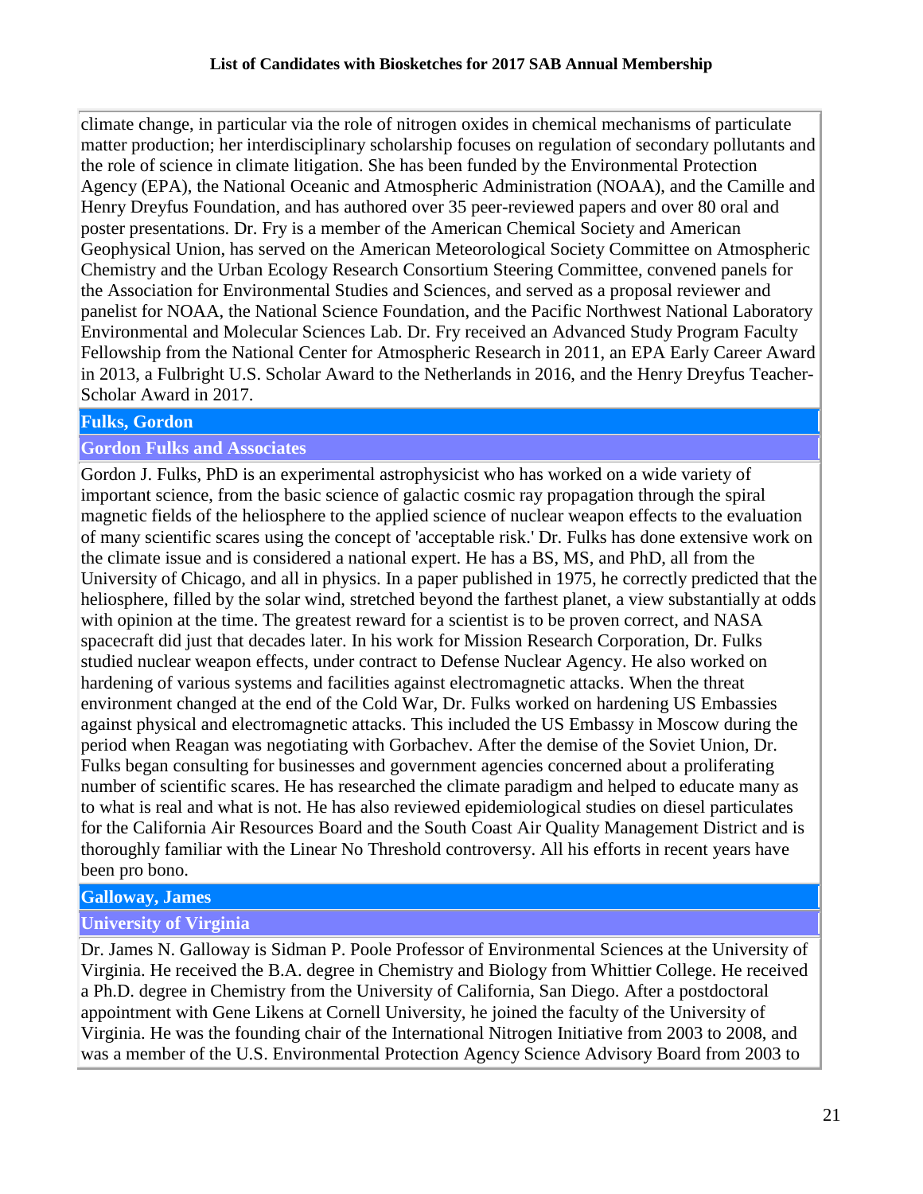climate change, in particular via the role of nitrogen oxides in chemical mechanisms of particulate matter production; her interdisciplinary scholarship focuses on regulation of secondary pollutants and the role of science in climate litigation. She has been funded by the Environmental Protection Agency (EPA), the National Oceanic and Atmospheric Administration (NOAA), and the Camille and Henry Dreyfus Foundation, and has authored over 35 peer-reviewed papers and over 80 oral and poster presentations. Dr. Fry is a member of the American Chemical Society and American Geophysical Union, has served on the American Meteorological Society Committee on Atmospheric Chemistry and the Urban Ecology Research Consortium Steering Committee, convened panels for the Association for Environmental Studies and Sciences, and served as a proposal reviewer and panelist for NOAA, the National Science Foundation, and the Pacific Northwest National Laboratory Environmental and Molecular Sciences Lab. Dr. Fry received an Advanced Study Program Faculty Fellowship from the National Center for Atmospheric Research in 2011, an EPA Early Career Award in 2013, a Fulbright U.S. Scholar Award to the Netherlands in 2016, and the Henry Dreyfus Teacher-Scholar Award in 2017.

**Fulks, Gordon**

**Gordon Fulks and Associates**

Gordon J. Fulks, PhD is an experimental astrophysicist who has worked on a wide variety of important science, from the basic science of galactic cosmic ray propagation through the spiral magnetic fields of the heliosphere to the applied science of nuclear weapon effects to the evaluation of many scientific scares using the concept of 'acceptable risk.' Dr. Fulks has done extensive work on the climate issue and is considered a national expert. He has a BS, MS, and PhD, all from the University of Chicago, and all in physics. In a paper published in 1975, he correctly predicted that the heliosphere, filled by the solar wind, stretched beyond the farthest planet, a view substantially at odds with opinion at the time. The greatest reward for a scientist is to be proven correct, and NASA spacecraft did just that decades later. In his work for Mission Research Corporation, Dr. Fulks studied nuclear weapon effects, under contract to Defense Nuclear Agency. He also worked on hardening of various systems and facilities against electromagnetic attacks. When the threat environment changed at the end of the Cold War, Dr. Fulks worked on hardening US Embassies against physical and electromagnetic attacks. This included the US Embassy in Moscow during the period when Reagan was negotiating with Gorbachev. After the demise of the Soviet Union, Dr. Fulks began consulting for businesses and government agencies concerned about a proliferating number of scientific scares. He has researched the climate paradigm and helped to educate many as to what is real and what is not. He has also reviewed epidemiological studies on diesel particulates for the California Air Resources Board and the South Coast Air Quality Management District and is thoroughly familiar with the Linear No Threshold controversy. All his efforts in recent years have been pro bono.

**Galloway, James**

**University of Virginia**

Dr. James N. Galloway is Sidman P. Poole Professor of Environmental Sciences at the University of Virginia. He received the B.A. degree in Chemistry and Biology from Whittier College. He received a Ph.D. degree in Chemistry from the University of California, San Diego. After a postdoctoral appointment with Gene Likens at Cornell University, he joined the faculty of the University of Virginia. He was the founding chair of the International Nitrogen Initiative from 2003 to 2008, and was a member of the U.S. Environmental Protection Agency Science Advisory Board from 2003 to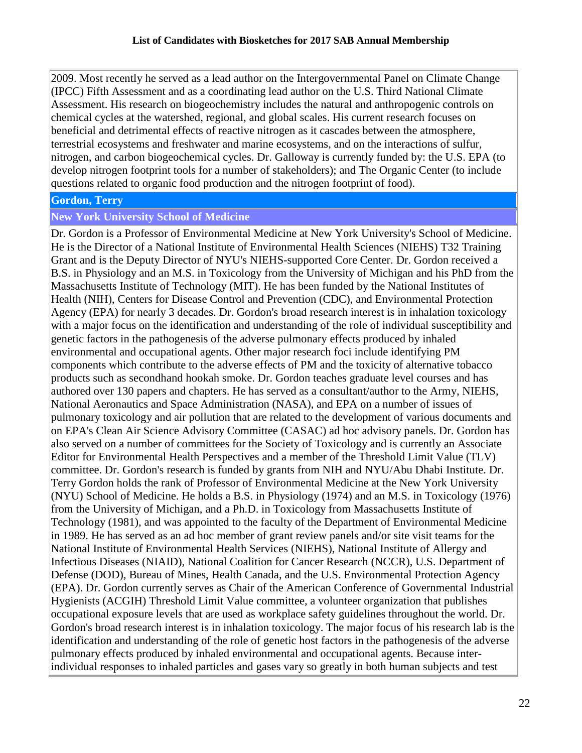2009. Most recently he served as a lead author on the Intergovernmental Panel on Climate Change (IPCC) Fifth Assessment and as a coordinating lead author on the U.S. Third National Climate Assessment. His research on biogeochemistry includes the natural and anthropogenic controls on chemical cycles at the watershed, regional, and global scales. His current research focuses on beneficial and detrimental effects of reactive nitrogen as it cascades between the atmosphere, terrestrial ecosystems and freshwater and marine ecosystems, and on the interactions of sulfur, nitrogen, and carbon biogeochemical cycles. Dr. Galloway is currently funded by: the U.S. EPA (to develop nitrogen footprint tools for a number of stakeholders); and The Organic Center (to include questions related to organic food production and the nitrogen footprint of food).

**Gordon, Terry**

**New York University School of Medicine**

Dr. Gordon is a Professor of Environmental Medicine at New York University's School of Medicine. He is the Director of a National Institute of Environmental Health Sciences (NIEHS) T32 Training Grant and is the Deputy Director of NYU's NIEHS-supported Core Center. Dr. Gordon received a B.S. in Physiology and an M.S. in Toxicology from the University of Michigan and his PhD from the Massachusetts Institute of Technology (MIT). He has been funded by the National Institutes of Health (NIH), Centers for Disease Control and Prevention (CDC), and Environmental Protection Agency (EPA) for nearly 3 decades. Dr. Gordon's broad research interest is in inhalation toxicology with a major focus on the identification and understanding of the role of individual susceptibility and genetic factors in the pathogenesis of the adverse pulmonary effects produced by inhaled environmental and occupational agents. Other major research foci include identifying PM components which contribute to the adverse effects of PM and the toxicity of alternative tobacco products such as secondhand hookah smoke. Dr. Gordon teaches graduate level courses and has authored over 130 papers and chapters. He has served as a consultant/author to the Army, NIEHS, National Aeronautics and Space Administration (NASA), and EPA on a number of issues of pulmonary toxicology and air pollution that are related to the development of various documents and on EPA's Clean Air Science Advisory Committee (CASAC) ad hoc advisory panels. Dr. Gordon has also served on a number of committees for the Society of Toxicology and is currently an Associate Editor for Environmental Health Perspectives and a member of the Threshold Limit Value (TLV) committee. Dr. Gordon's research is funded by grants from NIH and NYU/Abu Dhabi Institute. Dr. Terry Gordon holds the rank of Professor of Environmental Medicine at the New York University (NYU) School of Medicine. He holds a B.S. in Physiology (1974) and an M.S. in Toxicology (1976) from the University of Michigan, and a Ph.D. in Toxicology from Massachusetts Institute of Technology (1981), and was appointed to the faculty of the Department of Environmental Medicine in 1989. He has served as an ad hoc member of grant review panels and/or site visit teams for the National Institute of Environmental Health Services (NIEHS), National Institute of Allergy and Infectious Diseases (NIAID), National Coalition for Cancer Research (NCCR), U.S. Department of Defense (DOD), Bureau of Mines, Health Canada, and the U.S. Environmental Protection Agency (EPA). Dr. Gordon currently serves as Chair of the American Conference of Governmental Industrial Hygienists (ACGIH) Threshold Limit Value committee, a volunteer organization that publishes occupational exposure levels that are used as workplace safety guidelines throughout the world. Dr. Gordon's broad research interest is in inhalation toxicology. The major focus of his research lab is the identification and understanding of the role of genetic host factors in the pathogenesis of the adverse pulmonary effects produced by inhaled environmental and occupational agents. Because inter-individual responses to inhaled particles and gases vary so greatly in both human subjects and test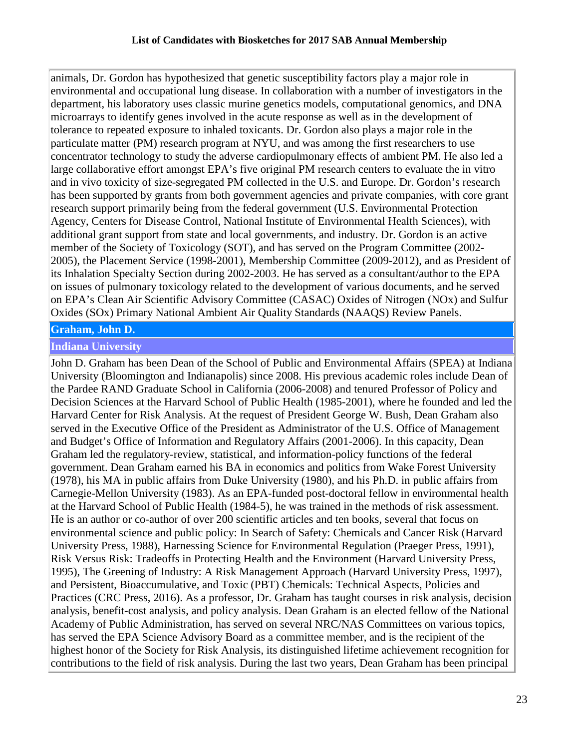animals, Dr. Gordon has hypothesized that genetic susceptibility factors play a major role in environmental and occupational lung disease. In collaboration with a number of investigators in the department, his laboratory uses classic murine genetics models, computational genomics, and DNA microarrays to identify genes involved in the acute response as well as in the development of tolerance to repeated exposure to inhaled toxicants. Dr. Gordon also plays a major role in the particulate matter (PM) research program at NYU, and was among the first researchers to use concentrator technology to study the adverse cardiopulmonary effects of ambient PM. He also led a large collaborative effort amongst EPA's five original PM research centers to evaluate the in vitro and in vivo toxicity of size-segregated PM collected in the U.S. and Europe. Dr. Gordon's research has been supported by grants from both government agencies and private companies, with core grant research support primarily being from the federal government (U.S. Environmental Protection Agency, Centers for Disease Control, National Institute of Environmental Health Sciences), with additional grant support from state and local governments, and industry. Dr. Gordon is an active member of the Society of Toxicology (SOT), and has served on the Program Committee (2002-2005), the Placement Service (1998-2001), Membership Committee (2009-2012), and as President of its Inhalation Specialty Section during 2002-2003. He has served as a consultant/author to the EPA on issues of pulmonary toxicology related to the development of various documents, and he served on EPA's Clean Air Scientific Advisory Committee (CASAC) Oxides of Nitrogen (NOx) and Sulfur Oxides (SOx) Primary National Ambient Air Quality Standards (NAAQS) Review Panels.

**Graham, John D.**

**Indiana University**

John D. Graham has been Dean of the School of Public and Environmental Affairs (SPEA) at Indiana University (Bloomington and Indianapolis) since 2008. His previous academic roles include Dean of the Pardee RAND Graduate School in California (2006-2008) and tenured Professor of Policy and Decision Sciences at the Harvard School of Public Health (1985-2001), where he founded and led the Harvard Center for Risk Analysis. At the request of President George W. Bush, Dean Graham also served in the Executive Office of the President as Administrator of the U.S. Office of Management and Budget's Office of Information and Regulatory Affairs (2001-2006). In this capacity, Dean Graham led the regulatory-review, statistical, and information-policy functions of the federal government. Dean Graham earned his BA in economics and politics from Wake Forest University (1978), his MA in public affairs from Duke University (1980), and his Ph.D. in public affairs from Carnegie-Mellon University (1983). As an EPA-funded post-doctoral fellow in environmental health at the Harvard School of Public Health (1984-5), he was trained in the methods of risk assessment. He is an author or co-author of over 200 scientific articles and ten books, several that focus on environmental science and public policy: In Search of Safety: Chemicals and Cancer Risk (Harvard University Press, 1988), Harnessing Science for Environmental Regulation (Praeger Press, 1991), Risk Versus Risk: Tradeoffs in Protecting Health and the Environment (Harvard University Press, 1995), The Greening of Industry: A Risk Management Approach (Harvard University Press, 1997), and Persistent, Bioaccumulative, and Toxic (PBT) Chemicals: Technical Aspects, Policies and Practices (CRC Press, 2016). As a professor, Dr. Graham has taught courses in risk analysis, decision analysis, benefit-cost analysis, and policy analysis. Dean Graham is an elected fellow of the National Academy of Public Administration, has served on several NRC/NAS Committees on various topics, has served the EPA Science Advisory Board as a committee member, and is the recipient of the highest honor of the Society for Risk Analysis, its distinguished lifetime achievement recognition for contributions to the field of risk analysis. During the last two years, Dean Graham has been principal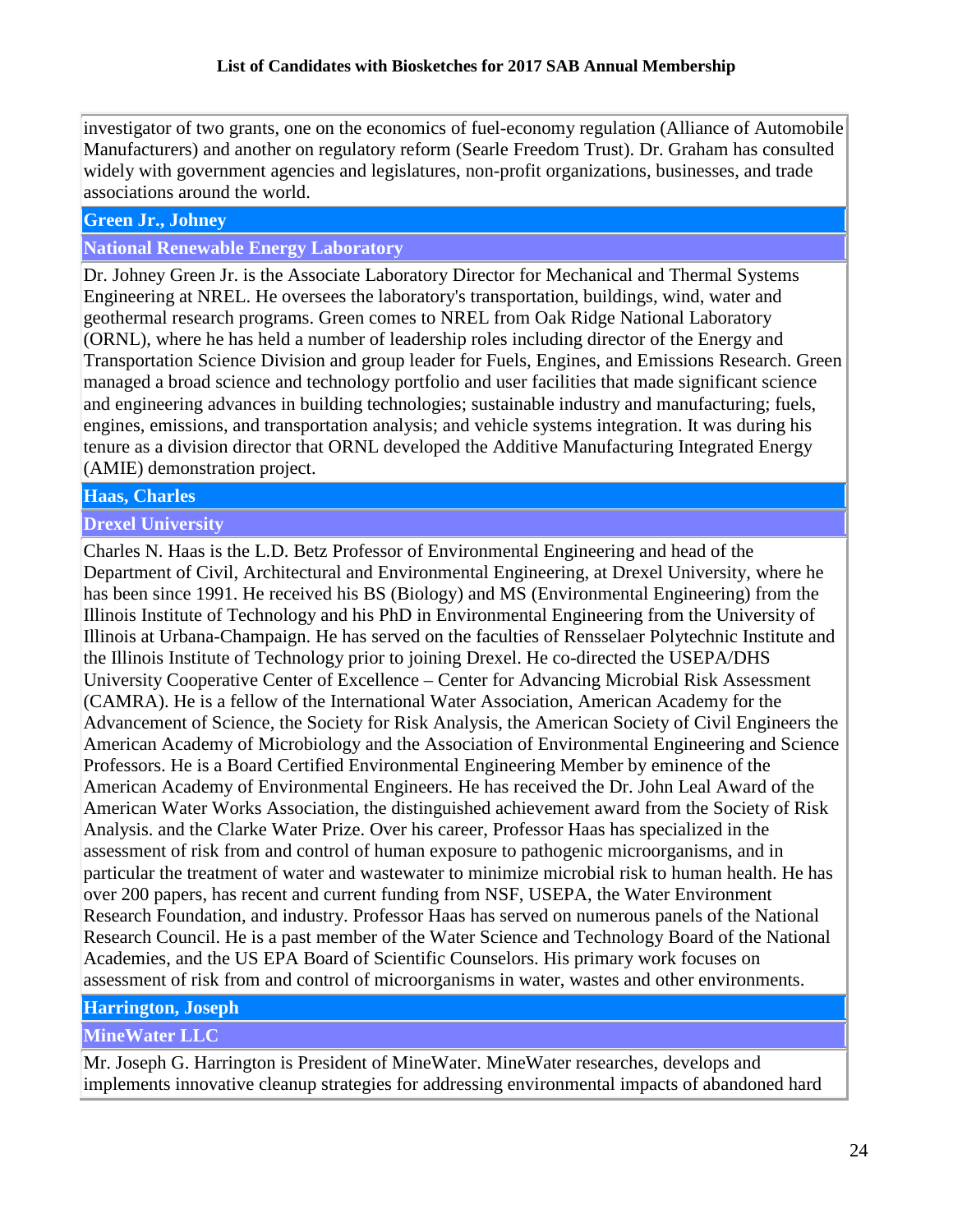investigator of two grants, one on the economics of fuel-economy regulation (Alliance of Automobile Manufacturers) and another on regulatory reform (Searle Freedom Trust). Dr. Graham has consulted widely with government agencies and legislatures, non-profit organizations, businesses, and trade associations around the world.

**Green Jr., Johney**

**National Renewable Energy Laboratory**

Dr. Johney Green Jr. is the Associate Laboratory Director for Mechanical and Thermal Systems Engineering at NREL. He oversees the laboratory's transportation, buildings, wind, water and geothermal research programs. Green comes to NREL from Oak Ridge National Laboratory (ORNL), where he has held a number of leadership roles including director of the Energy and Transportation Science Division and group leader for Fuels, Engines, and Emissions Research. Green managed a broad science and technology portfolio and user facilities that made significant science and engineering advances in building technologies; sustainable industry and manufacturing; fuels, engines, emissions, and transportation analysis; and vehicle systems integration. It was during his tenure as a division director that ORNL developed the Additive Manufacturing Integrated Energy (AMIE) demonstration project.

**Haas, Charles**

**Drexel University**

Charles N. Haas is the L.D. Betz Professor of Environmental Engineering and head of the Department of Civil, Architectural and Environmental Engineering, at Drexel University, where he has been since 1991. He received his BS (Biology) and MS (Environmental Engineering) from the Illinois Institute of Technology and his PhD in Environmental Engineering from the University of Illinois at Urbana-Champaign. He has served on the faculties of Rensselaer Polytechnic Institute and the Illinois Institute of Technology prior to joining Drexel. He co-directed the USEPA/DHS University Cooperative Center of Excellence – Center for Advancing Microbial Risk Assessment (CAMRA). He is a fellow of the International Water Association, American Academy for the Advancement of Science, the Society for Risk Analysis, the American Society of Civil Engineers the American Academy of Microbiology and the Association of Environmental Engineering and Science Professors. He is a Board Certified Environmental Engineering Member by eminence of the American Academy of Environmental Engineers. He has received the Dr. John Leal Award of the American Water Works Association, the distinguished achievement award from the Society of Risk Analysis. and the Clarke Water Prize. Over his career, Professor Haas has specialized in the assessment of risk from and control of human exposure to pathogenic microorganisms, and in particular the treatment of water and wastewater to minimize microbial risk to human health. He has over 200 papers, has recent and current funding from NSF, USEPA, the Water Environment Research Foundation, and industry. Professor Haas has served on numerous panels of the National Research Council. He is a past member of the Water Science and Technology Board of the National Academies, and the US EPA Board of Scientific Counselors. His primary work focuses on assessment of risk from and control of microorganisms in water, wastes and other environments.

**Harrington, Joseph**

**MineWater LLC**

Mr. Joseph G. Harrington is President of MineWater. MineWater researches, develops and implements innovative cleanup strategies for addressing environmental impacts of abandoned hard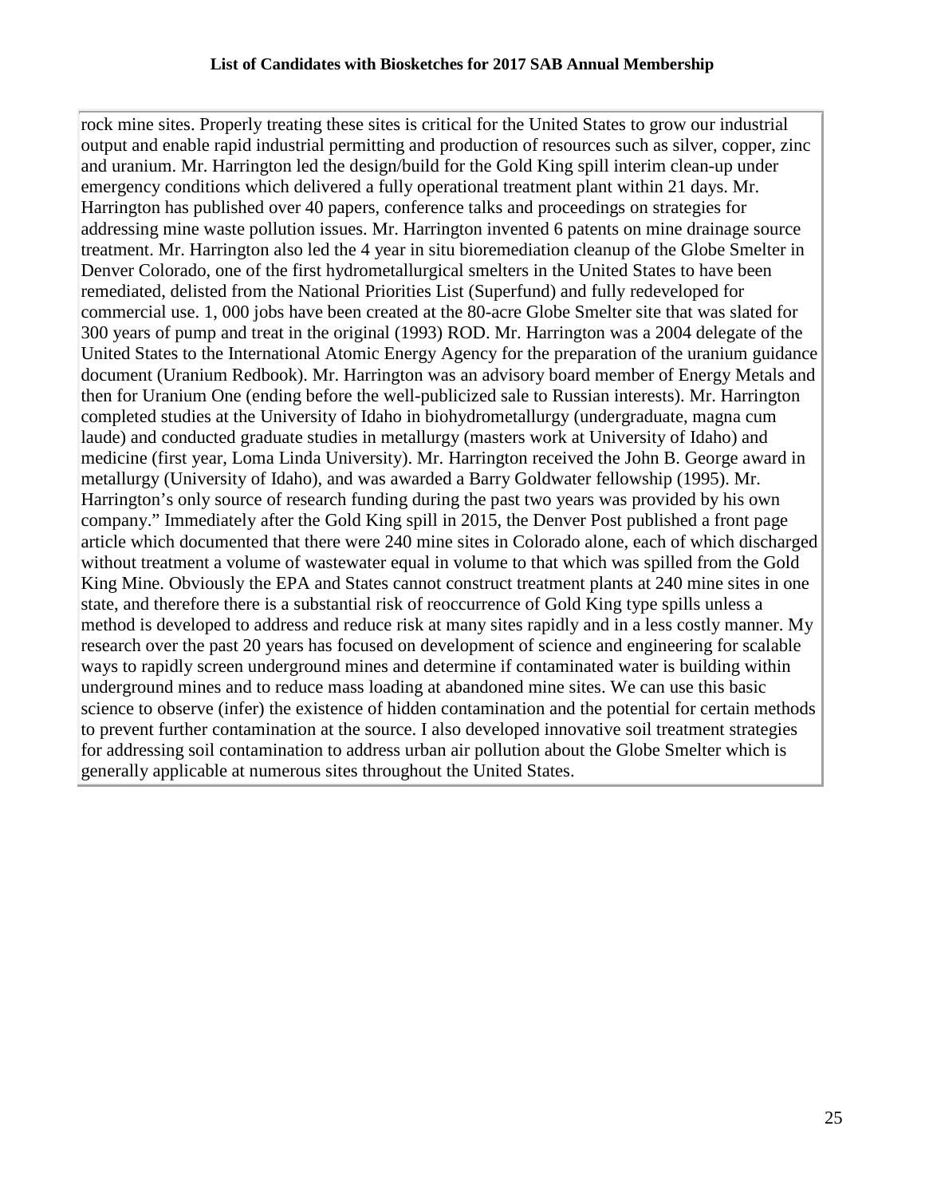rock mine sites. Properly treating these sites is critical for the United States to grow our industrial output and enable rapid industrial permitting and production of resources such as silver, copper, zinc and uranium. Mr. Harrington led the design/build for the Gold King spill interim clean-up under emergency conditions which delivered a fully operational treatment plant within 21 days. Mr. Harrington has published over 40 papers, conference talks and proceedings on strategies for addressing mine waste pollution issues. Mr. Harrington invented 6 patents on mine drainage source treatment. Mr. Harrington also led the 4 year in situ bioremediation cleanup of the Globe Smelter in Denver Colorado, one of the first hydrometallurgical smelters in the United States to have been remediated, delisted from the National Priorities List (Superfund) and fully redeveloped for commercial use. 1, 000 jobs have been created at the 80-acre Globe Smelter site that was slated for 300 years of pump and treat in the original (1993) ROD. Mr. Harrington was a 2004 delegate of the United States to the International Atomic Energy Agency for the preparation of the uranium guidance document (Uranium Redbook). Mr. Harrington was an advisory board member of Energy Metals and then for Uranium One (ending before the well-publicized sale to Russian interests). Mr. Harrington completed studies at the University of Idaho in biohydrometallurgy (undergraduate, magna cum laude) and conducted graduate studies in metallurgy (masters work at University of Idaho) and medicine (first year, Loma Linda University). Mr. Harrington received the John B. George award in metallurgy (University of Idaho), and was awarded a Barry Goldwater fellowship (1995). Mr. Harrington's only source of research funding during the past two years was provided by his own company." Immediately after the Gold King spill in 2015, the Denver Post published a front page article which documented that there were 240 mine sites in Colorado alone, each of which discharged without treatment a volume of wastewater equal in volume to that which was spilled from the Gold King Mine. Obviously the EPA and States cannot construct treatment plants at 240 mine sites in one state, and therefore there is a substantial risk of reoccurrence of Gold King type spills unless a method is developed to address and reduce risk at many sites rapidly and in a less costly manner. My research over the past 20 years has focused on development of science and engineering for scalable ways to rapidly screen underground mines and determine if contaminated water is building within underground mines and to reduce mass loading at abandoned mine sites. We can use this basic science to observe (infer) the existence of hidden contamination and the potential for certain methods to prevent further contamination at the source. I also developed innovative soil treatment strategies for addressing soil contamination to address urban air pollution about the Globe Smelter which is generally applicable at numerous sites throughout the United States.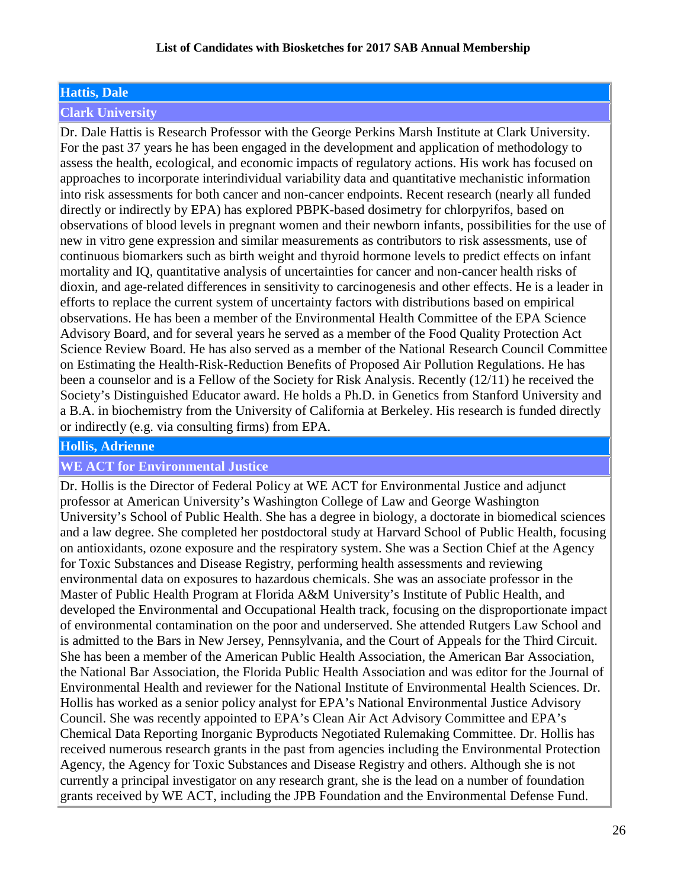**List of Candidates with Biosketches for 2017 SAB Annual Membership**

| |
|---|
| **Hattis, Dale** |
| **Clark University** |
| Dr. Dale Hattis is Research Professor with the George Perkins Marsh Institute at Clark University. For the past 37 years he has been engaged in the development and application of methodology to assess the health, ecological, and economic impacts of regulatory actions. His work has focused on approaches to incorporate interindividual variability data and quantitative mechanistic information into risk assessments for both cancer and non-cancer endpoints. Recent research (nearly all funded directly or indirectly by EPA) has explored PBPK-based dosimetry for chlorpyrifos, based on observations of blood levels in pregnant women and their newborn infants, possibilities for the use of new in vitro gene expression and similar measurements as contributors to risk assessments, use of continuous biomarkers such as birth weight and thyroid hormone levels to predict effects on infant mortality and IQ, quantitative analysis of uncertainties for cancer and non-cancer health risks of dioxin, and age-related differences in sensitivity to carcinogenesis and other effects. He is a leader in efforts to replace the current system of uncertainty factors with distributions based on empirical observations. He has been a member of the Environmental Health Committee of the EPA Science Advisory Board, and for several years he served as a member of the Food Quality Protection Act Science Review Board. He has also served as a member of the National Research Council Committee on Estimating the Health-Risk-Reduction Benefits of Proposed Air Pollution Regulations. He has been a counselor and is a Fellow of the Society for Risk Analysis. Recently (12/11) he received the Society's Distinguished Educator award. He holds a Ph.D. in Genetics from Stanford University and a B.A. in biochemistry from the University of California at Berkeley. His research is funded directly or indirectly (e.g. via consulting firms) from EPA. |
| **Hollis, Adrienne** |
| **WE ACT for Environmental Justice** |
| Dr. Hollis is the Director of Federal Policy at WE ACT for Environmental Justice and adjunct professor at American University's Washington College of Law and George Washington University's School of Public Health. She has a degree in biology, a doctorate in biomedical sciences and a law degree. She completed her postdoctoral study at Harvard School of Public Health, focusing on antioxidants, ozone exposure and the respiratory system. She was a Section Chief at the Agency for Toxic Substances and Disease Registry, performing health assessments and reviewing environmental data on exposures to hazardous chemicals. She was an associate professor in the Master of Public Health Program at Florida A&M University's Institute of Public Health, and developed the Environmental and Occupational Health track, focusing on the disproportionate impact of environmental contamination on the poor and underserved. She attended Rutgers Law School and is admitted to the Bars in New Jersey, Pennsylvania, and the Court of Appeals for the Third Circuit. She has been a member of the American Public Health Association, the American Bar Association, the National Bar Association, the Florida Public Health Association and was editor for the Journal of Environmental Health and reviewer for the National Institute of Environmental Health Sciences. Dr. Hollis has worked as a senior policy analyst for EPA's National Environmental Justice Advisory Council. She was recently appointed to EPA's Clean Air Act Advisory Committee and EPA's Chemical Data Reporting Inorganic Byproducts Negotiated Rulemaking Committee. Dr. Hollis has received numerous research grants in the past from agencies including the Environmental Protection Agency, the Agency for Toxic Substances and Disease Registry and others. Although she is not currently a principal investigator on any research grant, she is the lead on a number of foundation grants received by WE ACT, including the JPB Foundation and the Environmental Defense Fund. |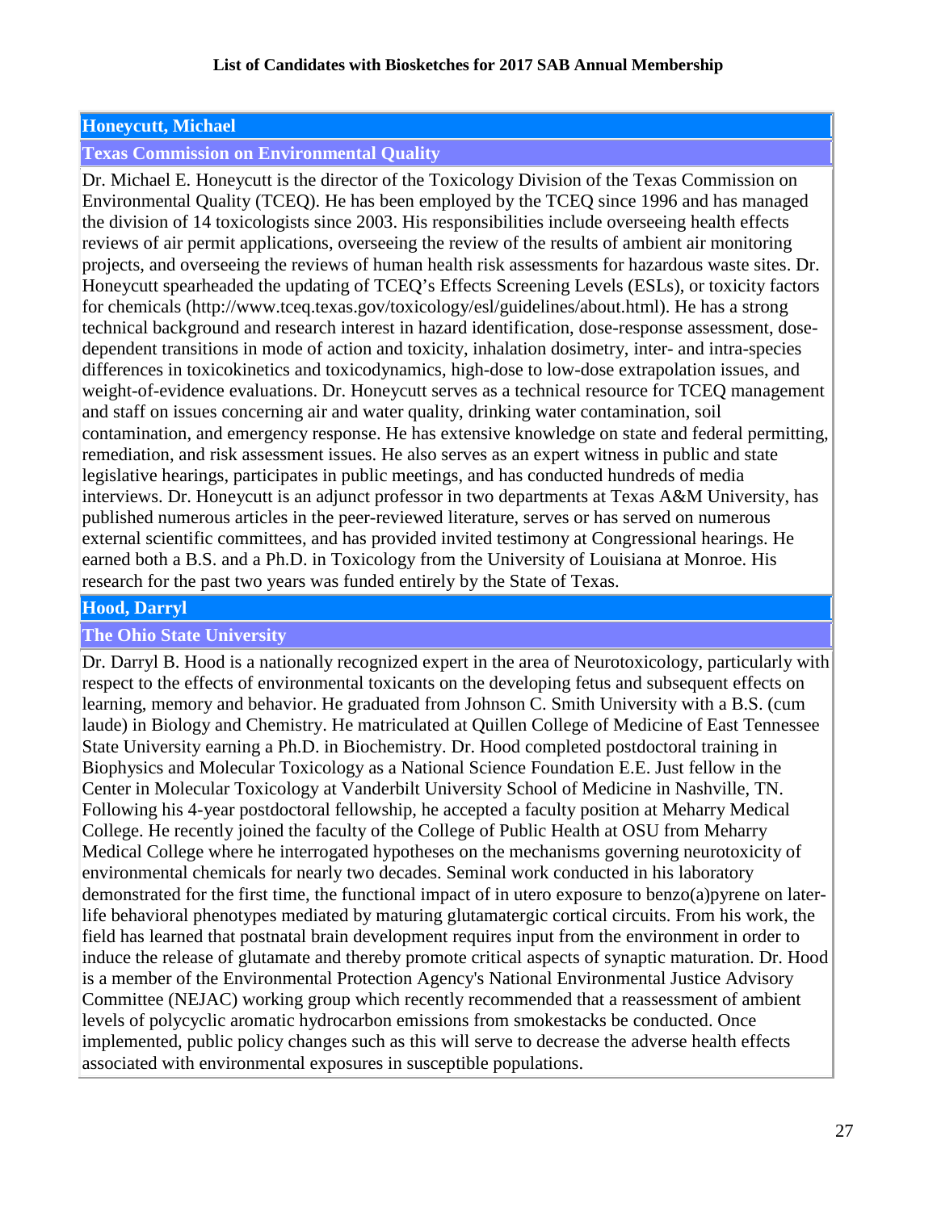## Honeycutt, Michael

### Texas Commission on Environmental Quality

Dr. Michael E. Honeycutt is the director of the Toxicology Division of the Texas Commission on Environmental Quality (TCEQ). He has been employed by the TCEQ since 1996 and has managed the division of 14 toxicologists since 2003. His responsibilities include overseeing health effects reviews of air permit applications, overseeing the review of the results of ambient air monitoring projects, and overseeing the reviews of human health risk assessments for hazardous waste sites. Dr. Honeycutt spearheaded the updating of TCEQ's Effects Screening Levels (ESLs), or toxicity factors for chemicals (http://www.tceq.texas.gov/toxicology/esl/guidelines/about.html). He has a strong technical background and research interest in hazard identification, dose-response assessment, dose-dependent transitions in mode of action and toxicity, inhalation dosimetry, inter- and intra-species differences in toxicokinetics and toxicodynamics, high-dose to low-dose extrapolation issues, and weight-of-evidence evaluations. Dr. Honeycutt serves as a technical resource for TCEQ management and staff on issues concerning air and water quality, drinking water contamination, soil contamination, and emergency response. He has extensive knowledge on state and federal permitting, remediation, and risk assessment issues. He also serves as an expert witness in public and state legislative hearings, participates in public meetings, and has conducted hundreds of media interviews. Dr. Honeycutt is an adjunct professor in two departments at Texas A&M University, has published numerous articles in the peer-reviewed literature, serves or has served on numerous external scientific committees, and has provided invited testimony at Congressional hearings. He earned both a B.S. and a Ph.D. in Toxicology from the University of Louisiana at Monroe. His research for the past two years was funded entirely by the State of Texas.

## Hood, Darryl

### The Ohio State University

Dr. Darryl B. Hood is a nationally recognized expert in the area of Neurotoxicology, particularly with respect to the effects of environmental toxicants on the developing fetus and subsequent effects on learning, memory and behavior. He graduated from Johnson C. Smith University with a B.S. (cum laude) in Biology and Chemistry. He matriculated at Quillen College of Medicine of East Tennessee State University earning a Ph.D. in Biochemistry. Dr. Hood completed postdoctoral training in Biophysics and Molecular Toxicology as a National Science Foundation E.E. Just fellow in the Center in Molecular Toxicology at Vanderbilt University School of Medicine in Nashville, TN. Following his 4-year postdoctoral fellowship, he accepted a faculty position at Meharry Medical College. He recently joined the faculty of the College of Public Health at OSU from Meharry Medical College where he interrogated hypotheses on the mechanisms governing neurotoxicity of environmental chemicals for nearly two decades. Seminal work conducted in his laboratory demonstrated for the first time, the functional impact of in utero exposure to benzo(a)pyrene on later-life behavioral phenotypes mediated by maturing glutamatergic cortical circuits. From his work, the field has learned that postnatal brain development requires input from the environment in order to induce the release of glutamate and thereby promote critical aspects of synaptic maturation. Dr. Hood is a member of the Environmental Protection Agency's National Environmental Justice Advisory Committee (NEJAC) working group which recently recommended that a reassessment of ambient levels of polycyclic aromatic hydrocarbon emissions from smokestacks be conducted. Once implemented, public policy changes such as this will serve to decrease the adverse health effects associated with environmental exposures in susceptible populations.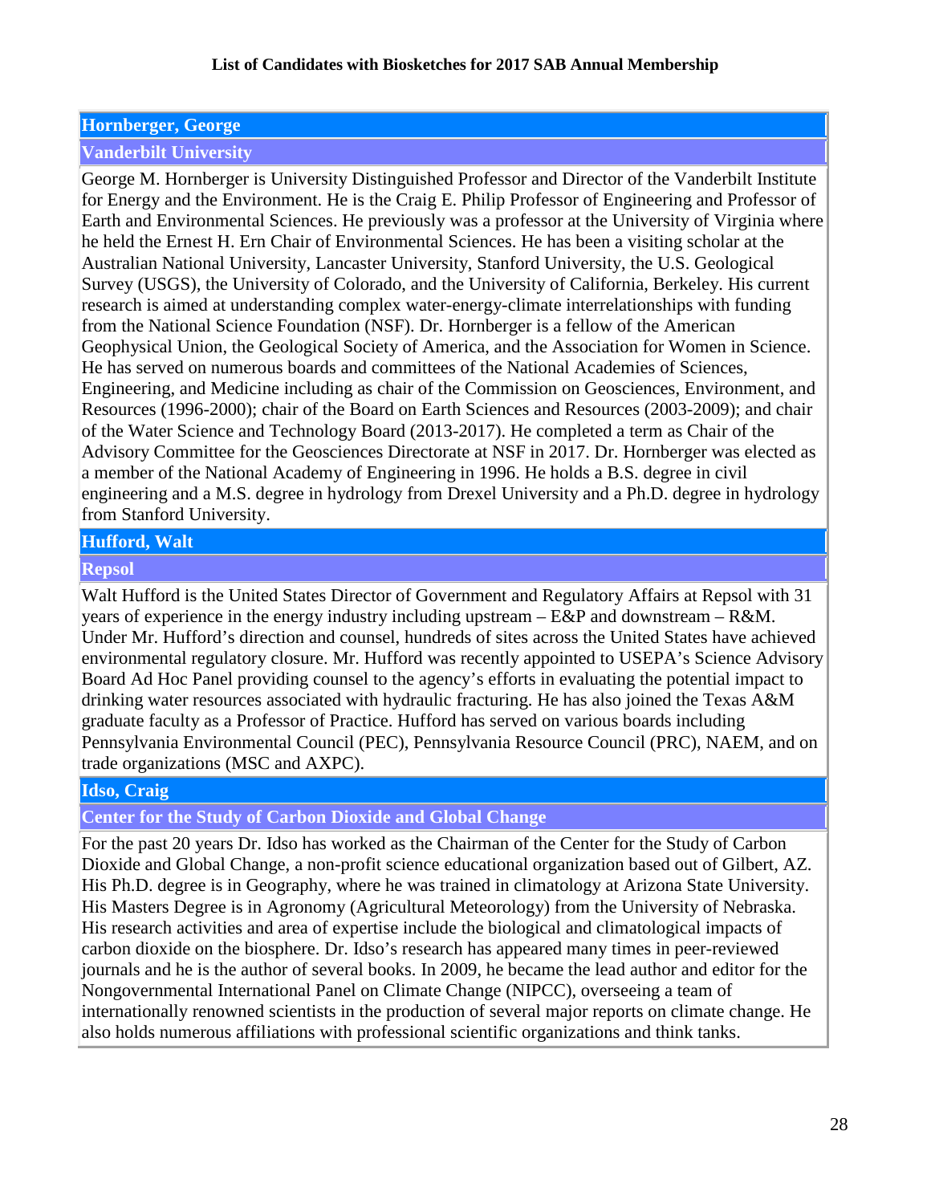### List of Candidates with Biosketches for 2017 SAB Annual Membership

**Hornberger, George**

**Vanderbilt University**

George M. Hornberger is University Distinguished Professor and Director of the Vanderbilt Institute for Energy and the Environment. He is the Craig E. Philip Professor of Engineering and Professor of Earth and Environmental Sciences. He previously was a professor at the University of Virginia where he held the Ernest H. Ern Chair of Environmental Sciences. He has been a visiting scholar at the Australian National University, Lancaster University, Stanford University, the U.S. Geological Survey (USGS), the University of Colorado, and the University of California, Berkeley. His current research is aimed at understanding complex water-energy-climate interrelationships with funding from the National Science Foundation (NSF). Dr. Hornberger is a fellow of the American Geophysical Union, the Geological Society of America, and the Association for Women in Science. He has served on numerous boards and committees of the National Academies of Sciences, Engineering, and Medicine including as chair of the Commission on Geosciences, Environment, and Resources (1996-2000); chair of the Board on Earth Sciences and Resources (2003-2009); and chair of the Water Science and Technology Board (2013-2017). He completed a term as Chair of the Advisory Committee for the Geosciences Directorate at NSF in 2017. Dr. Hornberger was elected as a member of the National Academy of Engineering in 1996. He holds a B.S. degree in civil engineering and a M.S. degree in hydrology from Drexel University and a Ph.D. degree in hydrology from Stanford University.

**Hufford, Walt**

**Repsol**

Walt Hufford is the United States Director of Government and Regulatory Affairs at Repsol with 31 years of experience in the energy industry including upstream – E&P and downstream – R&M. Under Mr. Hufford's direction and counsel, hundreds of sites across the United States have achieved environmental regulatory closure. Mr. Hufford was recently appointed to USEPA's Science Advisory Board Ad Hoc Panel providing counsel to the agency's efforts in evaluating the potential impact to drinking water resources associated with hydraulic fracturing. He has also joined the Texas A&M graduate faculty as a Professor of Practice. Hufford has served on various boards including Pennsylvania Environmental Council (PEC), Pennsylvania Resource Council (PRC), NAEM, and on trade organizations (MSC and AXPC).

**Idso, Craig**

**Center for the Study of Carbon Dioxide and Global Change**

For the past 20 years Dr. Idso has worked as the Chairman of the Center for the Study of Carbon Dioxide and Global Change, a non-profit science educational organization based out of Gilbert, AZ. His Ph.D. degree is in Geography, where he was trained in climatology at Arizona State University. His Masters Degree is in Agronomy (Agricultural Meteorology) from the University of Nebraska. His research activities and area of expertise include the biological and climatological impacts of carbon dioxide on the biosphere. Dr. Idso's research has appeared many times in peer-reviewed journals and he is the author of several books. In 2009, he became the lead author and editor for the Nongovernmental International Panel on Climate Change (NIPCC), overseeing a team of internationally renowned scientists in the production of several major reports on climate change. He also holds numerous affiliations with professional scientific organizations and think tanks.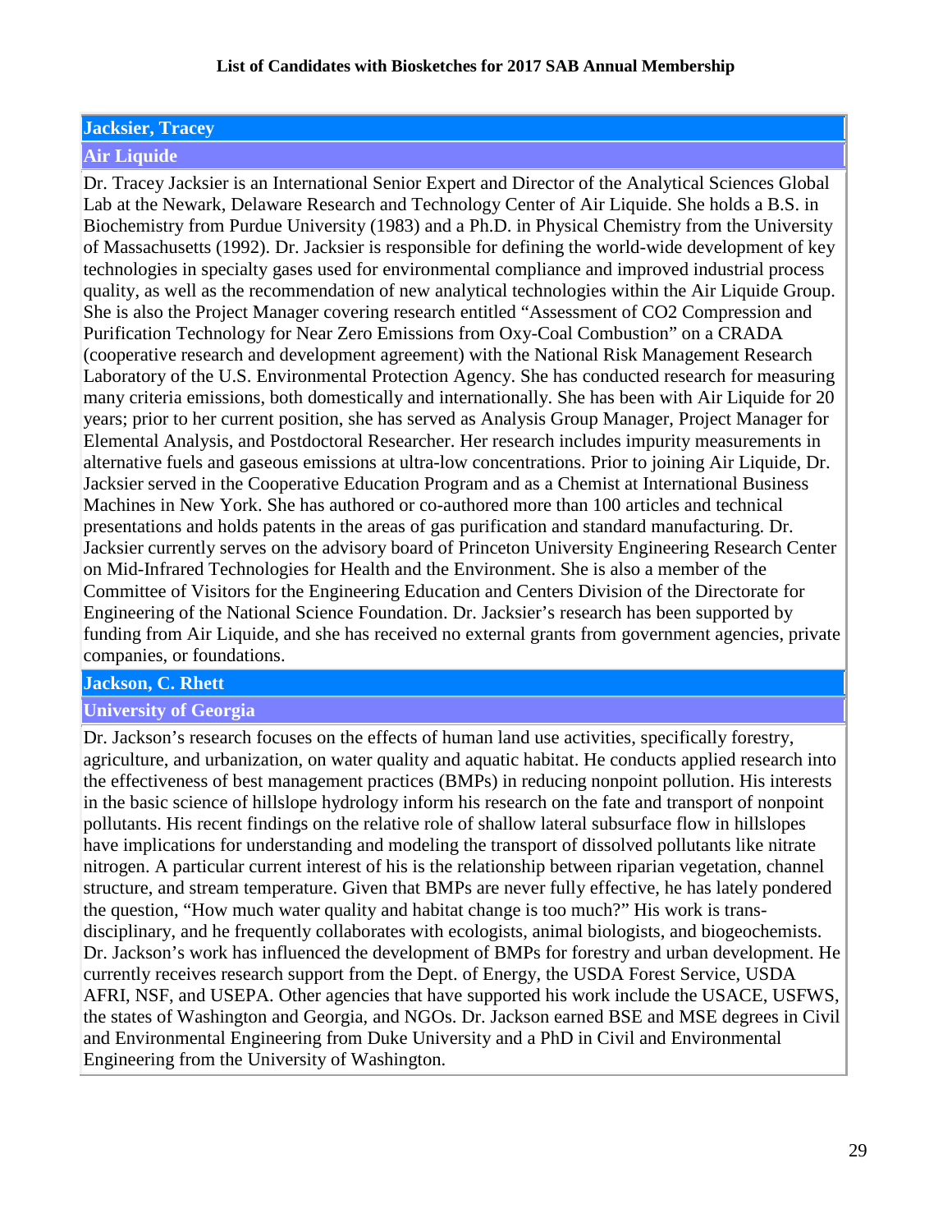**Jacksier, Tracey**

**Air Liquide**

Dr. Tracey Jacksier is an International Senior Expert and Director of the Analytical Sciences Global Lab at the Newark, Delaware Research and Technology Center of Air Liquide. She holds a B.S. in Biochemistry from Purdue University (1983) and a Ph.D. in Physical Chemistry from the University of Massachusetts (1992). Dr. Jacksier is responsible for defining the world-wide development of key technologies in specialty gases used for environmental compliance and improved industrial process quality, as well as the recommendation of new analytical technologies within the Air Liquide Group. She is also the Project Manager covering research entitled "Assessment of CO2 Compression and Purification Technology for Near Zero Emissions from Oxy-Coal Combustion" on a CRADA (cooperative research and development agreement) with the National Risk Management Research Laboratory of the U.S. Environmental Protection Agency. She has conducted research for measuring many criteria emissions, both domestically and internationally. She has been with Air Liquide for 20 years; prior to her current position, she has served as Analysis Group Manager, Project Manager for Elemental Analysis, and Postdoctoral Researcher. Her research includes impurity measurements in alternative fuels and gaseous emissions at ultra-low concentrations. Prior to joining Air Liquide, Dr. Jacksier served in the Cooperative Education Program and as a Chemist at International Business Machines in New York. She has authored or co-authored more than 100 articles and technical presentations and holds patents in the areas of gas purification and standard manufacturing. Dr. Jacksier currently serves on the advisory board of Princeton University Engineering Research Center on Mid-Infrared Technologies for Health and the Environment. She is also a member of the Committee of Visitors for the Engineering Education and Centers Division of the Directorate for Engineering of the National Science Foundation. Dr. Jacksier's research has been supported by funding from Air Liquide, and she has received no external grants from government agencies, private companies, or foundations.

**Jackson, C. Rhett**

**University of Georgia**

Dr. Jackson's research focuses on the effects of human land use activities, specifically forestry, agriculture, and urbanization, on water quality and aquatic habitat. He conducts applied research into the effectiveness of best management practices (BMPs) in reducing nonpoint pollution. His interests in the basic science of hillslope hydrology inform his research on the fate and transport of nonpoint pollutants. His recent findings on the relative role of shallow lateral subsurface flow in hillslopes have implications for understanding and modeling the transport of dissolved pollutants like nitrate nitrogen. A particular current interest of his is the relationship between riparian vegetation, channel structure, and stream temperature. Given that BMPs are never fully effective, he has lately pondered the question, "How much water quality and habitat change is too much?" His work is trans-disciplinary, and he frequently collaborates with ecologists, animal biologists, and biogeochemists. Dr. Jackson's work has influenced the development of BMPs for forestry and urban development. He currently receives research support from the Dept. of Energy, the USDA Forest Service, USDA AFRI, NSF, and USEPA. Other agencies that have supported his work include the USACE, USFWS, the states of Washington and Georgia, and NGOs. Dr. Jackson earned BSE and MSE degrees in Civil and Environmental Engineering from Duke University and a PhD in Civil and Environmental Engineering from the University of Washington.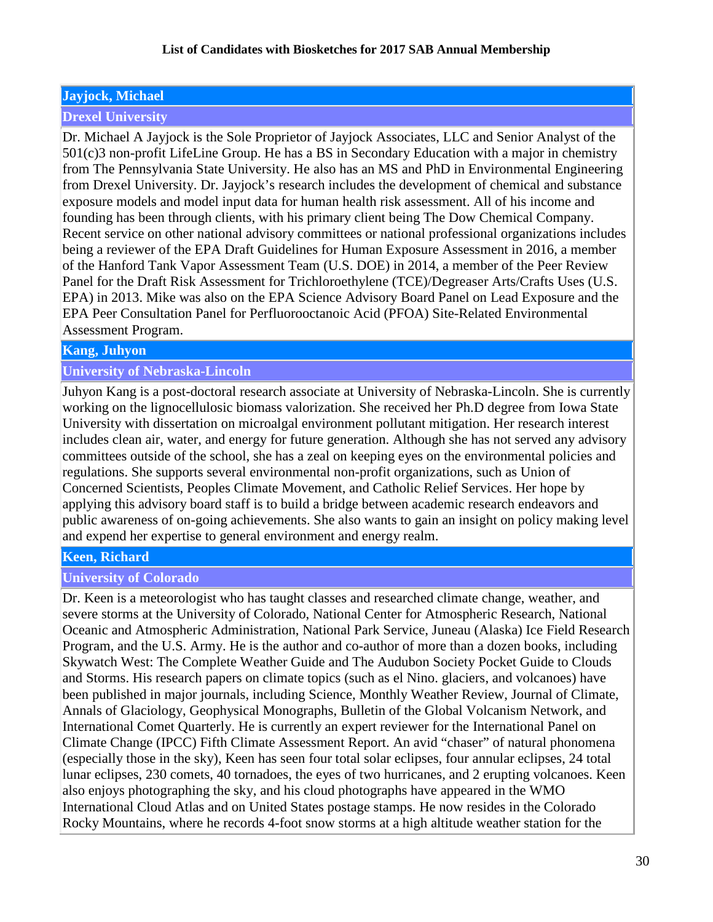**List of Candidates with Biosketches for 2017 SAB Annual Membership**

### Jayjock, Michael

#### Drexel University

Dr. Michael A Jayjock is the Sole Proprietor of Jayjock Associates, LLC and Senior Analyst of the 501(c)3 non-profit LifeLine Group. He has a BS in Secondary Education with a major in chemistry from The Pennsylvania State University. He also has an MS and PhD in Environmental Engineering from Drexel University. Dr. Jayjock's research includes the development of chemical and substance exposure models and model input data for human health risk assessment. All of his income and founding has been through clients, with his primary client being The Dow Chemical Company. Recent service on other national advisory committees or national professional organizations includes being a reviewer of the EPA Draft Guidelines for Human Exposure Assessment in 2016, a member of the Hanford Tank Vapor Assessment Team (U.S. DOE) in 2014, a member of the Peer Review Panel for the Draft Risk Assessment for Trichloroethylene (TCE)/Degreaser Arts/Crafts Uses (U.S. EPA) in 2013. Mike was also on the EPA Science Advisory Board Panel on Lead Exposure and the EPA Peer Consultation Panel for Perfluorooctanoic Acid (PFOA) Site-Related Environmental Assessment Program.

### Kang, Juhyon

#### University of Nebraska-Lincoln

Juhyon Kang is a post-doctoral research associate at University of Nebraska-Lincoln. She is currently working on the lignocellulosic biomass valorization. She received her Ph.D degree from Iowa State University with dissertation on microalgal environment pollutant mitigation. Her research interest includes clean air, water, and energy for future generation. Although she has not served any advisory committees outside of the school, she has a zeal on keeping eyes on the environmental policies and regulations. She supports several environmental non-profit organizations, such as Union of Concerned Scientists, Peoples Climate Movement, and Catholic Relief Services. Her hope by applying this advisory board staff is to build a bridge between academic research endeavors and public awareness of on-going achievements. She also wants to gain an insight on policy making level and expend her expertise to general environment and energy realm.

### Keen, Richard

#### University of Colorado

Dr. Keen is a meteorologist who has taught classes and researched climate change, weather, and severe storms at the University of Colorado, National Center for Atmospheric Research, National Oceanic and Atmospheric Administration, National Park Service, Juneau (Alaska) Ice Field Research Program, and the U.S. Army. He is the author and co-author of more than a dozen books, including Skywatch West: The Complete Weather Guide and The Audubon Society Pocket Guide to Clouds and Storms. His research papers on climate topics (such as el Nino. glaciers, and volcanoes) have been published in major journals, including Science, Monthly Weather Review, Journal of Climate, Annals of Glaciology, Geophysical Monographs, Bulletin of the Global Volcanism Network, and International Comet Quarterly. He is currently an expert reviewer for the International Panel on Climate Change (IPCC) Fifth Climate Assessment Report. An avid "chaser" of natural phonomena (especially those in the sky), Keen has seen four total solar eclipses, four annular eclipses, 24 total lunar eclipses, 230 comets, 40 tornadoes, the eyes of two hurricanes, and 2 erupting volcanoes. Keen also enjoys photographing the sky, and his cloud photographs have appeared in the WMO International Cloud Atlas and on United States postage stamps. He now resides in the Colorado Rocky Mountains, where he records 4-foot snow storms at a high altitude weather station for the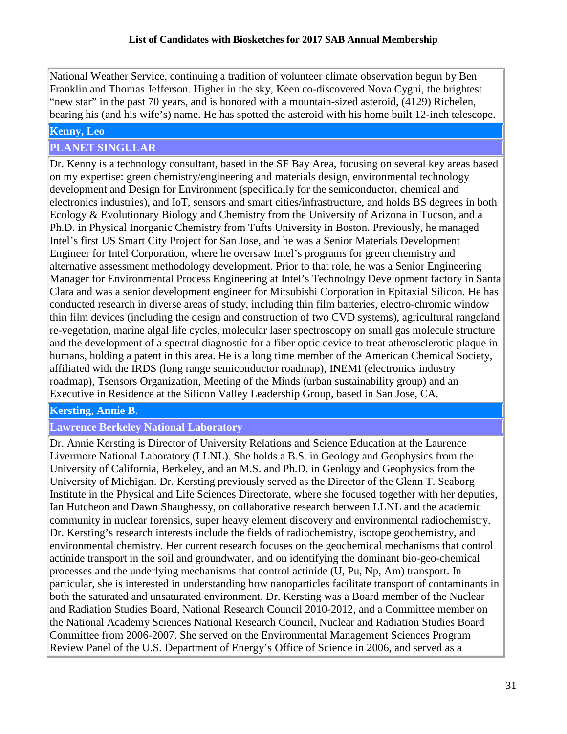National Weather Service, continuing a tradition of volunteer climate observation begun by Ben Franklin and Thomas Jefferson. Higher in the sky, Keen co-discovered Nova Cygni, the brightest "new star" in the past 70 years, and is honored with a mountain-sized asteroid, (4129) Richelen, bearing his (and his wife's) name. He has spotted the asteroid with his home built 12-inch telescope.

**Kenny, Leo**

**PLANET SINGULAR**

Dr. Kenny is a technology consultant, based in the SF Bay Area, focusing on several key areas based on my expertise: green chemistry/engineering and materials design, environmental technology development and Design for Environment (specifically for the semiconductor, chemical and electronics industries), and IoT, sensors and smart cities/infrastructure, and holds BS degrees in both Ecology & Evolutionary Biology and Chemistry from the University of Arizona in Tucson, and a Ph.D. in Physical Inorganic Chemistry from Tufts University in Boston. Previously, he managed Intel's first US Smart City Project for San Jose, and he was a Senior Materials Development Engineer for Intel Corporation, where he oversaw Intel's programs for green chemistry and alternative assessment methodology development. Prior to that role, he was a Senior Engineering Manager for Environmental Process Engineering at Intel's Technology Development factory in Santa Clara and was a senior development engineer for Mitsubishi Corporation in Epitaxial Silicon. He has conducted research in diverse areas of study, including thin film batteries, electro-chromic window thin film devices (including the design and construction of two CVD systems), agricultural rangeland re-vegetation, marine algal life cycles, molecular laser spectroscopy on small gas molecule structure and the development of a spectral diagnostic for a fiber optic device to treat atherosclerotic plaque in humans, holding a patent in this area. He is a long time member of the American Chemical Society, affiliated with the IRDS (long range semiconductor roadmap), INEMI (electronics industry roadmap), Tsensors Organization, Meeting of the Minds (urban sustainability group) and an Executive in Residence at the Silicon Valley Leadership Group, based in San Jose, CA.

**Kersting, Annie B.**

**Lawrence Berkeley National Laboratory**

Dr. Annie Kersting is Director of University Relations and Science Education at the Laurence Livermore National Laboratory (LLNL). She holds a B.S. in Geology and Geophysics from the University of California, Berkeley, and an M.S. and Ph.D. in Geology and Geophysics from the University of Michigan. Dr. Kersting previously served as the Director of the Glenn T. Seaborg Institute in the Physical and Life Sciences Directorate, where she focused together with her deputies, Ian Hutcheon and Dawn Shaughessy, on collaborative research between LLNL and the academic community in nuclear forensics, super heavy element discovery and environmental radiochemistry. Dr. Kersting's research interests include the fields of radiochemistry, isotope geochemistry, and environmental chemistry. Her current research focuses on the geochemical mechanisms that control actinide transport in the soil and groundwater, and on identifying the dominant bio-geo-chemical processes and the underlying mechanisms that control actinide (U, Pu, Np, Am) transport. In particular, she is interested in understanding how nanoparticles facilitate transport of contaminants in both the saturated and unsaturated environment. Dr. Kersting was a Board member of the Nuclear and Radiation Studies Board, National Research Council 2010-2012, and a Committee member on the National Academy Sciences National Research Council, Nuclear and Radiation Studies Board Committee from 2006-2007. She served on the Environmental Management Sciences Program Review Panel of the U.S. Department of Energy's Office of Science in 2006, and served as a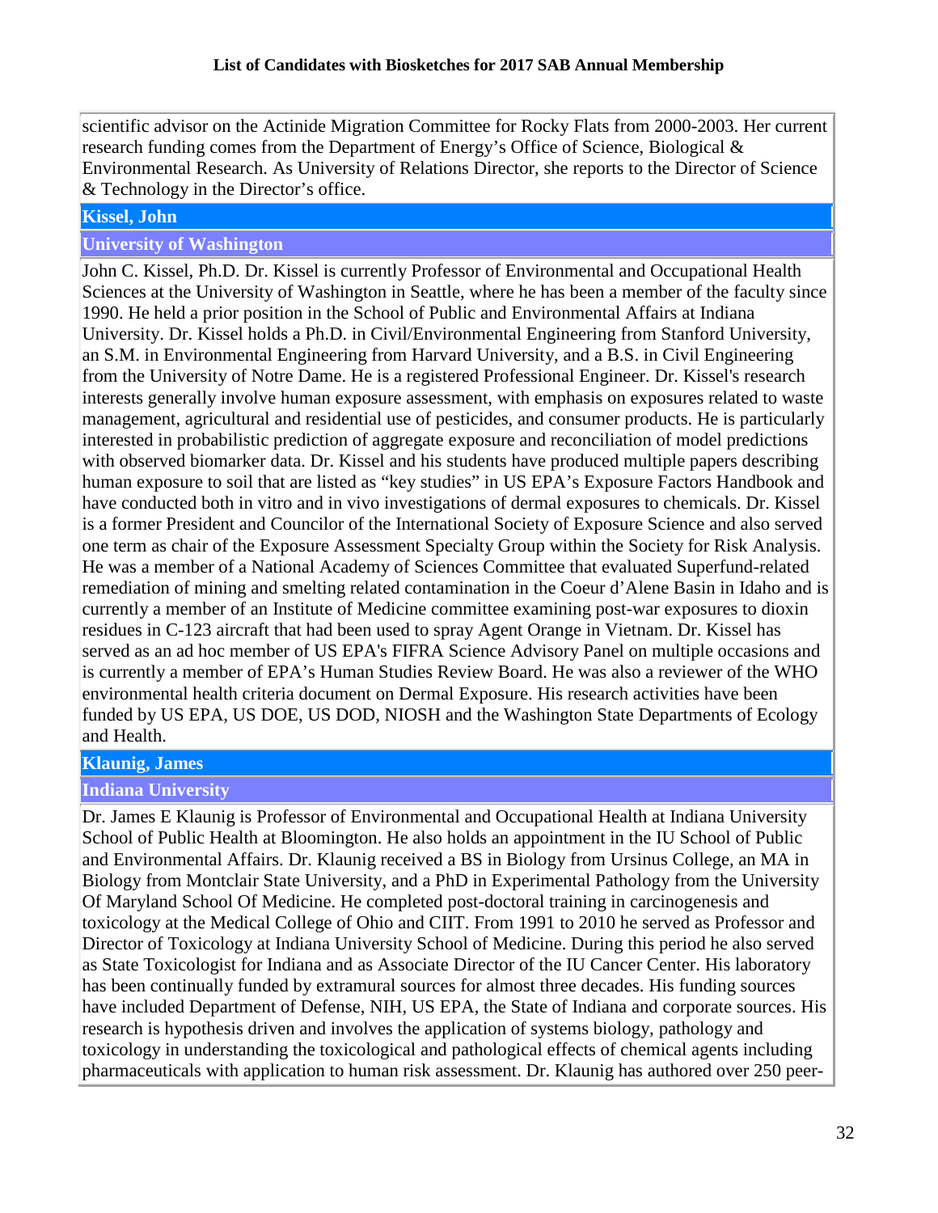scientific advisor on the Actinide Migration Committee for Rocky Flats from 2000-2003. Her current research funding comes from the Department of Energy's Office of Science, Biological & Environmental Research. As University of Relations Director, she reports to the Director of Science & Technology in the Director's office.

**Kissel, John**

**University of Washington**

John C. Kissel, Ph.D. Dr. Kissel is currently Professor of Environmental and Occupational Health Sciences at the University of Washington in Seattle, where he has been a member of the faculty since 1990. He held a prior position in the School of Public and Environmental Affairs at Indiana University. Dr. Kissel holds a Ph.D. in Civil/Environmental Engineering from Stanford University, an S.M. in Environmental Engineering from Harvard University, and a B.S. in Civil Engineering from the University of Notre Dame. He is a registered Professional Engineer. Dr. Kissel's research interests generally involve human exposure assessment, with emphasis on exposures related to waste management, agricultural and residential use of pesticides, and consumer products. He is particularly interested in probabilistic prediction of aggregate exposure and reconciliation of model predictions with observed biomarker data. Dr. Kissel and his students have produced multiple papers describing human exposure to soil that are listed as "key studies" in US EPA's Exposure Factors Handbook and have conducted both in vitro and in vivo investigations of dermal exposures to chemicals. Dr. Kissel is a former President and Councilor of the International Society of Exposure Science and also served one term as chair of the Exposure Assessment Specialty Group within the Society for Risk Analysis. He was a member of a National Academy of Sciences Committee that evaluated Superfund-related remediation of mining and smelting related contamination in the Coeur d'Alene Basin in Idaho and is currently a member of an Institute of Medicine committee examining post-war exposures to dioxin residues in C-123 aircraft that had been used to spray Agent Orange in Vietnam. Dr. Kissel has served as an ad hoc member of US EPA's FIFRA Science Advisory Panel on multiple occasions and is currently a member of EPA's Human Studies Review Board. He was also a reviewer of the WHO environmental health criteria document on Dermal Exposure. His research activities have been funded by US EPA, US DOE, US DOD, NIOSH and the Washington State Departments of Ecology and Health.

**Klaunig, James**

**Indiana University**

Dr. James E Klaunig is Professor of Environmental and Occupational Health at Indiana University School of Public Health at Bloomington. He also holds an appointment in the IU School of Public and Environmental Affairs. Dr. Klaunig received a BS in Biology from Ursinus College, an MA in Biology from Montclair State University, and a PhD in Experimental Pathology from the University Of Maryland School Of Medicine. He completed post-doctoral training in carcinogenesis and toxicology at the Medical College of Ohio and CIIT. From 1991 to 2010 he served as Professor and Director of Toxicology at Indiana University School of Medicine. During this period he also served as State Toxicologist for Indiana and as Associate Director of the IU Cancer Center. His laboratory has been continually funded by extramural sources for almost three decades. His funding sources have included Department of Defense, NIH, US EPA, the State of Indiana and corporate sources. His research is hypothesis driven and involves the application of systems biology, pathology and toxicology in understanding the toxicological and pathological effects of chemical agents including pharmaceuticals with application to human risk assessment. Dr. Klaunig has authored over 250 peer-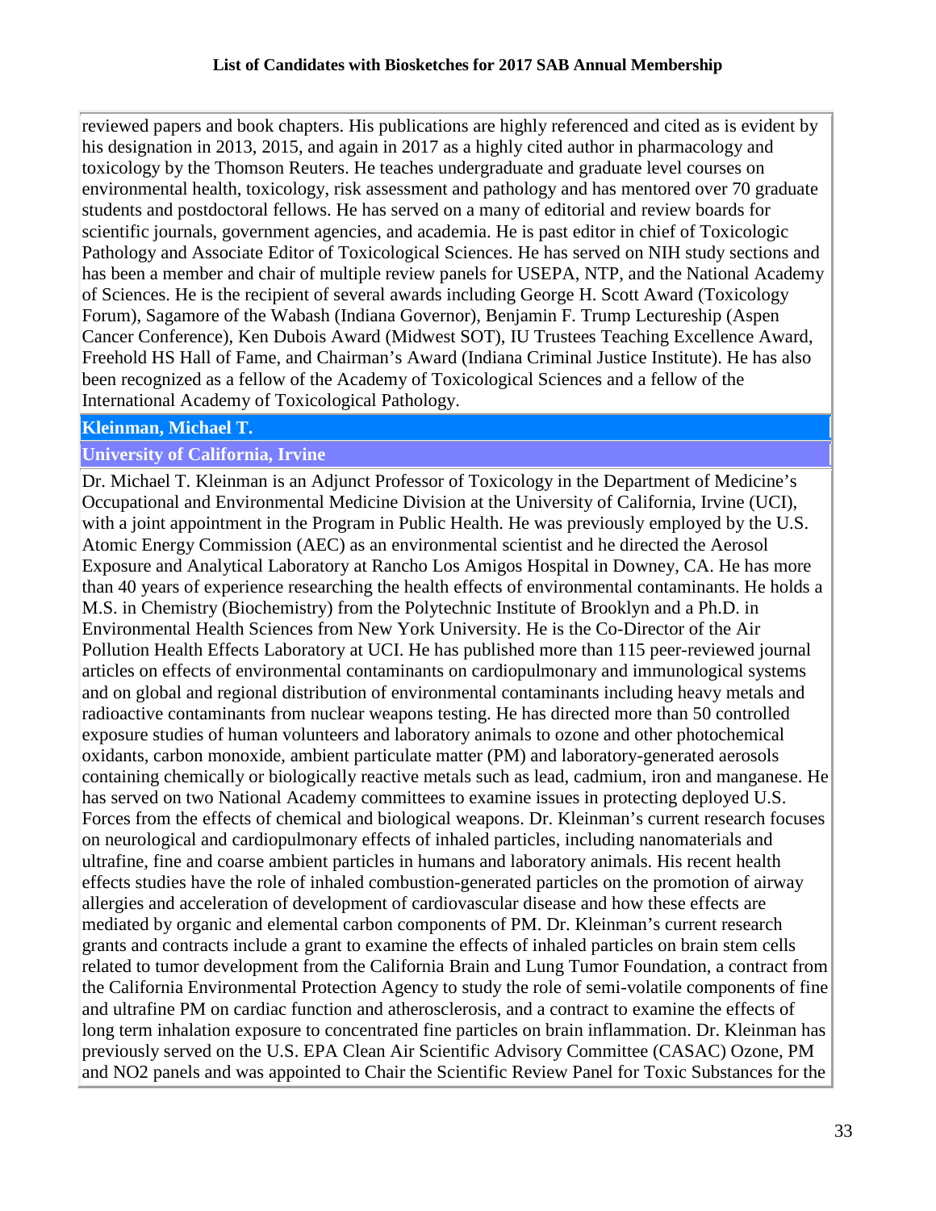reviewed papers and book chapters. His publications are highly referenced and cited as is evident by his designation in 2013, 2015, and again in 2017 as a highly cited author in pharmacology and toxicology by the Thomson Reuters. He teaches undergraduate and graduate level courses on environmental health, toxicology, risk assessment and pathology and has mentored over 70 graduate students and postdoctoral fellows. He has served on a many of editorial and review boards for scientific journals, government agencies, and academia. He is past editor in chief of Toxicologic Pathology and Associate Editor of Toxicological Sciences. He has served on NIH study sections and has been a member and chair of multiple review panels for USEPA, NTP, and the National Academy of Sciences. He is the recipient of several awards including George H. Scott Award (Toxicology Forum), Sagamore of the Wabash (Indiana Governor), Benjamin F. Trump Lectureship (Aspen Cancer Conference), Ken Dubois Award (Midwest SOT), IU Trustees Teaching Excellence Award, Freehold HS Hall of Fame, and Chairman's Award (Indiana Criminal Justice Institute). He has also been recognized as a fellow of the Academy of Toxicological Sciences and a fellow of the International Academy of Toxicological Pathology.

**Kleinman, Michael T.**

**University of California, Irvine**

Dr. Michael T. Kleinman is an Adjunct Professor of Toxicology in the Department of Medicine's Occupational and Environmental Medicine Division at the University of California, Irvine (UCI), with a joint appointment in the Program in Public Health. He was previously employed by the U.S. Atomic Energy Commission (AEC) as an environmental scientist and he directed the Aerosol Exposure and Analytical Laboratory at Rancho Los Amigos Hospital in Downey, CA. He has more than 40 years of experience researching the health effects of environmental contaminants. He holds a M.S. in Chemistry (Biochemistry) from the Polytechnic Institute of Brooklyn and a Ph.D. in Environmental Health Sciences from New York University. He is the Co-Director of the Air Pollution Health Effects Laboratory at UCI. He has published more than 115 peer-reviewed journal articles on effects of environmental contaminants on cardiopulmonary and immunological systems and on global and regional distribution of environmental contaminants including heavy metals and radioactive contaminants from nuclear weapons testing. He has directed more than 50 controlled exposure studies of human volunteers and laboratory animals to ozone and other photochemical oxidants, carbon monoxide, ambient particulate matter (PM) and laboratory-generated aerosols containing chemically or biologically reactive metals such as lead, cadmium, iron and manganese. He has served on two National Academy committees to examine issues in protecting deployed U.S. Forces from the effects of chemical and biological weapons. Dr. Kleinman's current research focuses on neurological and cardiopulmonary effects of inhaled particles, including nanomaterials and ultrafine, fine and coarse ambient particles in humans and laboratory animals. His recent health effects studies have the role of inhaled combustion-generated particles on the promotion of airway allergies and acceleration of development of cardiovascular disease and how these effects are mediated by organic and elemental carbon components of PM. Dr. Kleinman's current research grants and contracts include a grant to examine the effects of inhaled particles on brain stem cells related to tumor development from the California Brain and Lung Tumor Foundation, a contract from the California Environmental Protection Agency to study the role of semi-volatile components of fine and ultrafine PM on cardiac function and atherosclerosis, and a contract to examine the effects of long term inhalation exposure to concentrated fine particles on brain inflammation. Dr. Kleinman has previously served on the U.S. EPA Clean Air Scientific Advisory Committee (CASAC) Ozone, PM and NO2 panels and was appointed to Chair the Scientific Review Panel for Toxic Substances for the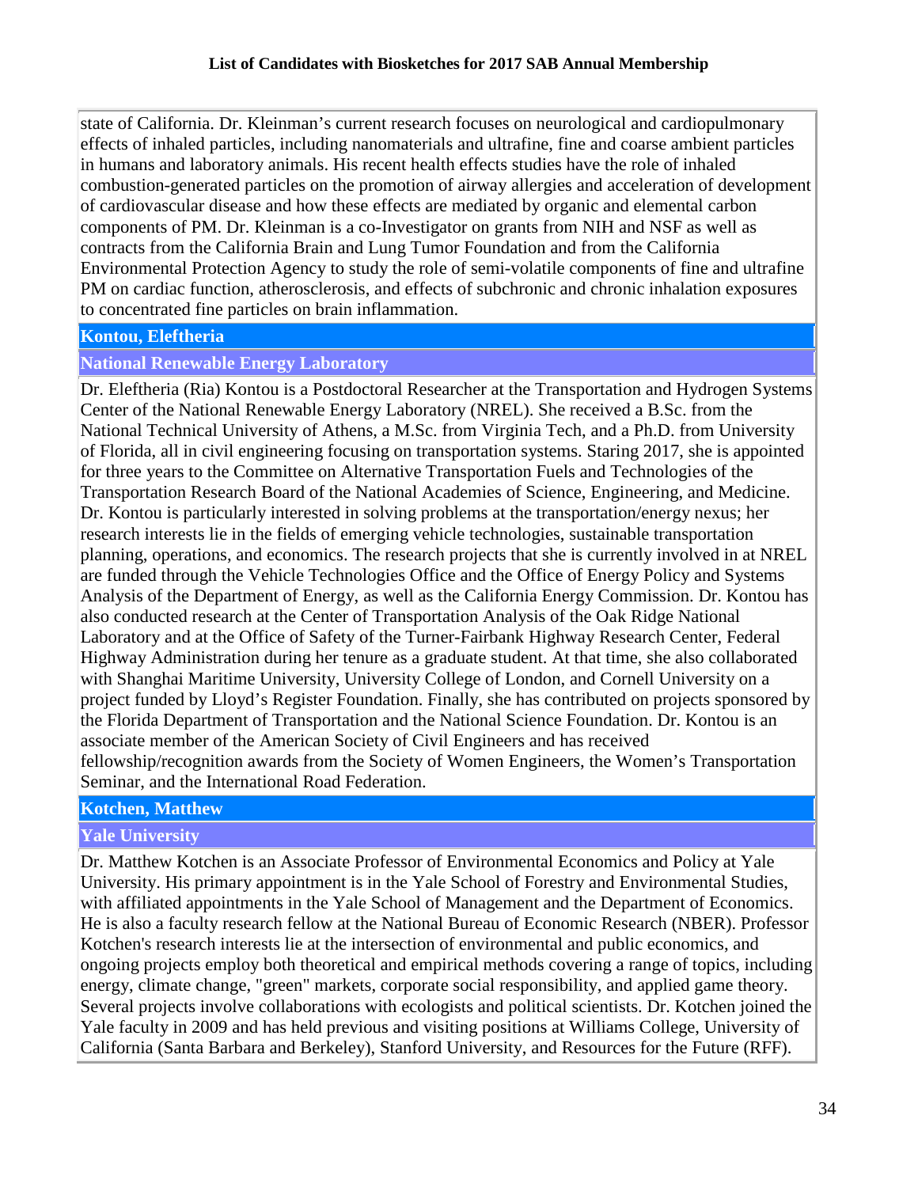state of California. Dr. Kleinman's current research focuses on neurological and cardiopulmonary effects of inhaled particles, including nanomaterials and ultrafine, fine and coarse ambient particles in humans and laboratory animals. His recent health effects studies have the role of inhaled combustion-generated particles on the promotion of airway allergies and acceleration of development of cardiovascular disease and how these effects are mediated by organic and elemental carbon components of PM. Dr. Kleinman is a co-Investigator on grants from NIH and NSF as well as contracts from the California Brain and Lung Tumor Foundation and from the California Environmental Protection Agency to study the role of semi-volatile components of fine and ultrafine PM on cardiac function, atherosclerosis, and effects of subchronic and chronic inhalation exposures to concentrated fine particles on brain inflammation.

**Kontou, Eleftheria**

**National Renewable Energy Laboratory**

Dr. Eleftheria (Ria) Kontou is a Postdoctoral Researcher at the Transportation and Hydrogen Systems Center of the National Renewable Energy Laboratory (NREL). She received a B.Sc. from the National Technical University of Athens, a M.Sc. from Virginia Tech, and a Ph.D. from University of Florida, all in civil engineering focusing on transportation systems. Staring 2017, she is appointed for three years to the Committee on Alternative Transportation Fuels and Technologies of the Transportation Research Board of the National Academies of Science, Engineering, and Medicine. Dr. Kontou is particularly interested in solving problems at the transportation/energy nexus; her research interests lie in the fields of emerging vehicle technologies, sustainable transportation planning, operations, and economics. The research projects that she is currently involved in at NREL are funded through the Vehicle Technologies Office and the Office of Energy Policy and Systems Analysis of the Department of Energy, as well as the California Energy Commission. Dr. Kontou has also conducted research at the Center of Transportation Analysis of the Oak Ridge National Laboratory and at the Office of Safety of the Turner-Fairbank Highway Research Center, Federal Highway Administration during her tenure as a graduate student. At that time, she also collaborated with Shanghai Maritime University, University College of London, and Cornell University on a project funded by Lloyd's Register Foundation. Finally, she has contributed on projects sponsored by the Florida Department of Transportation and the National Science Foundation. Dr. Kontou is an associate member of the American Society of Civil Engineers and has received fellowship/recognition awards from the Society of Women Engineers, the Women's Transportation Seminar, and the International Road Federation.

**Kotchen, Matthew**

**Yale University**

Dr. Matthew Kotchen is an Associate Professor of Environmental Economics and Policy at Yale University. His primary appointment is in the Yale School of Forestry and Environmental Studies, with affiliated appointments in the Yale School of Management and the Department of Economics. He is also a faculty research fellow at the National Bureau of Economic Research (NBER). Professor Kotchen's research interests lie at the intersection of environmental and public economics, and ongoing projects employ both theoretical and empirical methods covering a range of topics, including energy, climate change, "green" markets, corporate social responsibility, and applied game theory. Several projects involve collaborations with ecologists and political scientists. Dr. Kotchen joined the Yale faculty in 2009 and has held previous and visiting positions at Williams College, University of California (Santa Barbara and Berkeley), Stanford University, and Resources for the Future (RFF).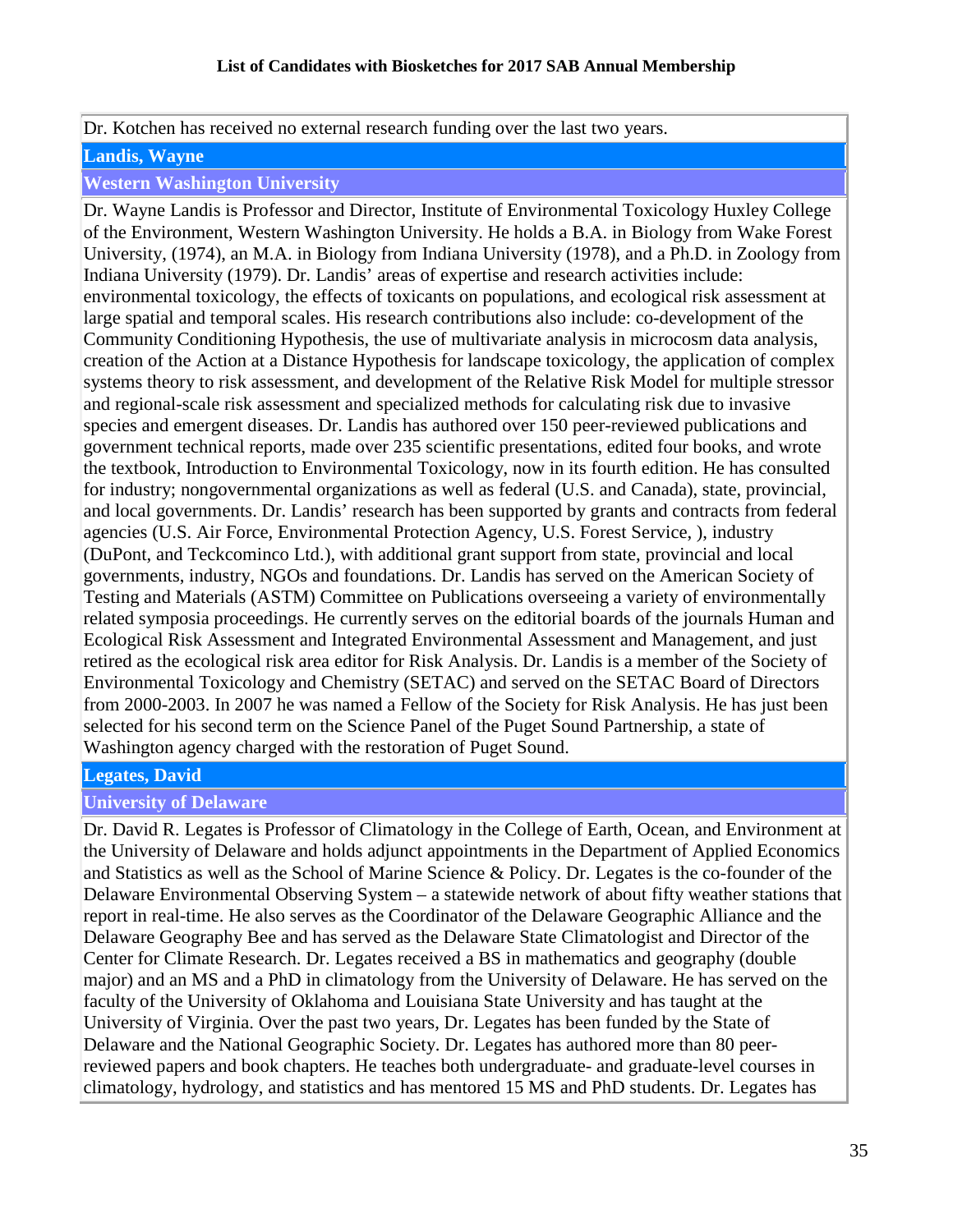Dr. Kotchen has received no external research funding over the last two years.

**Landis, Wayne**

**Western Washington University**

Dr. Wayne Landis is Professor and Director, Institute of Environmental Toxicology Huxley College of the Environment, Western Washington University. He holds a B.A. in Biology from Wake Forest University, (1974), an M.A. in Biology from Indiana University (1978), and a Ph.D. in Zoology from Indiana University (1979). Dr. Landis' areas of expertise and research activities include: environmental toxicology, the effects of toxicants on populations, and ecological risk assessment at large spatial and temporal scales. His research contributions also include: co-development of the Community Conditioning Hypothesis, the use of multivariate analysis in microcosm data analysis, creation of the Action at a Distance Hypothesis for landscape toxicology, the application of complex systems theory to risk assessment, and development of the Relative Risk Model for multiple stressor and regional-scale risk assessment and specialized methods for calculating risk due to invasive species and emergent diseases. Dr. Landis has authored over 150 peer-reviewed publications and government technical reports, made over 235 scientific presentations, edited four books, and wrote the textbook, Introduction to Environmental Toxicology, now in its fourth edition. He has consulted for industry; nongovernmental organizations as well as federal (U.S. and Canada), state, provincial, and local governments. Dr. Landis' research has been supported by grants and contracts from federal agencies (U.S. Air Force, Environmental Protection Agency, U.S. Forest Service, ), industry (DuPont, and Teckcominco Ltd.), with additional grant support from state, provincial and local governments, industry, NGOs and foundations. Dr. Landis has served on the American Society of Testing and Materials (ASTM) Committee on Publications overseeing a variety of environmentally related symposia proceedings. He currently serves on the editorial boards of the journals Human and Ecological Risk Assessment and Integrated Environmental Assessment and Management, and just retired as the ecological risk area editor for Risk Analysis. Dr. Landis is a member of the Society of Environmental Toxicology and Chemistry (SETAC) and served on the SETAC Board of Directors from 2000-2003. In 2007 he was named a Fellow of the Society for Risk Analysis. He has just been selected for his second term on the Science Panel of the Puget Sound Partnership, a state of Washington agency charged with the restoration of Puget Sound.

**Legates, David**

**University of Delaware**

Dr. David R. Legates is Professor of Climatology in the College of Earth, Ocean, and Environment at the University of Delaware and holds adjunct appointments in the Department of Applied Economics and Statistics as well as the School of Marine Science & Policy. Dr. Legates is the co-founder of the Delaware Environmental Observing System – a statewide network of about fifty weather stations that report in real-time. He also serves as the Coordinator of the Delaware Geographic Alliance and the Delaware Geography Bee and has served as the Delaware State Climatologist and Director of the Center for Climate Research. Dr. Legates received a BS in mathematics and geography (double major) and an MS and a PhD in climatology from the University of Delaware. He has served on the faculty of the University of Oklahoma and Louisiana State University and has taught at the University of Virginia. Over the past two years, Dr. Legates has been funded by the State of Delaware and the National Geographic Society. Dr. Legates has authored more than 80 peer-reviewed papers and book chapters. He teaches both undergraduate- and graduate-level courses in climatology, hydrology, and statistics and has mentored 15 MS and PhD students. Dr. Legates has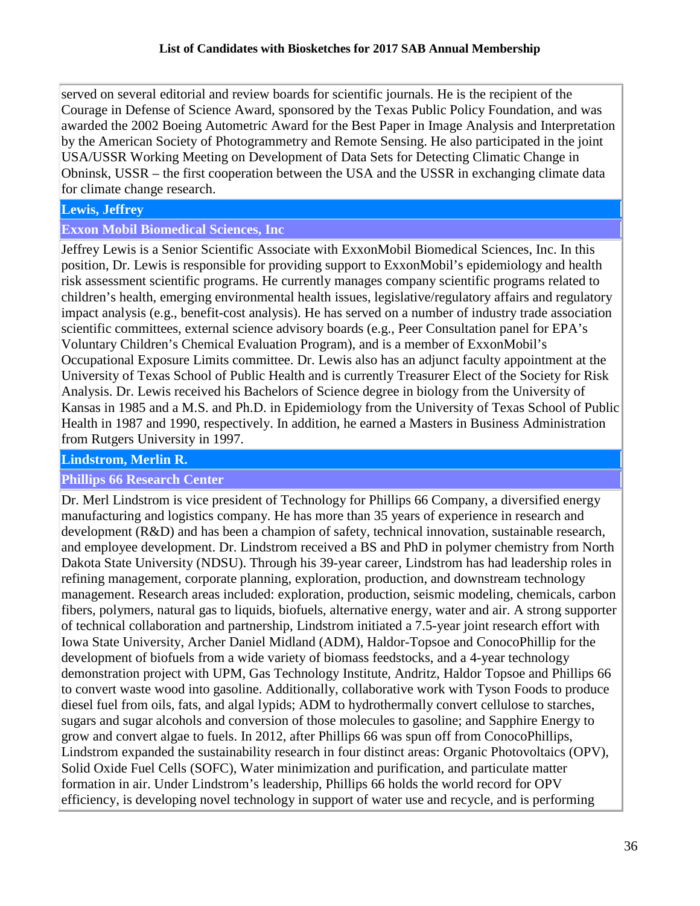served on several editorial and review boards for scientific journals. He is the recipient of the Courage in Defense of Science Award, sponsored by the Texas Public Policy Foundation, and was awarded the 2002 Boeing Autometric Award for the Best Paper in Image Analysis and Interpretation by the American Society of Photogrammetry and Remote Sensing. He also participated in the joint USA/USSR Working Meeting on Development of Data Sets for Detecting Climatic Change in Obninsk, USSR – the first cooperation between the USA and the USSR in exchanging climate data for climate change research.

**Lewis, Jeffrey**

**Exxon Mobil Biomedical Sciences, Inc**

Jeffrey Lewis is a Senior Scientific Associate with ExxonMobil Biomedical Sciences, Inc. In this position, Dr. Lewis is responsible for providing support to ExxonMobil's epidemiology and health risk assessment scientific programs. He currently manages company scientific programs related to children's health, emerging environmental health issues, legislative/regulatory affairs and regulatory impact analysis (e.g., benefit-cost analysis). He has served on a number of industry trade association scientific committees, external science advisory boards (e.g., Peer Consultation panel for EPA's Voluntary Children's Chemical Evaluation Program), and is a member of ExxonMobil's Occupational Exposure Limits committee. Dr. Lewis also has an adjunct faculty appointment at the University of Texas School of Public Health and is currently Treasurer Elect of the Society for Risk Analysis. Dr. Lewis received his Bachelors of Science degree in biology from the University of Kansas in 1985 and a M.S. and Ph.D. in Epidemiology from the University of Texas School of Public Health in 1987 and 1990, respectively. In addition, he earned a Masters in Business Administration from Rutgers University in 1997.

**Lindstrom, Merlin R.**

**Phillips 66 Research Center**

Dr. Merl Lindstrom is vice president of Technology for Phillips 66 Company, a diversified energy manufacturing and logistics company. He has more than 35 years of experience in research and development (R&D) and has been a champion of safety, technical innovation, sustainable research, and employee development. Dr. Lindstrom received a BS and PhD in polymer chemistry from North Dakota State University (NDSU). Through his 39-year career, Lindstrom has had leadership roles in refining management, corporate planning, exploration, production, and downstream technology management. Research areas included: exploration, production, seismic modeling, chemicals, carbon fibers, polymers, natural gas to liquids, biofuels, alternative energy, water and air. A strong supporter of technical collaboration and partnership, Lindstrom initiated a 7.5-year joint research effort with Iowa State University, Archer Daniel Midland (ADM), Haldor-Topsoe and ConocoPhillip for the development of biofuels from a wide variety of biomass feedstocks, and a 4-year technology demonstration project with UPM, Gas Technology Institute, Andritz, Haldor Topsoe and Phillips 66 to convert waste wood into gasoline. Additionally, collaborative work with Tyson Foods to produce diesel fuel from oils, fats, and algal lypids; ADM to hydrothermally convert cellulose to starches, sugars and sugar alcohols and conversion of those molecules to gasoline; and Sapphire Energy to grow and convert algae to fuels. In 2012, after Phillips 66 was spun off from ConocoPhillips, Lindstrom expanded the sustainability research in four distinct areas: Organic Photovoltaics (OPV), Solid Oxide Fuel Cells (SOFC), Water minimization and purification, and particulate matter formation in air. Under Lindstrom's leadership, Phillips 66 holds the world record for OPV efficiency, is developing novel technology in support of water use and recycle, and is performing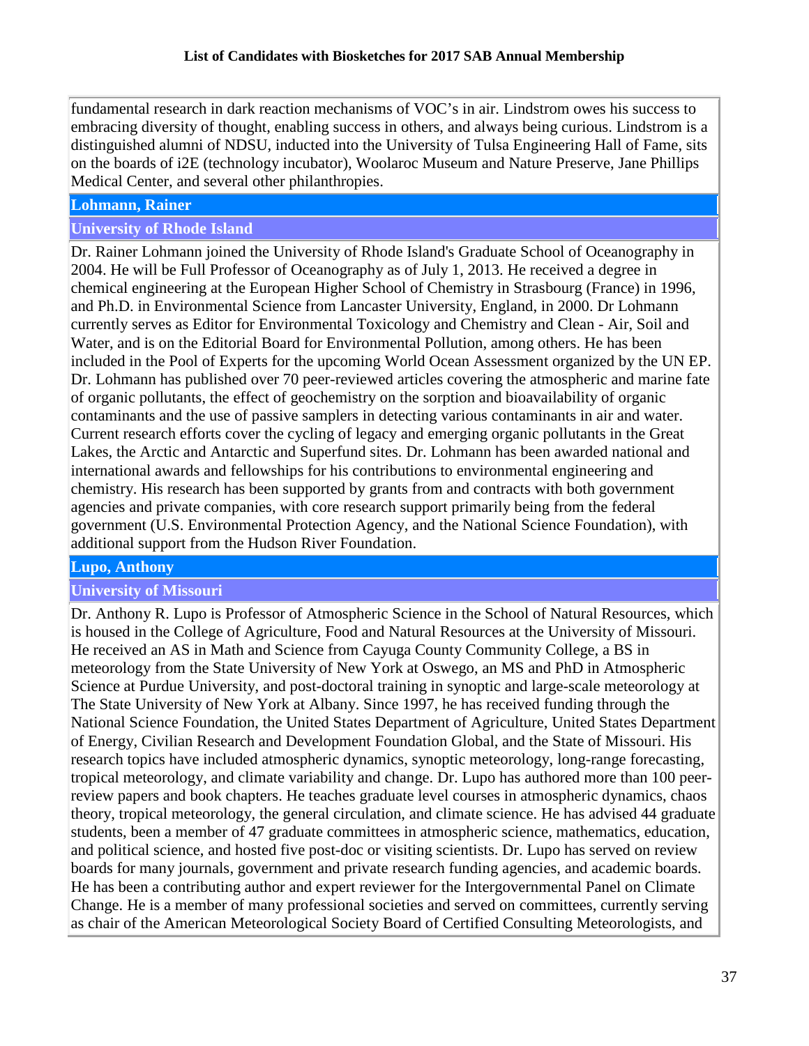fundamental research in dark reaction mechanisms of VOC's in air. Lindstrom owes his success to embracing diversity of thought, enabling success in others, and always being curious. Lindstrom is a distinguished alumni of NDSU, inducted into the University of Tulsa Engineering Hall of Fame, sits on the boards of i2E (technology incubator), Woolaroc Museum and Nature Preserve, Jane Phillips Medical Center, and several other philanthropies.

**Lohmann, Rainer**

**University of Rhode Island**

Dr. Rainer Lohmann joined the University of Rhode Island's Graduate School of Oceanography in 2004. He will be Full Professor of Oceanography as of July 1, 2013. He received a degree in chemical engineering at the European Higher School of Chemistry in Strasbourg (France) in 1996, and Ph.D. in Environmental Science from Lancaster University, England, in 2000. Dr Lohmann currently serves as Editor for Environmental Toxicology and Chemistry and Clean - Air, Soil and Water, and is on the Editorial Board for Environmental Pollution, among others. He has been included in the Pool of Experts for the upcoming World Ocean Assessment organized by the UN EP. Dr. Lohmann has published over 70 peer-reviewed articles covering the atmospheric and marine fate of organic pollutants, the effect of geochemistry on the sorption and bioavailability of organic contaminants and the use of passive samplers in detecting various contaminants in air and water. Current research efforts cover the cycling of legacy and emerging organic pollutants in the Great Lakes, the Arctic and Antarctic and Superfund sites. Dr. Lohmann has been awarded national and international awards and fellowships for his contributions to environmental engineering and chemistry. His research has been supported by grants from and contracts with both government agencies and private companies, with core research support primarily being from the federal government (U.S. Environmental Protection Agency, and the National Science Foundation), with additional support from the Hudson River Foundation.

**Lupo, Anthony**

**University of Missouri**

Dr. Anthony R. Lupo is Professor of Atmospheric Science in the School of Natural Resources, which is housed in the College of Agriculture, Food and Natural Resources at the University of Missouri. He received an AS in Math and Science from Cayuga County Community College, a BS in meteorology from the State University of New York at Oswego, an MS and PhD in Atmospheric Science at Purdue University, and post-doctoral training in synoptic and large-scale meteorology at The State University of New York at Albany. Since 1997, he has received funding through the National Science Foundation, the United States Department of Agriculture, United States Department of Energy, Civilian Research and Development Foundation Global, and the State of Missouri. His research topics have included atmospheric dynamics, synoptic meteorology, long-range forecasting, tropical meteorology, and climate variability and change. Dr. Lupo has authored more than 100 peer-review papers and book chapters. He teaches graduate level courses in atmospheric dynamics, chaos theory, tropical meteorology, the general circulation, and climate science. He has advised 44 graduate students, been a member of 47 graduate committees in atmospheric science, mathematics, education, and political science, and hosted five post-doc or visiting scientists. Dr. Lupo has served on review boards for many journals, government and private research funding agencies, and academic boards. He has been a contributing author and expert reviewer for the Intergovernmental Panel on Climate Change. He is a member of many professional societies and served on committees, currently serving as chair of the American Meteorological Society Board of Certified Consulting Meteorologists, and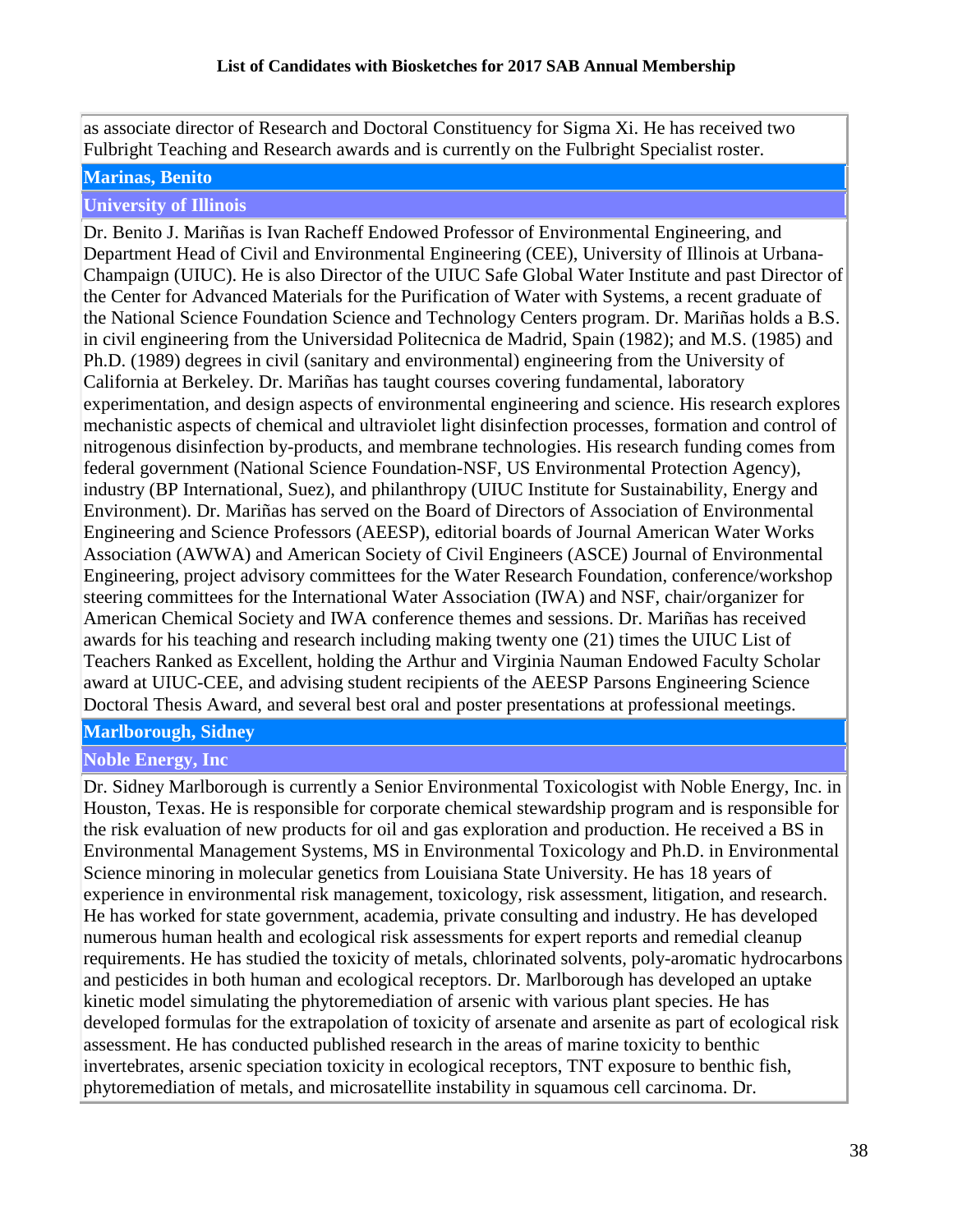as associate director of Research and Doctoral Constituency for Sigma Xi. He has received two Fulbright Teaching and Research awards and is currently on the Fulbright Specialist roster.

**Marinas, Benito**

**University of Illinois**

Dr. Benito J. Mariñas is Ivan Racheff Endowed Professor of Environmental Engineering, and Department Head of Civil and Environmental Engineering (CEE), University of Illinois at Urbana-Champaign (UIUC). He is also Director of the UIUC Safe Global Water Institute and past Director of the Center for Advanced Materials for the Purification of Water with Systems, a recent graduate of the National Science Foundation Science and Technology Centers program. Dr. Mariñas holds a B.S. in civil engineering from the Universidad Politecnica de Madrid, Spain (1982); and M.S. (1985) and Ph.D. (1989) degrees in civil (sanitary and environmental) engineering from the University of California at Berkeley. Dr. Mariñas has taught courses covering fundamental, laboratory experimentation, and design aspects of environmental engineering and science. His research explores mechanistic aspects of chemical and ultraviolet light disinfection processes, formation and control of nitrogenous disinfection by-products, and membrane technologies. His research funding comes from federal government (National Science Foundation-NSF, US Environmental Protection Agency), industry (BP International, Suez), and philanthropy (UIUC Institute for Sustainability, Energy and Environment). Dr. Mariñas has served on the Board of Directors of Association of Environmental Engineering and Science Professors (AEESP), editorial boards of Journal American Water Works Association (AWWA) and American Society of Civil Engineers (ASCE) Journal of Environmental Engineering, project advisory committees for the Water Research Foundation, conference/workshop steering committees for the International Water Association (IWA) and NSF, chair/organizer for American Chemical Society and IWA conference themes and sessions. Dr. Mariñas has received awards for his teaching and research including making twenty one (21) times the UIUC List of Teachers Ranked as Excellent, holding the Arthur and Virginia Nauman Endowed Faculty Scholar award at UIUC-CEE, and advising student recipients of the AEESP Parsons Engineering Science Doctoral Thesis Award, and several best oral and poster presentations at professional meetings.

**Marlborough, Sidney**

**Noble Energy, Inc**

Dr. Sidney Marlborough is currently a Senior Environmental Toxicologist with Noble Energy, Inc. in Houston, Texas. He is responsible for corporate chemical stewardship program and is responsible for the risk evaluation of new products for oil and gas exploration and production. He received a BS in Environmental Management Systems, MS in Environmental Toxicology and Ph.D. in Environmental Science minoring in molecular genetics from Louisiana State University. He has 18 years of experience in environmental risk management, toxicology, risk assessment, litigation, and research. He has worked for state government, academia, private consulting and industry. He has developed numerous human health and ecological risk assessments for expert reports and remedial cleanup requirements. He has studied the toxicity of metals, chlorinated solvents, poly-aromatic hydrocarbons and pesticides in both human and ecological receptors. Dr. Marlborough has developed an uptake kinetic model simulating the phytoremediation of arsenic with various plant species. He has developed formulas for the extrapolation of toxicity of arsenate and arsenite as part of ecological risk assessment. He has conducted published research in the areas of marine toxicity to benthic invertebrates, arsenic speciation toxicity in ecological receptors, TNT exposure to benthic fish, phytoremediation of metals, and microsatellite instability in squamous cell carcinoma. Dr.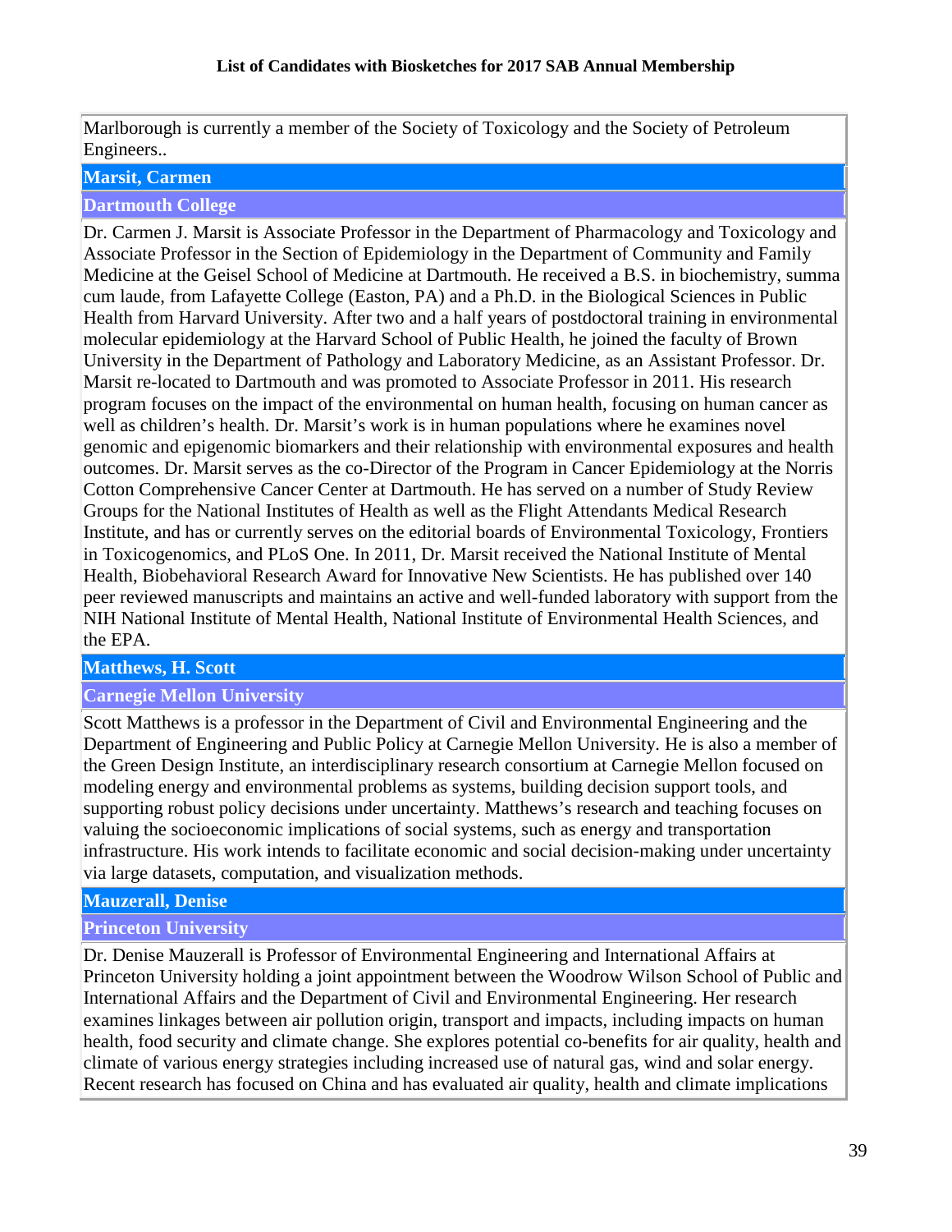Marlborough is currently a member of the Society of Toxicology and the Society of Petroleum Engineers..

**Marsit, Carmen**

**Dartmouth College**

Dr. Carmen J. Marsit is Associate Professor in the Department of Pharmacology and Toxicology and Associate Professor in the Section of Epidemiology in the Department of Community and Family Medicine at the Geisel School of Medicine at Dartmouth. He received a B.S. in biochemistry, summa cum laude, from Lafayette College (Easton, PA) and a Ph.D. in the Biological Sciences in Public Health from Harvard University. After two and a half years of postdoctoral training in environmental molecular epidemiology at the Harvard School of Public Health, he joined the faculty of Brown University in the Department of Pathology and Laboratory Medicine, as an Assistant Professor. Dr. Marsit re-located to Dartmouth and was promoted to Associate Professor in 2011. His research program focuses on the impact of the environmental on human health, focusing on human cancer as well as children's health. Dr. Marsit's work is in human populations where he examines novel genomic and epigenomic biomarkers and their relationship with environmental exposures and health outcomes. Dr. Marsit serves as the co-Director of the Program in Cancer Epidemiology at the Norris Cotton Comprehensive Cancer Center at Dartmouth. He has served on a number of Study Review Groups for the National Institutes of Health as well as the Flight Attendants Medical Research Institute, and has or currently serves on the editorial boards of Environmental Toxicology, Frontiers in Toxicogenomics, and PLoS One. In 2011, Dr. Marsit received the National Institute of Mental Health, Biobehavioral Research Award for Innovative New Scientists. He has published over 140 peer reviewed manuscripts and maintains an active and well-funded laboratory with support from the NIH National Institute of Mental Health, National Institute of Environmental Health Sciences, and the EPA.

**Matthews, H. Scott**

**Carnegie Mellon University**

Scott Matthews is a professor in the Department of Civil and Environmental Engineering and the Department of Engineering and Public Policy at Carnegie Mellon University. He is also a member of the Green Design Institute, an interdisciplinary research consortium at Carnegie Mellon focused on modeling energy and environmental problems as systems, building decision support tools, and supporting robust policy decisions under uncertainty. Matthews's research and teaching focuses on valuing the socioeconomic implications of social systems, such as energy and transportation infrastructure. His work intends to facilitate economic and social decision-making under uncertainty via large datasets, computation, and visualization methods.

**Mauzerall, Denise**

**Princeton University**

Dr. Denise Mauzerall is Professor of Environmental Engineering and International Affairs at Princeton University holding a joint appointment between the Woodrow Wilson School of Public and International Affairs and the Department of Civil and Environmental Engineering. Her research examines linkages between air pollution origin, transport and impacts, including impacts on human health, food security and climate change. She explores potential co-benefits for air quality, health and climate of various energy strategies including increased use of natural gas, wind and solar energy. Recent research has focused on China and has evaluated air quality, health and climate implications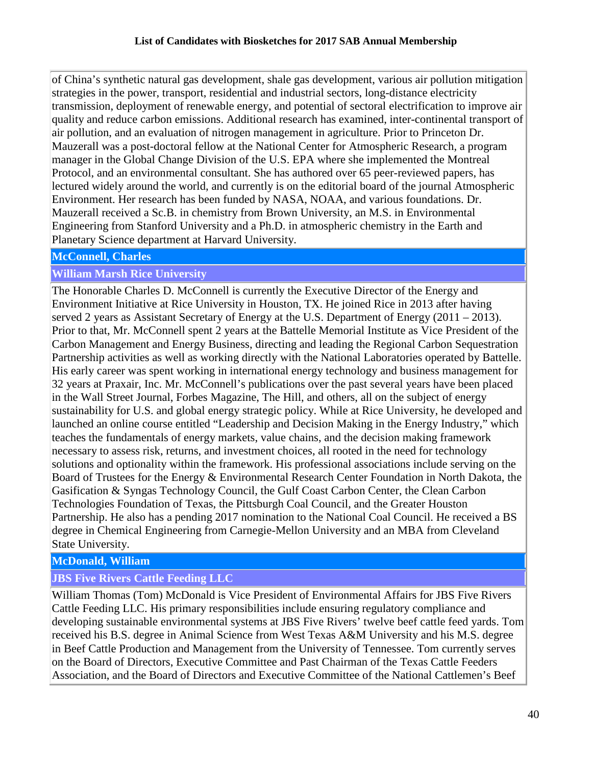of China's synthetic natural gas development, shale gas development, various air pollution mitigation strategies in the power, transport, residential and industrial sectors, long-distance electricity transmission, deployment of renewable energy, and potential of sectoral electrification to improve air quality and reduce carbon emissions. Additional research has examined, inter-continental transport of air pollution, and an evaluation of nitrogen management in agriculture. Prior to Princeton Dr. Mauzerall was a post-doctoral fellow at the National Center for Atmospheric Research, a program manager in the Global Change Division of the U.S. EPA where she implemented the Montreal Protocol, and an environmental consultant. She has authored over 65 peer-reviewed papers, has lectured widely around the world, and currently is on the editorial board of the journal Atmospheric Environment. Her research has been funded by NASA, NOAA, and various foundations. Dr. Mauzerall received a Sc.B. in chemistry from Brown University, an M.S. in Environmental Engineering from Stanford University and a Ph.D. in atmospheric chemistry in the Earth and Planetary Science department at Harvard University.

**McConnell, Charles**

**William Marsh Rice University**

The Honorable Charles D. McConnell is currently the Executive Director of the Energy and Environment Initiative at Rice University in Houston, TX. He joined Rice in 2013 after having served 2 years as Assistant Secretary of Energy at the U.S. Department of Energy (2011 – 2013). Prior to that, Mr. McConnell spent 2 years at the Battelle Memorial Institute as Vice President of the Carbon Management and Energy Business, directing and leading the Regional Carbon Sequestration Partnership activities as well as working directly with the National Laboratories operated by Battelle. His early career was spent working in international energy technology and business management for 32 years at Praxair, Inc. Mr. McConnell's publications over the past several years have been placed in the Wall Street Journal, Forbes Magazine, The Hill, and others, all on the subject of energy sustainability for U.S. and global energy strategic policy. While at Rice University, he developed and launched an online course entitled "Leadership and Decision Making in the Energy Industry," which teaches the fundamentals of energy markets, value chains, and the decision making framework necessary to assess risk, returns, and investment choices, all rooted in the need for technology solutions and optionality within the framework. His professional associations include serving on the Board of Trustees for the Energy & Environmental Research Center Foundation in North Dakota, the Gasification & Syngas Technology Council, the Gulf Coast Carbon Center, the Clean Carbon Technologies Foundation of Texas, the Pittsburgh Coal Council, and the Greater Houston Partnership. He also has a pending 2017 nomination to the National Coal Council. He received a BS degree in Chemical Engineering from Carnegie-Mellon University and an MBA from Cleveland State University.

**McDonald, William**

**JBS Five Rivers Cattle Feeding LLC**

William Thomas (Tom) McDonald is Vice President of Environmental Affairs for JBS Five Rivers Cattle Feeding LLC. His primary responsibilities include ensuring regulatory compliance and developing sustainable environmental systems at JBS Five Rivers' twelve beef cattle feed yards. Tom received his B.S. degree in Animal Science from West Texas A&M University and his M.S. degree in Beef Cattle Production and Management from the University of Tennessee. Tom currently serves on the Board of Directors, Executive Committee and Past Chairman of the Texas Cattle Feeders Association, and the Board of Directors and Executive Committee of the National Cattlemen's Beef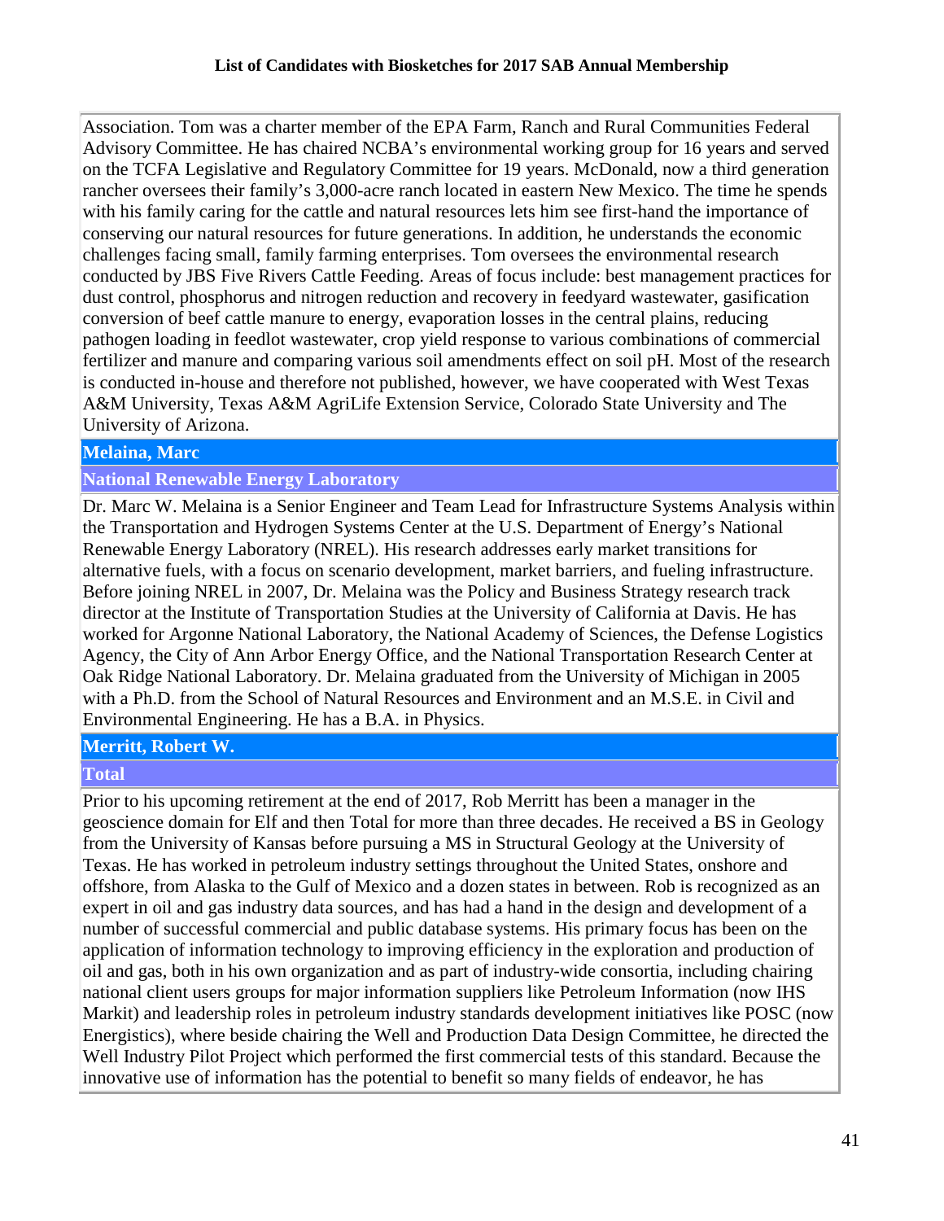Association. Tom was a charter member of the EPA Farm, Ranch and Rural Communities Federal Advisory Committee. He has chaired NCBA's environmental working group for 16 years and served on the TCFA Legislative and Regulatory Committee for 19 years. McDonald, now a third generation rancher oversees their family's 3,000-acre ranch located in eastern New Mexico. The time he spends with his family caring for the cattle and natural resources lets him see first-hand the importance of conserving our natural resources for future generations. In addition, he understands the economic challenges facing small, family farming enterprises. Tom oversees the environmental research conducted by JBS Five Rivers Cattle Feeding. Areas of focus include: best management practices for dust control, phosphorus and nitrogen reduction and recovery in feedyard wastewater, gasification conversion of beef cattle manure to energy, evaporation losses in the central plains, reducing pathogen loading in feedlot wastewater, crop yield response to various combinations of commercial fertilizer and manure and comparing various soil amendments effect on soil pH. Most of the research is conducted in-house and therefore not published, however, we have cooperated with West Texas A&M University, Texas A&M AgriLife Extension Service, Colorado State University and The University of Arizona.

**Melaina, Marc**

**National Renewable Energy Laboratory**

Dr. Marc W. Melaina is a Senior Engineer and Team Lead for Infrastructure Systems Analysis within the Transportation and Hydrogen Systems Center at the U.S. Department of Energy's National Renewable Energy Laboratory (NREL). His research addresses early market transitions for alternative fuels, with a focus on scenario development, market barriers, and fueling infrastructure. Before joining NREL in 2007, Dr. Melaina was the Policy and Business Strategy research track director at the Institute of Transportation Studies at the University of California at Davis. He has worked for Argonne National Laboratory, the National Academy of Sciences, the Defense Logistics Agency, the City of Ann Arbor Energy Office, and the National Transportation Research Center at Oak Ridge National Laboratory. Dr. Melaina graduated from the University of Michigan in 2005 with a Ph.D. from the School of Natural Resources and Environment and an M.S.E. in Civil and Environmental Engineering. He has a B.A. in Physics.

**Merritt, Robert W.**

**Total**

Prior to his upcoming retirement at the end of 2017, Rob Merritt has been a manager in the geoscience domain for Elf and then Total for more than three decades. He received a BS in Geology from the University of Kansas before pursuing a MS in Structural Geology at the University of Texas. He has worked in petroleum industry settings throughout the United States, onshore and offshore, from Alaska to the Gulf of Mexico and a dozen states in between. Rob is recognized as an expert in oil and gas industry data sources, and has had a hand in the design and development of a number of successful commercial and public database systems. His primary focus has been on the application of information technology to improving efficiency in the exploration and production of oil and gas, both in his own organization and as part of industry-wide consortia, including chairing national client users groups for major information suppliers like Petroleum Information (now IHS Markit) and leadership roles in petroleum industry standards development initiatives like POSC (now Energistics), where beside chairing the Well and Production Data Design Committee, he directed the Well Industry Pilot Project which performed the first commercial tests of this standard. Because the innovative use of information has the potential to benefit so many fields of endeavor, he has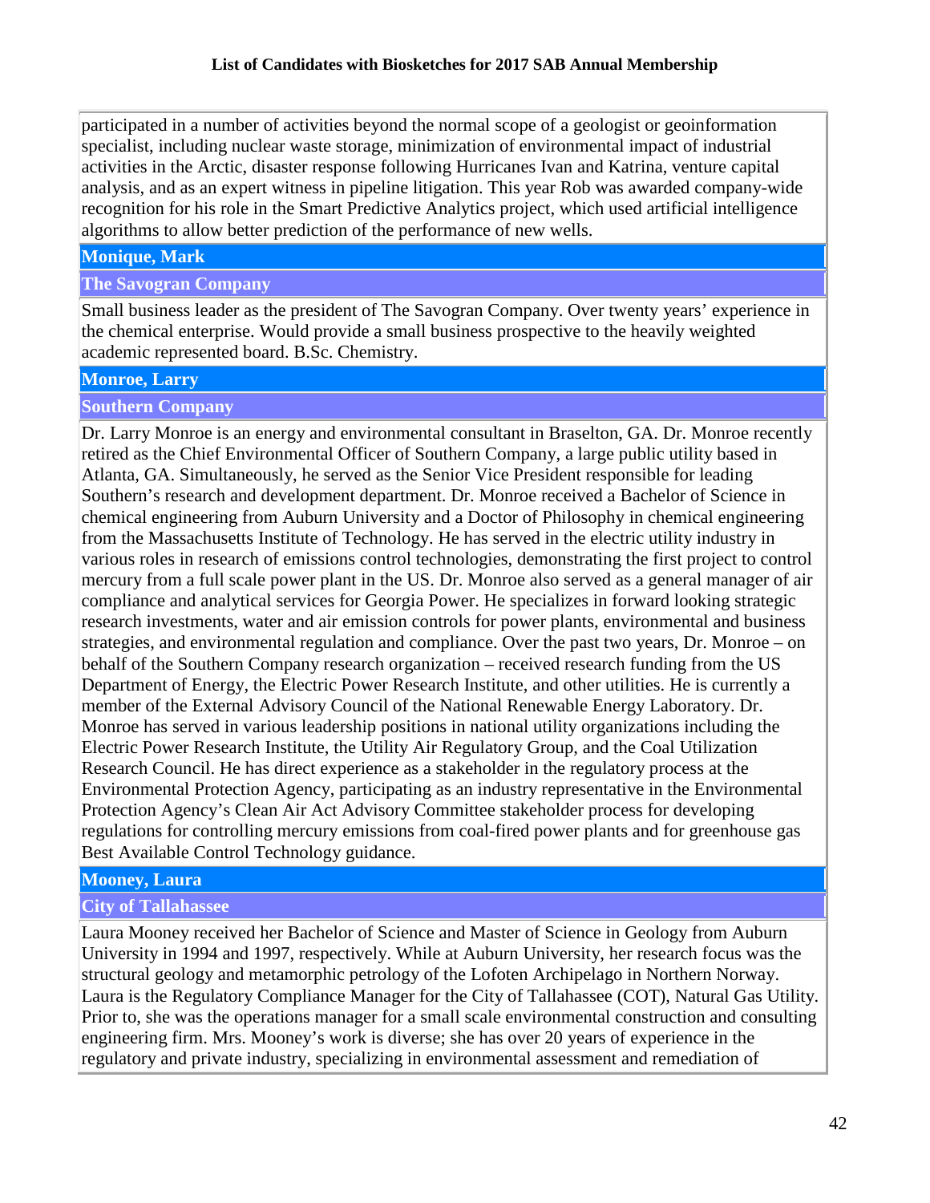participated in a number of activities beyond the normal scope of a geologist or geoinformation specialist, including nuclear waste storage, minimization of environmental impact of industrial activities in the Arctic, disaster response following Hurricanes Ivan and Katrina, venture capital analysis, and as an expert witness in pipeline litigation. This year Rob was awarded company-wide recognition for his role in the Smart Predictive Analytics project, which used artificial intelligence algorithms to allow better prediction of the performance of new wells.

**Monique, Mark**

**The Savogran Company**

Small business leader as the president of The Savogran Company. Over twenty years' experience in the chemical enterprise. Would provide a small business prospective to the heavily weighted academic represented board. B.Sc. Chemistry.

**Monroe, Larry**

**Southern Company**

Dr. Larry Monroe is an energy and environmental consultant in Braselton, GA. Dr. Monroe recently retired as the Chief Environmental Officer of Southern Company, a large public utility based in Atlanta, GA. Simultaneously, he served as the Senior Vice President responsible for leading Southern's research and development department. Dr. Monroe received a Bachelor of Science in chemical engineering from Auburn University and a Doctor of Philosophy in chemical engineering from the Massachusetts Institute of Technology. He has served in the electric utility industry in various roles in research of emissions control technologies, demonstrating the first project to control mercury from a full scale power plant in the US. Dr. Monroe also served as a general manager of air compliance and analytical services for Georgia Power. He specializes in forward looking strategic research investments, water and air emission controls for power plants, environmental and business strategies, and environmental regulation and compliance. Over the past two years, Dr. Monroe – on behalf of the Southern Company research organization – received research funding from the US Department of Energy, the Electric Power Research Institute, and other utilities. He is currently a member of the External Advisory Council of the National Renewable Energy Laboratory. Dr. Monroe has served in various leadership positions in national utility organizations including the Electric Power Research Institute, the Utility Air Regulatory Group, and the Coal Utilization Research Council. He has direct experience as a stakeholder in the regulatory process at the Environmental Protection Agency, participating as an industry representative in the Environmental Protection Agency's Clean Air Act Advisory Committee stakeholder process for developing regulations for controlling mercury emissions from coal-fired power plants and for greenhouse gas Best Available Control Technology guidance.

**Mooney, Laura**

**City of Tallahassee**

Laura Mooney received her Bachelor of Science and Master of Science in Geology from Auburn University in 1994 and 1997, respectively. While at Auburn University, her research focus was the structural geology and metamorphic petrology of the Lofoten Archipelago in Northern Norway. Laura is the Regulatory Compliance Manager for the City of Tallahassee (COT), Natural Gas Utility. Prior to, she was the operations manager for a small scale environmental construction and consulting engineering firm. Mrs. Mooney's work is diverse; she has over 20 years of experience in the regulatory and private industry, specializing in environmental assessment and remediation of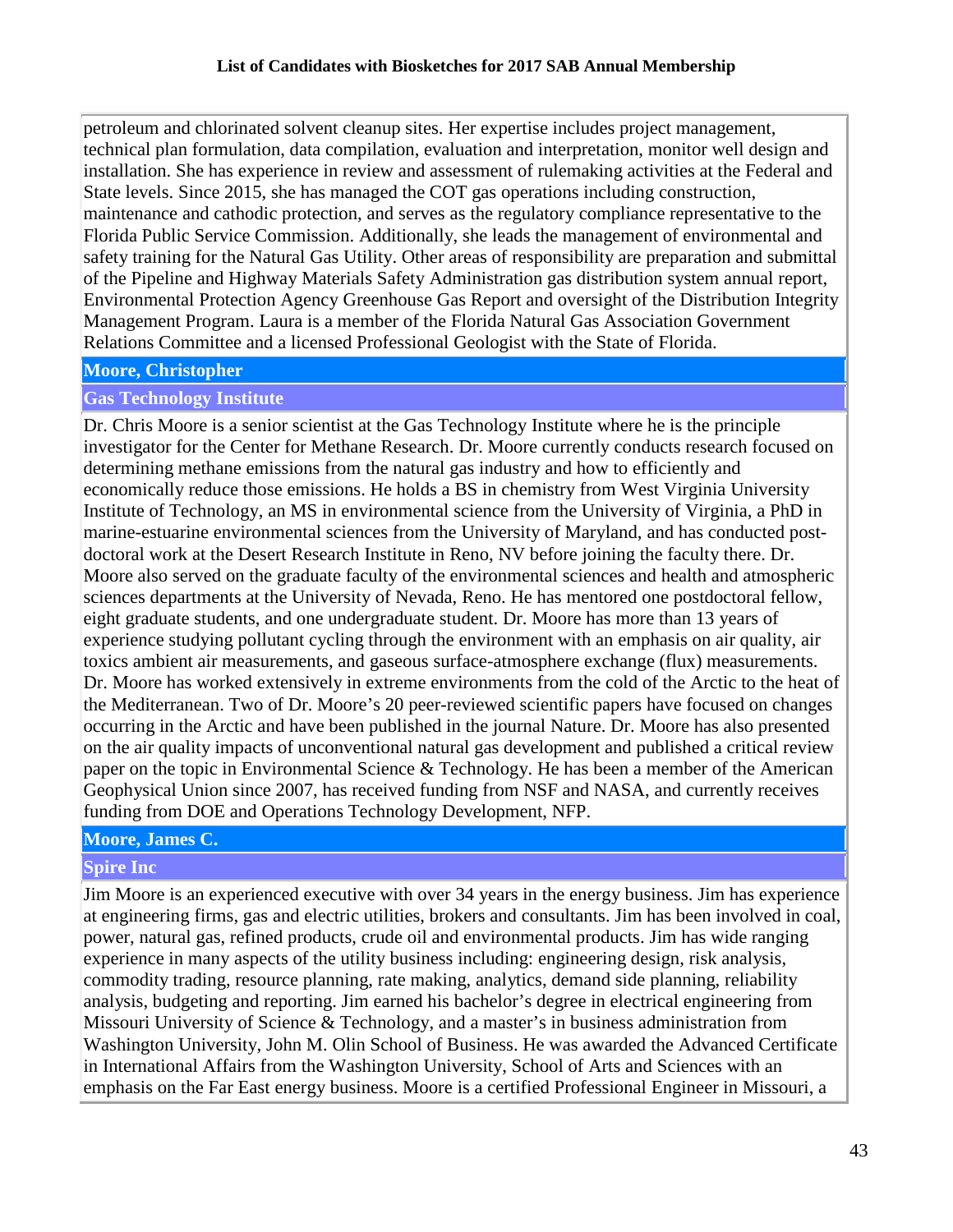petroleum and chlorinated solvent cleanup sites. Her expertise includes project management, technical plan formulation, data compilation, evaluation and interpretation, monitor well design and installation. She has experience in review and assessment of rulemaking activities at the Federal and State levels. Since 2015, she has managed the COT gas operations including construction, maintenance and cathodic protection, and serves as the regulatory compliance representative to the Florida Public Service Commission. Additionally, she leads the management of environmental and safety training for the Natural Gas Utility. Other areas of responsibility are preparation and submittal of the Pipeline and Highway Materials Safety Administration gas distribution system annual report, Environmental Protection Agency Greenhouse Gas Report and oversight of the Distribution Integrity Management Program. Laura is a member of the Florida Natural Gas Association Government Relations Committee and a licensed Professional Geologist with the State of Florida.

**Moore, Christopher**

**Gas Technology Institute**

Dr. Chris Moore is a senior scientist at the Gas Technology Institute where he is the principle investigator for the Center for Methane Research. Dr. Moore currently conducts research focused on determining methane emissions from the natural gas industry and how to efficiently and economically reduce those emissions. He holds a BS in chemistry from West Virginia University Institute of Technology, an MS in environmental science from the University of Virginia, a PhD in marine-estuarine environmental sciences from the University of Maryland, and has conducted post-doctoral work at the Desert Research Institute in Reno, NV before joining the faculty there. Dr. Moore also served on the graduate faculty of the environmental sciences and health and atmospheric sciences departments at the University of Nevada, Reno. He has mentored one postdoctoral fellow, eight graduate students, and one undergraduate student. Dr. Moore has more than 13 years of experience studying pollutant cycling through the environment with an emphasis on air quality, air toxics ambient air measurements, and gaseous surface-atmosphere exchange (flux) measurements. Dr. Moore has worked extensively in extreme environments from the cold of the Arctic to the heat of the Mediterranean. Two of Dr. Moore's 20 peer-reviewed scientific papers have focused on changes occurring in the Arctic and have been published in the journal Nature. Dr. Moore has also presented on the air quality impacts of unconventional natural gas development and published a critical review paper on the topic in Environmental Science & Technology. He has been a member of the American Geophysical Union since 2007, has received funding from NSF and NASA, and currently receives funding from DOE and Operations Technology Development, NFP.

**Moore, James C.**

**Spire Inc**

Jim Moore is an experienced executive with over 34 years in the energy business. Jim has experience at engineering firms, gas and electric utilities, brokers and consultants. Jim has been involved in coal, power, natural gas, refined products, crude oil and environmental products. Jim has wide ranging experience in many aspects of the utility business including: engineering design, risk analysis, commodity trading, resource planning, rate making, analytics, demand side planning, reliability analysis, budgeting and reporting. Jim earned his bachelor's degree in electrical engineering from Missouri University of Science & Technology, and a master's in business administration from Washington University, John M. Olin School of Business. He was awarded the Advanced Certificate in International Affairs from the Washington University, School of Arts and Sciences with an emphasis on the Far East energy business. Moore is a certified Professional Engineer in Missouri, a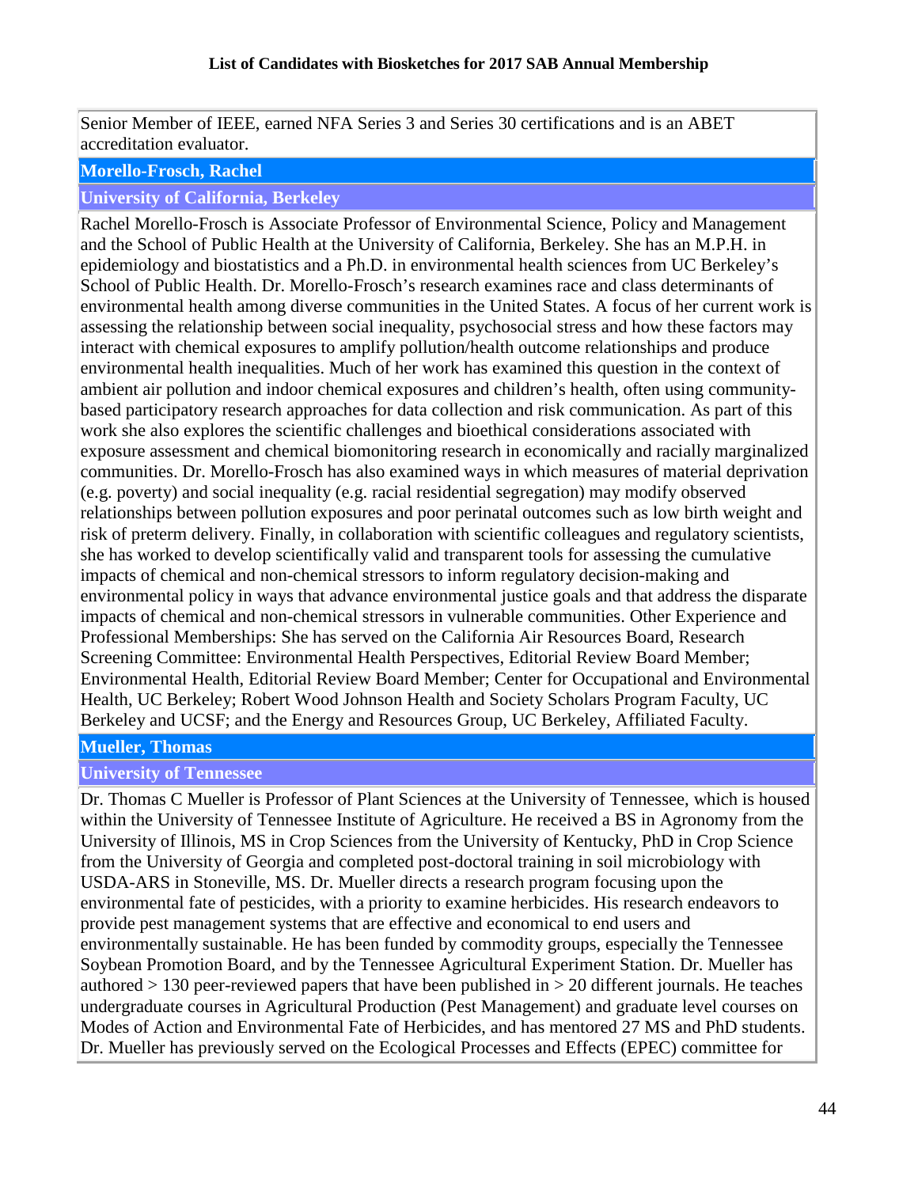Senior Member of IEEE, earned NFA Series 3 and Series 30 certifications and is an ABET accreditation evaluator.

**Morello-Frosch, Rachel**

**University of California, Berkeley**

Rachel Morello-Frosch is Associate Professor of Environmental Science, Policy and Management and the School of Public Health at the University of California, Berkeley. She has an M.P.H. in epidemiology and biostatistics and a Ph.D. in environmental health sciences from UC Berkeley's School of Public Health. Dr. Morello-Frosch's research examines race and class determinants of environmental health among diverse communities in the United States. A focus of her current work is assessing the relationship between social inequality, psychosocial stress and how these factors may interact with chemical exposures to amplify pollution/health outcome relationships and produce environmental health inequalities. Much of her work has examined this question in the context of ambient air pollution and indoor chemical exposures and children's health, often using community-based participatory research approaches for data collection and risk communication. As part of this work she also explores the scientific challenges and bioethical considerations associated with exposure assessment and chemical biomonitoring research in economically and racially marginalized communities. Dr. Morello-Frosch has also examined ways in which measures of material deprivation (e.g. poverty) and social inequality (e.g. racial residential segregation) may modify observed relationships between pollution exposures and poor perinatal outcomes such as low birth weight and risk of preterm delivery. Finally, in collaboration with scientific colleagues and regulatory scientists, she has worked to develop scientifically valid and transparent tools for assessing the cumulative impacts of chemical and non-chemical stressors to inform regulatory decision-making and environmental policy in ways that advance environmental justice goals and that address the disparate impacts of chemical and non-chemical stressors in vulnerable communities. Other Experience and Professional Memberships: She has served on the California Air Resources Board, Research Screening Committee: Environmental Health Perspectives, Editorial Review Board Member; Environmental Health, Editorial Review Board Member; Center for Occupational and Environmental Health, UC Berkeley; Robert Wood Johnson Health and Society Scholars Program Faculty, UC Berkeley and UCSF; and the Energy and Resources Group, UC Berkeley, Affiliated Faculty.

**Mueller, Thomas**

**University of Tennessee**

Dr. Thomas C Mueller is Professor of Plant Sciences at the University of Tennessee, which is housed within the University of Tennessee Institute of Agriculture. He received a BS in Agronomy from the University of Illinois, MS in Crop Sciences from the University of Kentucky, PhD in Crop Science from the University of Georgia and completed post-doctoral training in soil microbiology with USDA-ARS in Stoneville, MS. Dr. Mueller directs a research program focusing upon the environmental fate of pesticides, with a priority to examine herbicides. His research endeavors to provide pest management systems that are effective and economical to end users and environmentally sustainable. He has been funded by commodity groups, especially the Tennessee Soybean Promotion Board, and by the Tennessee Agricultural Experiment Station. Dr. Mueller has authored > 130 peer-reviewed papers that have been published in > 20 different journals. He teaches undergraduate courses in Agricultural Production (Pest Management) and graduate level courses on Modes of Action and Environmental Fate of Herbicides, and has mentored 27 MS and PhD students. Dr. Mueller has previously served on the Ecological Processes and Effects (EPEC) committee for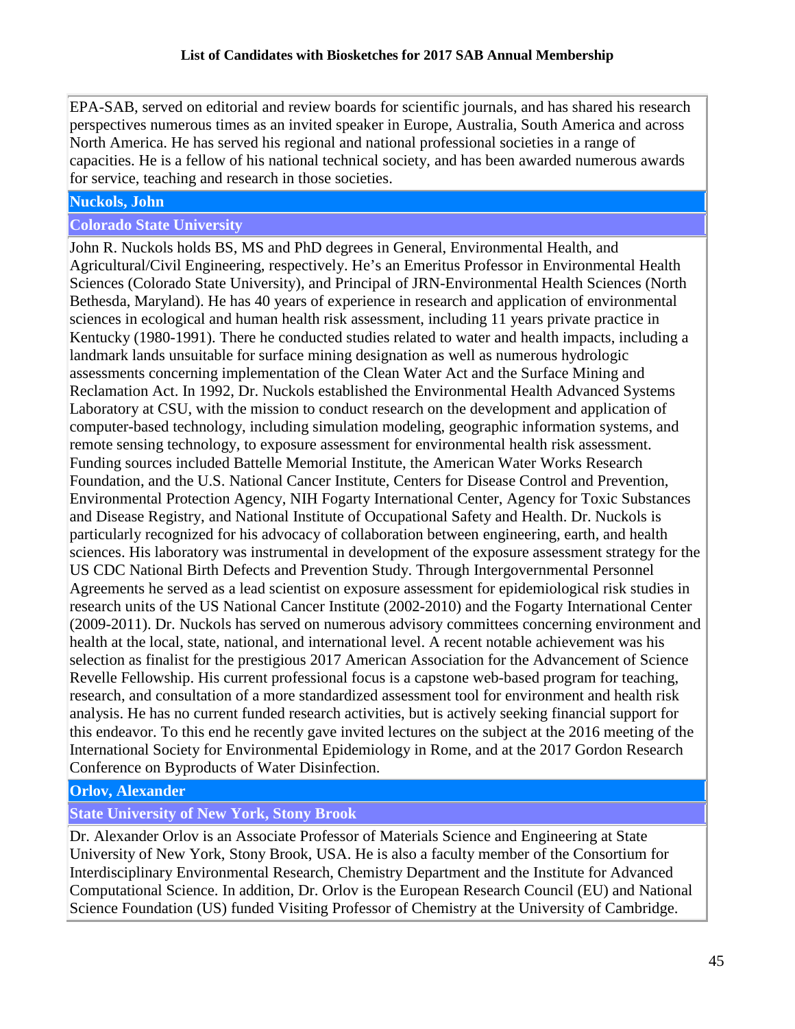EPA-SAB, served on editorial and review boards for scientific journals, and has shared his research perspectives numerous times as an invited speaker in Europe, Australia, South America and across North America. He has served his regional and national professional societies in a range of capacities. He is a fellow of his national technical society, and has been awarded numerous awards for service, teaching and research in those societies.

**Nuckols, John**

**Colorado State University**

John R. Nuckols holds BS, MS and PhD degrees in General, Environmental Health, and Agricultural/Civil Engineering, respectively. He's an Emeritus Professor in Environmental Health Sciences (Colorado State University), and Principal of JRN-Environmental Health Sciences (North Bethesda, Maryland). He has 40 years of experience in research and application of environmental sciences in ecological and human health risk assessment, including 11 years private practice in Kentucky (1980-1991). There he conducted studies related to water and health impacts, including a landmark lands unsuitable for surface mining designation as well as numerous hydrologic assessments concerning implementation of the Clean Water Act and the Surface Mining and Reclamation Act. In 1992, Dr. Nuckols established the Environmental Health Advanced Systems Laboratory at CSU, with the mission to conduct research on the development and application of computer-based technology, including simulation modeling, geographic information systems, and remote sensing technology, to exposure assessment for environmental health risk assessment. Funding sources included Battelle Memorial Institute, the American Water Works Research Foundation, and the U.S. National Cancer Institute, Centers for Disease Control and Prevention, Environmental Protection Agency, NIH Fogarty International Center, Agency for Toxic Substances and Disease Registry, and National Institute of Occupational Safety and Health. Dr. Nuckols is particularly recognized for his advocacy of collaboration between engineering, earth, and health sciences. His laboratory was instrumental in development of the exposure assessment strategy for the US CDC National Birth Defects and Prevention Study. Through Intergovernmental Personnel Agreements he served as a lead scientist on exposure assessment for epidemiological risk studies in research units of the US National Cancer Institute (2002-2010) and the Fogarty International Center (2009-2011). Dr. Nuckols has served on numerous advisory committees concerning environment and health at the local, state, national, and international level. A recent notable achievement was his selection as finalist for the prestigious 2017 American Association for the Advancement of Science Revelle Fellowship. His current professional focus is a capstone web-based program for teaching, research, and consultation of a more standardized assessment tool for environment and health risk analysis. He has no current funded research activities, but is actively seeking financial support for this endeavor. To this end he recently gave invited lectures on the subject at the 2016 meeting of the International Society for Environmental Epidemiology in Rome, and at the 2017 Gordon Research Conference on Byproducts of Water Disinfection.

**Orlov, Alexander**

**State University of New York, Stony Brook**

Dr. Alexander Orlov is an Associate Professor of Materials Science and Engineering at State University of New York, Stony Brook, USA. He is also a faculty member of the Consortium for Interdisciplinary Environmental Research, Chemistry Department and the Institute for Advanced Computational Science. In addition, Dr. Orlov is the European Research Council (EU) and National Science Foundation (US) funded Visiting Professor of Chemistry at the University of Cambridge.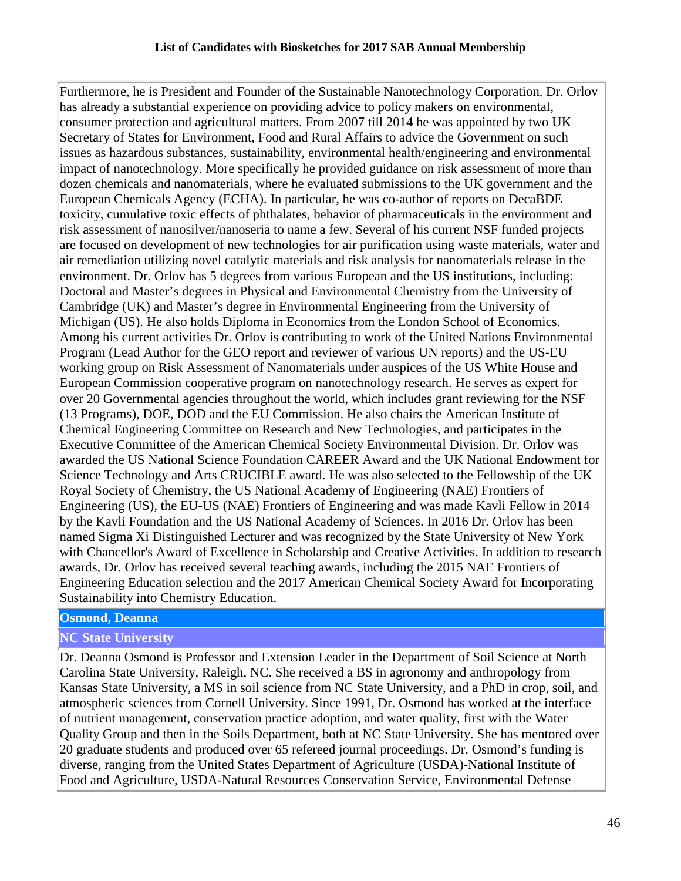Furthermore, he is President and Founder of the Sustainable Nanotechnology Corporation. Dr. Orlov has already a substantial experience on providing advice to policy makers on environmental, consumer protection and agricultural matters. From 2007 till 2014 he was appointed by two UK Secretary of States for Environment, Food and Rural Affairs to advice the Government on such issues as hazardous substances, sustainability, environmental health/engineering and environmental impact of nanotechnology. More specifically he provided guidance on risk assessment of more than dozen chemicals and nanomaterials, where he evaluated submissions to the UK government and the European Chemicals Agency (ECHA). In particular, he was co-author of reports on DecaBDE toxicity, cumulative toxic effects of phthalates, behavior of pharmaceuticals in the environment and risk assessment of nanosilver/nanoseria to name a few. Several of his current NSF funded projects are focused on development of new technologies for air purification using waste materials, water and air remediation utilizing novel catalytic materials and risk analysis for nanomaterials release in the environment. Dr. Orlov has 5 degrees from various European and the US institutions, including: Doctoral and Master's degrees in Physical and Environmental Chemistry from the University of Cambridge (UK) and Master's degree in Environmental Engineering from the University of Michigan (US). He also holds Diploma in Economics from the London School of Economics. Among his current activities Dr. Orlov is contributing to work of the United Nations Environmental Program (Lead Author for the GEO report and reviewer of various UN reports) and the US-EU working group on Risk Assessment of Nanomaterials under auspices of the US White House and European Commission cooperative program on nanotechnology research. He serves as expert for over 20 Governmental agencies throughout the world, which includes grant reviewing for the NSF (13 Programs), DOE, DOD and the EU Commission. He also chairs the American Institute of Chemical Engineering Committee on Research and New Technologies, and participates in the Executive Committee of the American Chemical Society Environmental Division. Dr. Orlov was awarded the US National Science Foundation CAREER Award and the UK National Endowment for Science Technology and Arts CRUCIBLE award. He was also selected to the Fellowship of the UK Royal Society of Chemistry, the US National Academy of Engineering (NAE) Frontiers of Engineering (US), the EU-US (NAE) Frontiers of Engineering and was made Kavli Fellow in 2014 by the Kavli Foundation and the US National Academy of Sciences. In 2016 Dr. Orlov has been named Sigma Xi Distinguished Lecturer and was recognized by the State University of New York with Chancellor's Award of Excellence in Scholarship and Creative Activities. In addition to research awards, Dr. Orlov has received several teaching awards, including the 2015 NAE Frontiers of Engineering Education selection and the 2017 American Chemical Society Award for Incorporating Sustainability into Chemistry Education.

**Osmond, Deanna**

**NC State University**

Dr. Deanna Osmond is Professor and Extension Leader in the Department of Soil Science at North Carolina State University, Raleigh, NC. She received a BS in agronomy and anthropology from Kansas State University, a MS in soil science from NC State University, and a PhD in crop, soil, and atmospheric sciences from Cornell University. Since 1991, Dr. Osmond has worked at the interface of nutrient management, conservation practice adoption, and water quality, first with the Water Quality Group and then in the Soils Department, both at NC State University. She has mentored over 20 graduate students and produced over 65 refereed journal proceedings. Dr. Osmond's funding is diverse, ranging from the United States Department of Agriculture (USDA)-National Institute of Food and Agriculture, USDA-Natural Resources Conservation Service, Environmental Defense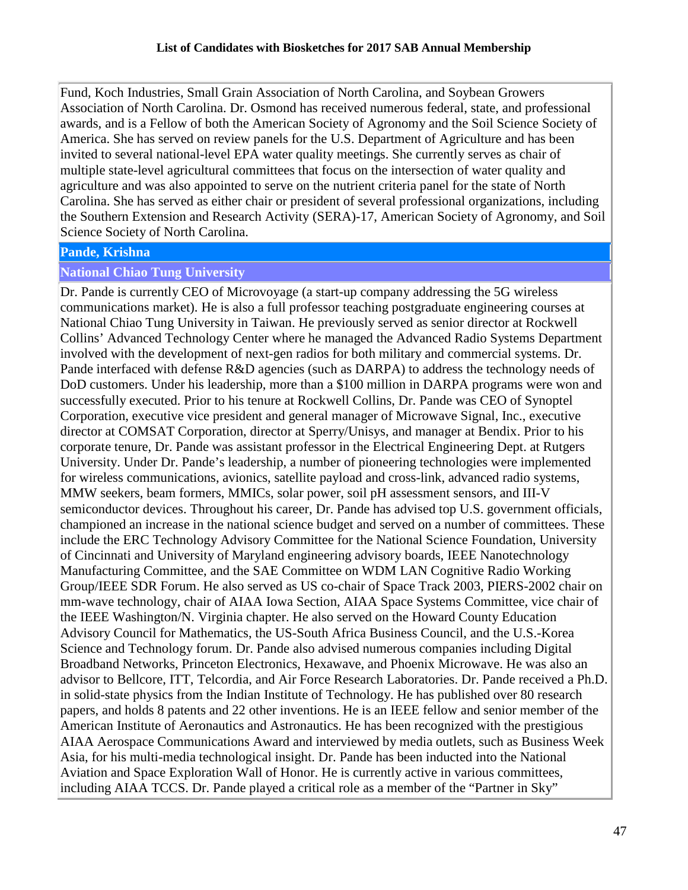Fund, Koch Industries, Small Grain Association of North Carolina, and Soybean Growers Association of North Carolina. Dr. Osmond has received numerous federal, state, and professional awards, and is a Fellow of both the American Society of Agronomy and the Soil Science Society of America. She has served on review panels for the U.S. Department of Agriculture and has been invited to several national-level EPA water quality meetings. She currently serves as chair of multiple state-level agricultural committees that focus on the intersection of water quality and agriculture and was also appointed to serve on the nutrient criteria panel for the state of North Carolina. She has served as either chair or president of several professional organizations, including the Southern Extension and Research Activity (SERA)-17, American Society of Agronomy, and Soil Science Society of North Carolina.

**Pande, Krishna**

**National Chiao Tung University**

Dr. Pande is currently CEO of Microvoyage (a start-up company addressing the 5G wireless communications market). He is also a full professor teaching postgraduate engineering courses at National Chiao Tung University in Taiwan. He previously served as senior director at Rockwell Collins' Advanced Technology Center where he managed the Advanced Radio Systems Department involved with the development of next-gen radios for both military and commercial systems. Dr. Pande interfaced with defense R&D agencies (such as DARPA) to address the technology needs of DoD customers. Under his leadership, more than a $100 million in DARPA programs were won and successfully executed. Prior to his tenure at Rockwell Collins, Dr. Pande was CEO of Synoptel Corporation, executive vice president and general manager of Microwave Signal, Inc., executive director at COMSAT Corporation, director at Sperry/Unisys, and manager at Bendix. Prior to his corporate tenure, Dr. Pande was assistant professor in the Electrical Engineering Dept. at Rutgers University. Under Dr. Pande's leadership, a number of pioneering technologies were implemented for wireless communications, avionics, satellite payload and cross-link, advanced radio systems, MMW seekers, beam formers, MMICs, solar power, soil pH assessment sensors, and III-V semiconductor devices. Throughout his career, Dr. Pande has advised top U.S. government officials, championed an increase in the national science budget and served on a number of committees. These include the ERC Technology Advisory Committee for the National Science Foundation, University of Cincinnati and University of Maryland engineering advisory boards, IEEE Nanotechnology Manufacturing Committee, and the SAE Committee on WDM LAN Cognitive Radio Working Group/IEEE SDR Forum. He also served as US co-chair of Space Track 2003, PIERS-2002 chair on mm-wave technology, chair of AIAA Iowa Section, AIAA Space Systems Committee, vice chair of the IEEE Washington/N. Virginia chapter. He also served on the Howard County Education Advisory Council for Mathematics, the US-South Africa Business Council, and the U.S.-Korea Science and Technology forum. Dr. Pande also advised numerous companies including Digital Broadband Networks, Princeton Electronics, Hexawave, and Phoenix Microwave. He was also an advisor to Bellcore, ITT, Telcordia, and Air Force Research Laboratories. Dr. Pande received a Ph.D. in solid-state physics from the Indian Institute of Technology. He has published over 80 research papers, and holds 8 patents and 22 other inventions. He is an IEEE fellow and senior member of the American Institute of Aeronautics and Astronautics. He has been recognized with the prestigious AIAA Aerospace Communications Award and interviewed by media outlets, such as Business Week Asia, for his multi-media technological insight. Dr. Pande has been inducted into the National Aviation and Space Exploration Wall of Honor. He is currently active in various committees, including AIAA TCCS. Dr. Pande played a critical role as a member of the "Partner in Sky"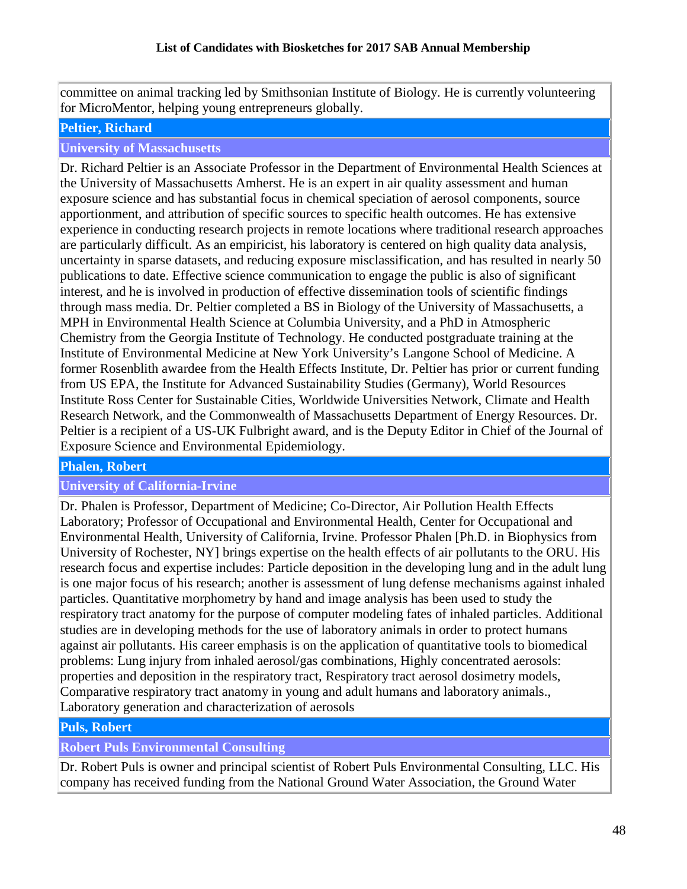committee on animal tracking led by Smithsonian Institute of Biology. He is currently volunteering for MicroMentor, helping young entrepreneurs globally.

**Peltier, Richard**

**University of Massachusetts**

Dr. Richard Peltier is an Associate Professor in the Department of Environmental Health Sciences at the University of Massachusetts Amherst. He is an expert in air quality assessment and human exposure science and has substantial focus in chemical speciation of aerosol components, source apportionment, and attribution of specific sources to specific health outcomes. He has extensive experience in conducting research projects in remote locations where traditional research approaches are particularly difficult. As an empiricist, his laboratory is centered on high quality data analysis, uncertainty in sparse datasets, and reducing exposure misclassification, and has resulted in nearly 50 publications to date. Effective science communication to engage the public is also of significant interest, and he is involved in production of effective dissemination tools of scientific findings through mass media. Dr. Peltier completed a BS in Biology of the University of Massachusetts, a MPH in Environmental Health Science at Columbia University, and a PhD in Atmospheric Chemistry from the Georgia Institute of Technology. He conducted postgraduate training at the Institute of Environmental Medicine at New York University's Langone School of Medicine. A former Rosenblith awardee from the Health Effects Institute, Dr. Peltier has prior or current funding from US EPA, the Institute for Advanced Sustainability Studies (Germany), World Resources Institute Ross Center for Sustainable Cities, Worldwide Universities Network, Climate and Health Research Network, and the Commonwealth of Massachusetts Department of Energy Resources. Dr. Peltier is a recipient of a US-UK Fulbright award, and is the Deputy Editor in Chief of the Journal of Exposure Science and Environmental Epidemiology.

**Phalen, Robert**

**University of California-Irvine**

Dr. Phalen is Professor, Department of Medicine; Co-Director, Air Pollution Health Effects Laboratory; Professor of Occupational and Environmental Health, Center for Occupational and Environmental Health, University of California, Irvine. Professor Phalen [Ph.D. in Biophysics from University of Rochester, NY] brings expertise on the health effects of air pollutants to the ORU. His research focus and expertise includes: Particle deposition in the developing lung and in the adult lung is one major focus of his research; another is assessment of lung defense mechanisms against inhaled particles. Quantitative morphometry by hand and image analysis has been used to study the respiratory tract anatomy for the purpose of computer modeling fates of inhaled particles. Additional studies are in developing methods for the use of laboratory animals in order to protect humans against air pollutants. His career emphasis is on the application of quantitative tools to biomedical problems: Lung injury from inhaled aerosol/gas combinations, Highly concentrated aerosols: properties and deposition in the respiratory tract, Respiratory tract aerosol dosimetry models, Comparative respiratory tract anatomy in young and adult humans and laboratory animals., Laboratory generation and characterization of aerosols

**Puls, Robert**

**Robert Puls Environmental Consulting**

Dr. Robert Puls is owner and principal scientist of Robert Puls Environmental Consulting, LLC. His company has received funding from the National Ground Water Association, the Ground Water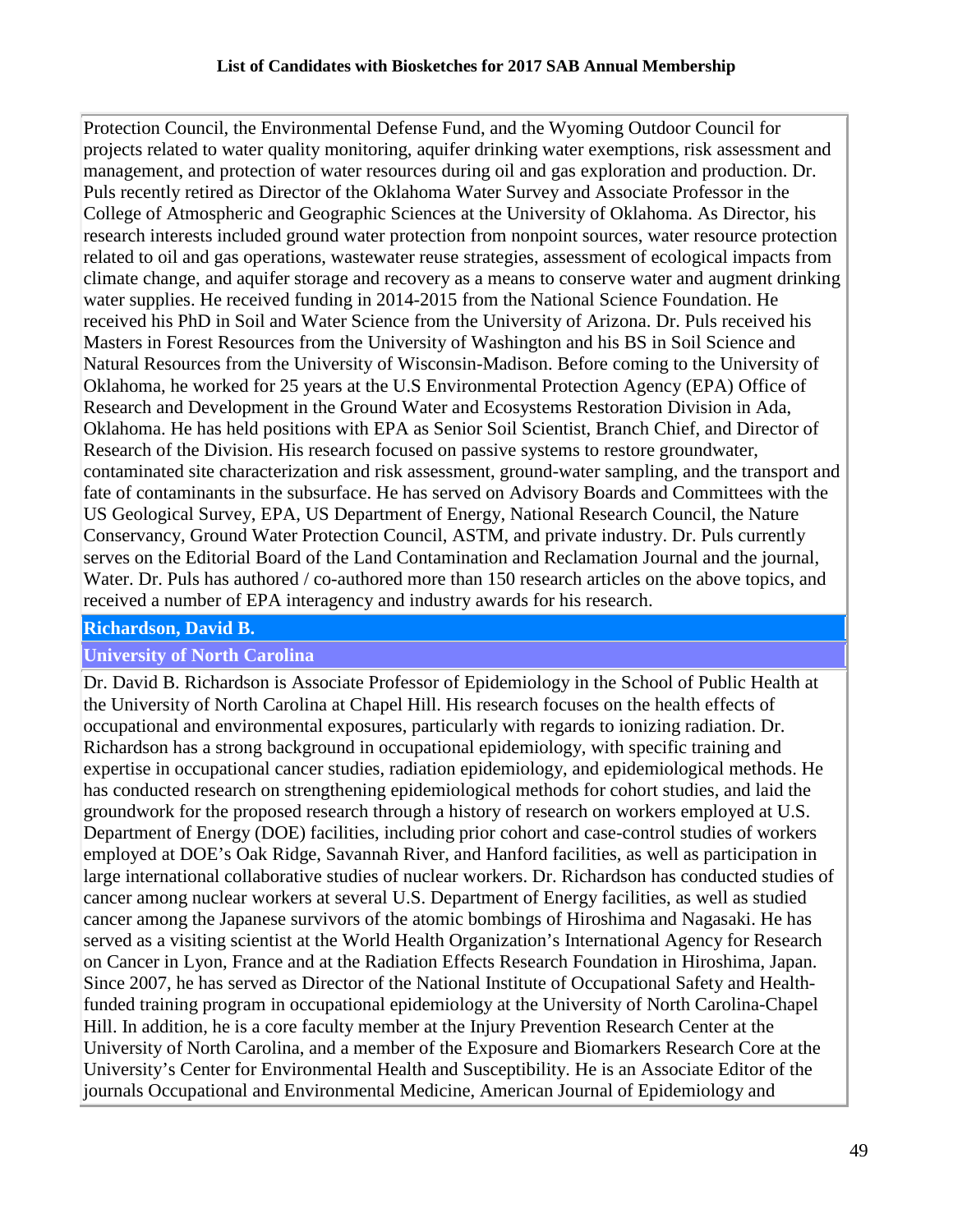Protection Council, the Environmental Defense Fund, and the Wyoming Outdoor Council for projects related to water quality monitoring, aquifer drinking water exemptions, risk assessment and management, and protection of water resources during oil and gas exploration and production. Dr. Puls recently retired as Director of the Oklahoma Water Survey and Associate Professor in the College of Atmospheric and Geographic Sciences at the University of Oklahoma. As Director, his research interests included ground water protection from nonpoint sources, water resource protection related to oil and gas operations, wastewater reuse strategies, assessment of ecological impacts from climate change, and aquifer storage and recovery as a means to conserve water and augment drinking water supplies. He received funding in 2014-2015 from the National Science Foundation. He received his PhD in Soil and Water Science from the University of Arizona. Dr. Puls received his Masters in Forest Resources from the University of Washington and his BS in Soil Science and Natural Resources from the University of Wisconsin-Madison. Before coming to the University of Oklahoma, he worked for 25 years at the U.S Environmental Protection Agency (EPA) Office of Research and Development in the Ground Water and Ecosystems Restoration Division in Ada, Oklahoma. He has held positions with EPA as Senior Soil Scientist, Branch Chief, and Director of Research of the Division. His research focused on passive systems to restore groundwater, contaminated site characterization and risk assessment, ground-water sampling, and the transport and fate of contaminants in the subsurface. He has served on Advisory Boards and Committees with the US Geological Survey, EPA, US Department of Energy, National Research Council, the Nature Conservancy, Ground Water Protection Council, ASTM, and private industry. Dr. Puls currently serves on the Editorial Board of the Land Contamination and Reclamation Journal and the journal, Water. Dr. Puls has authored / co-authored more than 150 research articles on the above topics, and received a number of EPA interagency and industry awards for his research.

**Richardson, David B.**

**University of North Carolina**

Dr. David B. Richardson is Associate Professor of Epidemiology in the School of Public Health at the University of North Carolina at Chapel Hill. His research focuses on the health effects of occupational and environmental exposures, particularly with regards to ionizing radiation. Dr. Richardson has a strong background in occupational epidemiology, with specific training and expertise in occupational cancer studies, radiation epidemiology, and epidemiological methods. He has conducted research on strengthening epidemiological methods for cohort studies, and laid the groundwork for the proposed research through a history of research on workers employed at U.S. Department of Energy (DOE) facilities, including prior cohort and case-control studies of workers employed at DOE's Oak Ridge, Savannah River, and Hanford facilities, as well as participation in large international collaborative studies of nuclear workers. Dr. Richardson has conducted studies of cancer among nuclear workers at several U.S. Department of Energy facilities, as well as studied cancer among the Japanese survivors of the atomic bombings of Hiroshima and Nagasaki. He has served as a visiting scientist at the World Health Organization's International Agency for Research on Cancer in Lyon, France and at the Radiation Effects Research Foundation in Hiroshima, Japan. Since 2007, he has served as Director of the National Institute of Occupational Safety and Health-funded training program in occupational epidemiology at the University of North Carolina-Chapel Hill. In addition, he is a core faculty member at the Injury Prevention Research Center at the University of North Carolina, and a member of the Exposure and Biomarkers Research Core at the University's Center for Environmental Health and Susceptibility. He is an Associate Editor of the journals Occupational and Environmental Medicine, American Journal of Epidemiology and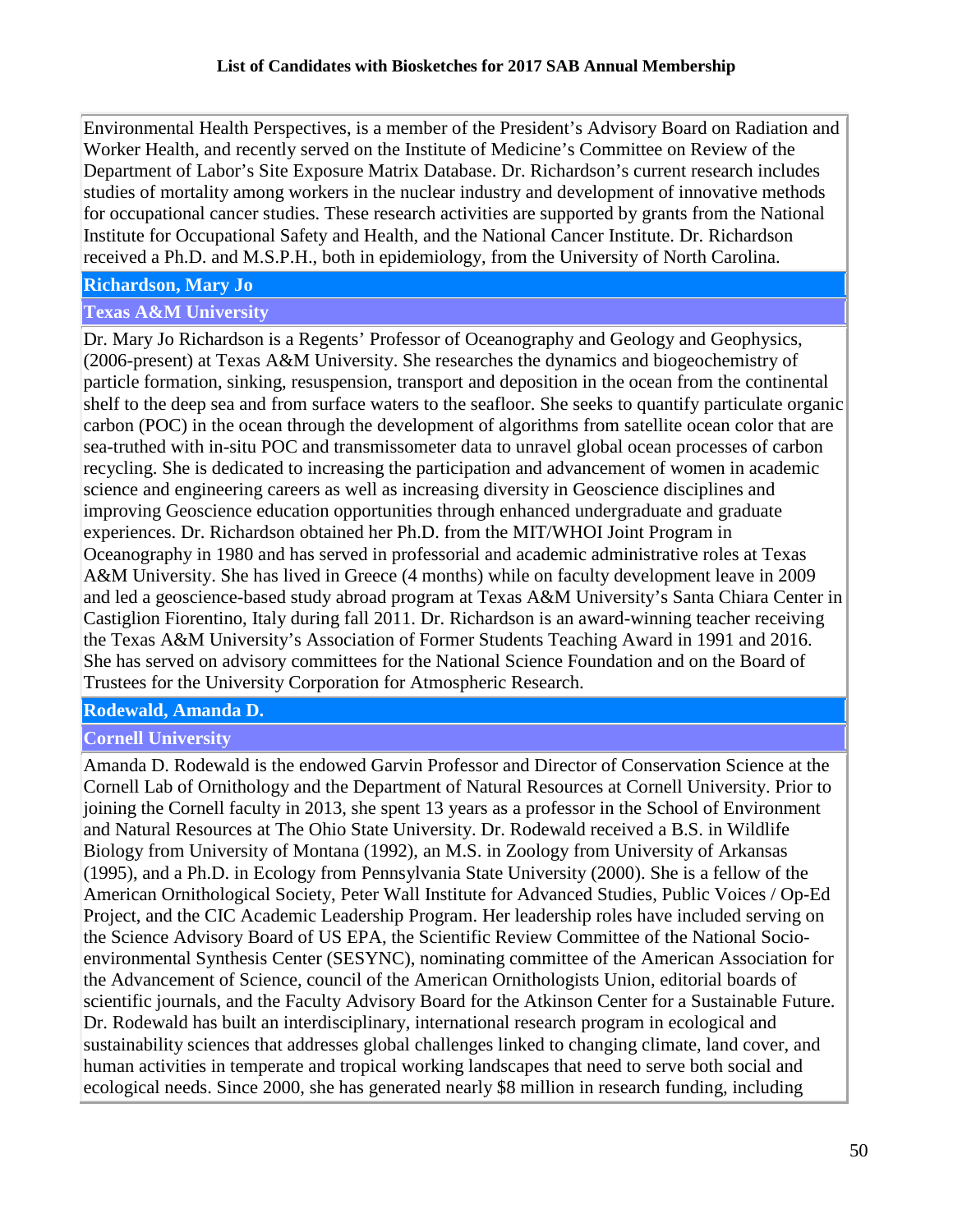Environmental Health Perspectives, is a member of the President's Advisory Board on Radiation and Worker Health, and recently served on the Institute of Medicine's Committee on Review of the Department of Labor's Site Exposure Matrix Database. Dr. Richardson's current research includes studies of mortality among workers in the nuclear industry and development of innovative methods for occupational cancer studies. These research activities are supported by grants from the National Institute for Occupational Safety and Health, and the National Cancer Institute. Dr. Richardson received a Ph.D. and M.S.P.H., both in epidemiology, from the University of North Carolina.

**Richardson, Mary Jo**

**Texas A&M University**

Dr. Mary Jo Richardson is a Regents' Professor of Oceanography and Geology and Geophysics, (2006-present) at Texas A&M University. She researches the dynamics and biogeochemistry of particle formation, sinking, resuspension, transport and deposition in the ocean from the continental shelf to the deep sea and from surface waters to the seafloor. She seeks to quantify particulate organic carbon (POC) in the ocean through the development of algorithms from satellite ocean color that are sea-truthed with in-situ POC and transmissometer data to unravel global ocean processes of carbon recycling. She is dedicated to increasing the participation and advancement of women in academic science and engineering careers as well as increasing diversity in Geoscience disciplines and improving Geoscience education opportunities through enhanced undergraduate and graduate experiences. Dr. Richardson obtained her Ph.D. from the MIT/WHOI Joint Program in Oceanography in 1980 and has served in professorial and academic administrative roles at Texas A&M University. She has lived in Greece (4 months) while on faculty development leave in 2009 and led a geoscience-based study abroad program at Texas A&M University's Santa Chiara Center in Castiglion Fiorentino, Italy during fall 2011. Dr. Richardson is an award-winning teacher receiving the Texas A&M University's Association of Former Students Teaching Award in 1991 and 2016. She has served on advisory committees for the National Science Foundation and on the Board of Trustees for the University Corporation for Atmospheric Research.

**Rodewald, Amanda D.**

**Cornell University**

Amanda D. Rodewald is the endowed Garvin Professor and Director of Conservation Science at the Cornell Lab of Ornithology and the Department of Natural Resources at Cornell University. Prior to joining the Cornell faculty in 2013, she spent 13 years as a professor in the School of Environment and Natural Resources at The Ohio State University. Dr. Rodewald received a B.S. in Wildlife Biology from University of Montana (1992), an M.S. in Zoology from University of Arkansas (1995), and a Ph.D. in Ecology from Pennsylvania State University (2000). She is a fellow of the American Ornithological Society, Peter Wall Institute for Advanced Studies, Public Voices / Op-Ed Project, and the CIC Academic Leadership Program. Her leadership roles have included serving on the Science Advisory Board of US EPA, the Scientific Review Committee of the National Socio-environmental Synthesis Center (SESYNC), nominating committee of the American Association for the Advancement of Science, council of the American Ornithologists Union, editorial boards of scientific journals, and the Faculty Advisory Board for the Atkinson Center for a Sustainable Future. Dr. Rodewald has built an interdisciplinary, international research program in ecological and sustainability sciences that addresses global challenges linked to changing climate, land cover, and human activities in temperate and tropical working landscapes that need to serve both social and ecological needs. Since 2000, she has generated nearly $8 million in research funding, including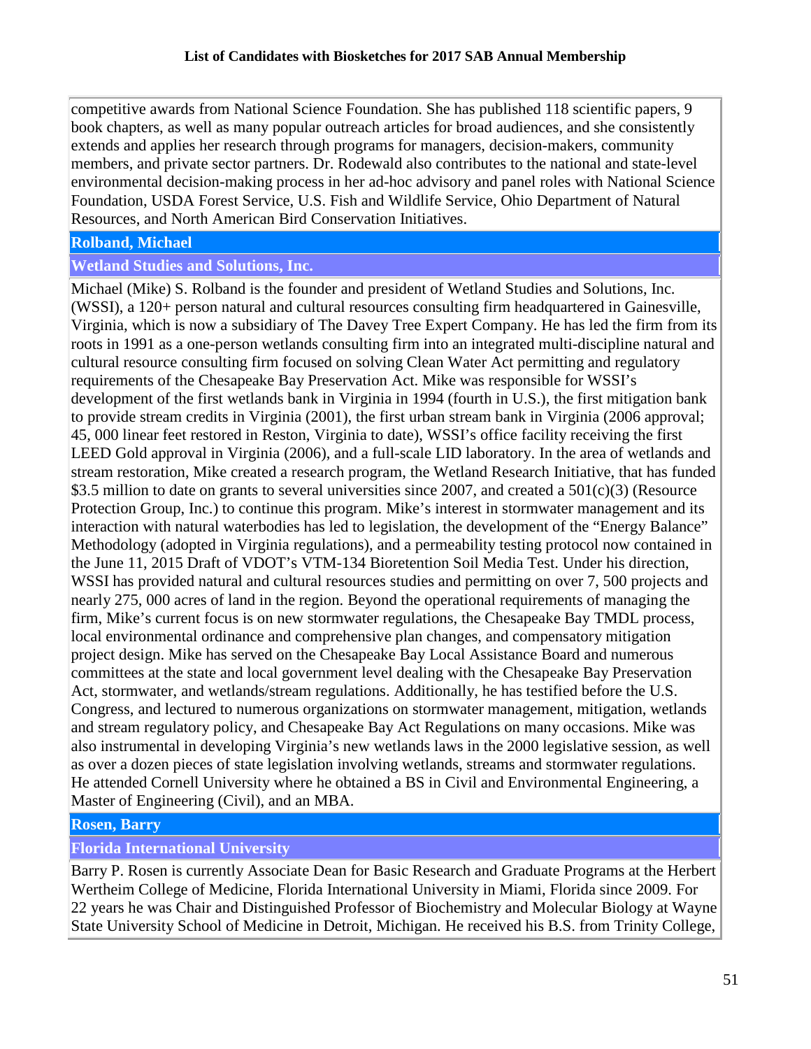competitive awards from National Science Foundation. She has published 118 scientific papers, 9 book chapters, as well as many popular outreach articles for broad audiences, and she consistently extends and applies her research through programs for managers, decision-makers, community members, and private sector partners. Dr. Rodewald also contributes to the national and state-level environmental decision-making process in her ad-hoc advisory and panel roles with National Science Foundation, USDA Forest Service, U.S. Fish and Wildlife Service, Ohio Department of Natural Resources, and North American Bird Conservation Initiatives.

**Rolband, Michael**

**Wetland Studies and Solutions, Inc.**

Michael (Mike) S. Rolband is the founder and president of Wetland Studies and Solutions, Inc. (WSSI), a 120+ person natural and cultural resources consulting firm headquartered in Gainesville, Virginia, which is now a subsidiary of The Davey Tree Expert Company. He has led the firm from its roots in 1991 as a one-person wetlands consulting firm into an integrated multi-discipline natural and cultural resource consulting firm focused on solving Clean Water Act permitting and regulatory requirements of the Chesapeake Bay Preservation Act. Mike was responsible for WSSI's development of the first wetlands bank in Virginia in 1994 (fourth in U.S.), the first mitigation bank to provide stream credits in Virginia (2001), the first urban stream bank in Virginia (2006 approval; 45, 000 linear feet restored in Reston, Virginia to date), WSSI's office facility receiving the first LEED Gold approval in Virginia (2006), and a full-scale LID laboratory. In the area of wetlands and stream restoration, Mike created a research program, the Wetland Research Initiative, that has funded $3.5 million to date on grants to several universities since 2007, and created a 501(c)(3) (Resource Protection Group, Inc.) to continue this program. Mike's interest in stormwater management and its interaction with natural waterbodies has led to legislation, the development of the "Energy Balance" Methodology (adopted in Virginia regulations), and a permeability testing protocol now contained in the June 11, 2015 Draft of VDOT's VTM-134 Bioretention Soil Media Test. Under his direction, WSSI has provided natural and cultural resources studies and permitting on over 7, 500 projects and nearly 275, 000 acres of land in the region. Beyond the operational requirements of managing the firm, Mike's current focus is on new stormwater regulations, the Chesapeake Bay TMDL process, local environmental ordinance and comprehensive plan changes, and compensatory mitigation project design. Mike has served on the Chesapeake Bay Local Assistance Board and numerous committees at the state and local government level dealing with the Chesapeake Bay Preservation Act, stormwater, and wetlands/stream regulations. Additionally, he has testified before the U.S. Congress, and lectured to numerous organizations on stormwater management, mitigation, wetlands and stream regulatory policy, and Chesapeake Bay Act Regulations on many occasions. Mike was also instrumental in developing Virginia's new wetlands laws in the 2000 legislative session, as well as over a dozen pieces of state legislation involving wetlands, streams and stormwater regulations. He attended Cornell University where he obtained a BS in Civil and Environmental Engineering, a Master of Engineering (Civil), and an MBA.

**Rosen, Barry**

**Florida International University**

Barry P. Rosen is currently Associate Dean for Basic Research and Graduate Programs at the Herbert Wertheim College of Medicine, Florida International University in Miami, Florida since 2009. For 22 years he was Chair and Distinguished Professor of Biochemistry and Molecular Biology at Wayne State University School of Medicine in Detroit, Michigan. He received his B.S. from Trinity College,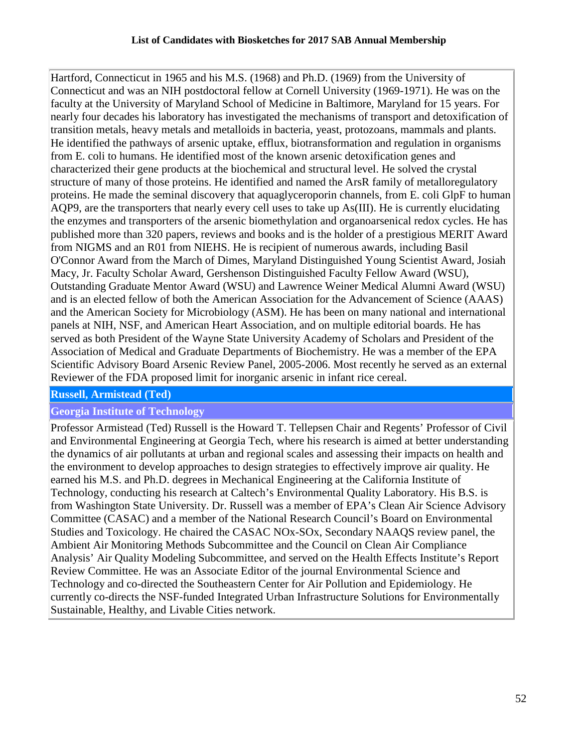Hartford, Connecticut in 1965 and his M.S. (1968) and Ph.D. (1969) from the University of Connecticut and was an NIH postdoctoral fellow at Cornell University (1969-1971). He was on the faculty at the University of Maryland School of Medicine in Baltimore, Maryland for 15 years. For nearly four decades his laboratory has investigated the mechanisms of transport and detoxification of transition metals, heavy metals and metalloids in bacteria, yeast, protozoans, mammals and plants. He identified the pathways of arsenic uptake, efflux, biotransformation and regulation in organisms from E. coli to humans. He identified most of the known arsenic detoxification genes and characterized their gene products at the biochemical and structural level. He solved the crystal structure of many of those proteins. He identified and named the ArsR family of metalloregulatory proteins. He made the seminal discovery that aquaglyceroporin channels, from E. coli GlpF to human AQP9, are the transporters that nearly every cell uses to take up As(III). He is currently elucidating the enzymes and transporters of the arsenic biomethylation and organoarsenical redox cycles. He has published more than 320 papers, reviews and books and is the holder of a prestigious MERIT Award from NIGMS and an R01 from NIEHS. He is recipient of numerous awards, including Basil O'Connor Award from the March of Dimes, Maryland Distinguished Young Scientist Award, Josiah Macy, Jr. Faculty Scholar Award, Gershenson Distinguished Faculty Fellow Award (WSU), Outstanding Graduate Mentor Award (WSU) and Lawrence Weiner Medical Alumni Award (WSU) and is an elected fellow of both the American Association for the Advancement of Science (AAAS) and the American Society for Microbiology (ASM). He has been on many national and international panels at NIH, NSF, and American Heart Association, and on multiple editorial boards. He has served as both President of the Wayne State University Academy of Scholars and President of the Association of Medical and Graduate Departments of Biochemistry. He was a member of the EPA Scientific Advisory Board Arsenic Review Panel, 2005-2006. Most recently he served as an external Reviewer of the FDA proposed limit for inorganic arsenic in infant rice cereal.

**Russell, Armistead (Ted)**

**Georgia Institute of Technology**

Professor Armistead (Ted) Russell is the Howard T. Tellepsen Chair and Regents' Professor of Civil and Environmental Engineering at Georgia Tech, where his research is aimed at better understanding the dynamics of air pollutants at urban and regional scales and assessing their impacts on health and the environment to develop approaches to design strategies to effectively improve air quality. He earned his M.S. and Ph.D. degrees in Mechanical Engineering at the California Institute of Technology, conducting his research at Caltech's Environmental Quality Laboratory. His B.S. is from Washington State University. Dr. Russell was a member of EPA's Clean Air Science Advisory Committee (CASAC) and a member of the National Research Council's Board on Environmental Studies and Toxicology. He chaired the CASAC NOx-SOx, Secondary NAAQS review panel, the Ambient Air Monitoring Methods Subcommittee and the Council on Clean Air Compliance Analysis' Air Quality Modeling Subcommittee, and served on the Health Effects Institute's Report Review Committee. He was an Associate Editor of the journal Environmental Science and Technology and co-directed the Southeastern Center for Air Pollution and Epidemiology. He currently co-directs the NSF-funded Integrated Urban Infrastructure Solutions for Environmentally Sustainable, Healthy, and Livable Cities network.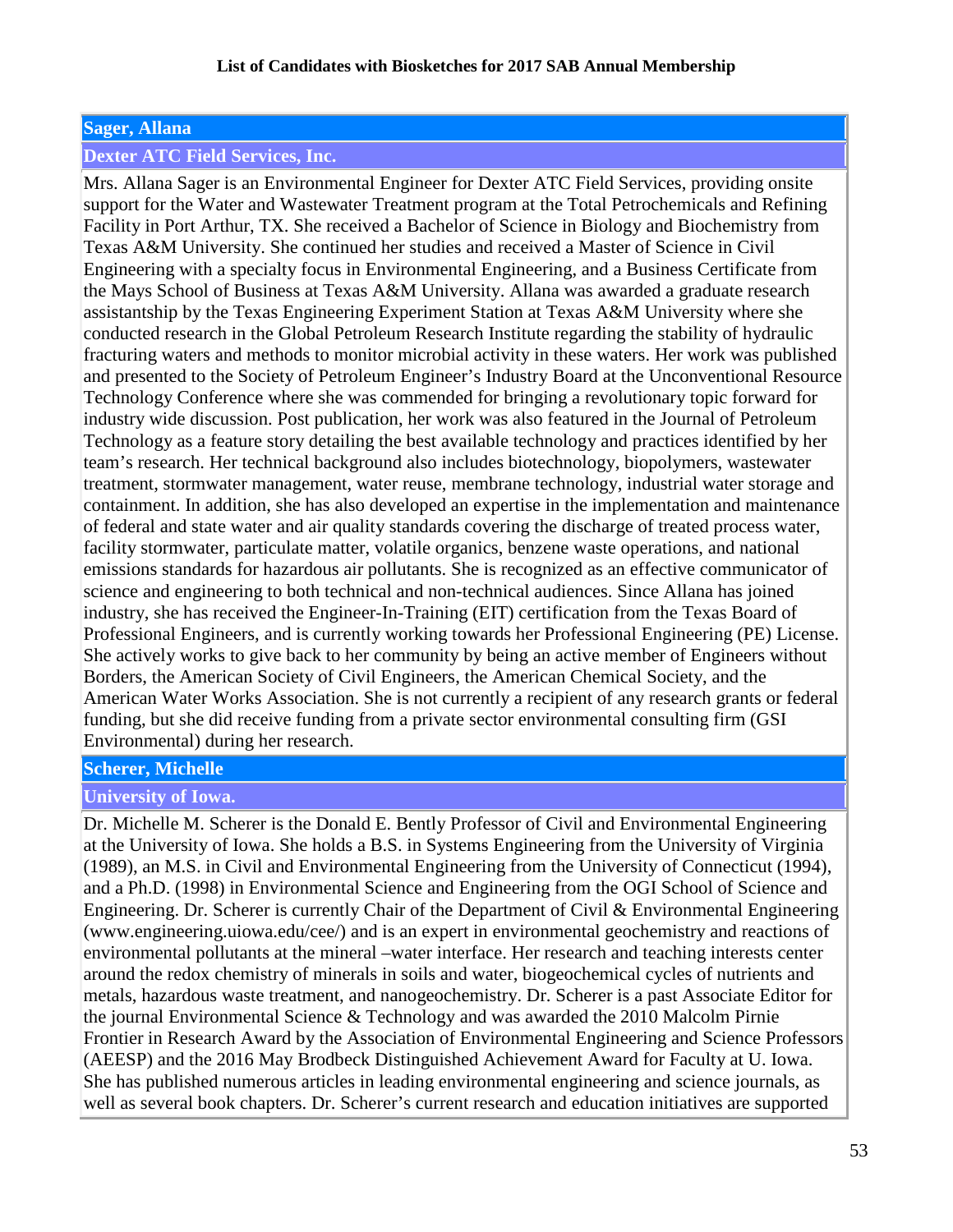**List of Candidates with Biosketches for 2017 SAB Annual Membership**

## Sager, Allana

### Dexter ATC Field Services, Inc.

Mrs. Allana Sager is an Environmental Engineer for Dexter ATC Field Services, providing onsite support for the Water and Wastewater Treatment program at the Total Petrochemicals and Refining Facility in Port Arthur, TX. She received a Bachelor of Science in Biology and Biochemistry from Texas A&M University. She continued her studies and received a Master of Science in Civil Engineering with a specialty focus in Environmental Engineering, and a Business Certificate from the Mays School of Business at Texas A&M University. Allana was awarded a graduate research assistantship by the Texas Engineering Experiment Station at Texas A&M University where she conducted research in the Global Petroleum Research Institute regarding the stability of hydraulic fracturing waters and methods to monitor microbial activity in these waters. Her work was published and presented to the Society of Petroleum Engineer's Industry Board at the Unconventional Resource Technology Conference where she was commended for bringing a revolutionary topic forward for industry wide discussion. Post publication, her work was also featured in the Journal of Petroleum Technology as a feature story detailing the best available technology and practices identified by her team's research. Her technical background also includes biotechnology, biopolymers, wastewater treatment, stormwater management, water reuse, membrane technology, industrial water storage and containment. In addition, she has also developed an expertise in the implementation and maintenance of federal and state water and air quality standards covering the discharge of treated process water, facility stormwater, particulate matter, volatile organics, benzene waste operations, and national emissions standards for hazardous air pollutants. She is recognized as an effective communicator of science and engineering to both technical and non-technical audiences. Since Allana has joined industry, she has received the Engineer-In-Training (EIT) certification from the Texas Board of Professional Engineers, and is currently working towards her Professional Engineering (PE) License. She actively works to give back to her community by being an active member of Engineers without Borders, the American Society of Civil Engineers, the American Chemical Society, and the American Water Works Association. She is not currently a recipient of any research grants or federal funding, but she did receive funding from a private sector environmental consulting firm (GSI Environmental) during her research.

## Scherer, Michelle

### University of Iowa.

Dr. Michelle M. Scherer is the Donald E. Bently Professor of Civil and Environmental Engineering at the University of Iowa. She holds a B.S. in Systems Engineering from the University of Virginia (1989), an M.S. in Civil and Environmental Engineering from the University of Connecticut (1994), and a Ph.D. (1998) in Environmental Science and Engineering from the OGI School of Science and Engineering. Dr. Scherer is currently Chair of the Department of Civil & Environmental Engineering (www.engineering.uiowa.edu/cee/) and is an expert in environmental geochemistry and reactions of environmental pollutants at the mineral –water interface. Her research and teaching interests center around the redox chemistry of minerals in soils and water, biogeochemical cycles of nutrients and metals, hazardous waste treatment, and nanogeochemistry. Dr. Scherer is a past Associate Editor for the journal Environmental Science & Technology and was awarded the 2010 Malcolm Pirnie Frontier in Research Award by the Association of Environmental Engineering and Science Professors (AEESP) and the 2016 May Brodbeck Distinguished Achievement Award for Faculty at U. Iowa. She has published numerous articles in leading environmental engineering and science journals, as well as several book chapters. Dr. Scherer's current research and education initiatives are supported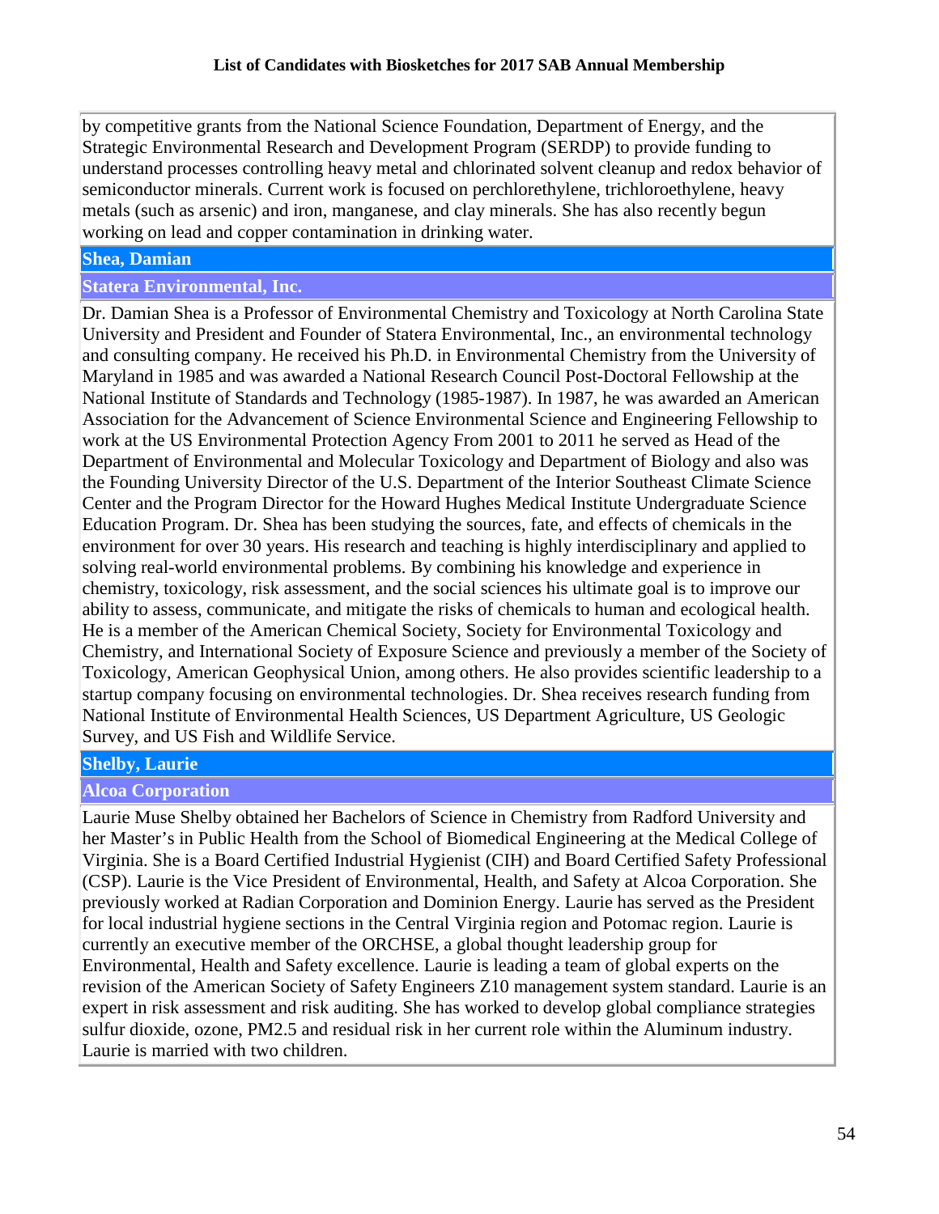by competitive grants from the National Science Foundation, Department of Energy, and the Strategic Environmental Research and Development Program (SERDP) to provide funding to understand processes controlling heavy metal and chlorinated solvent cleanup and redox behavior of semiconductor minerals. Current work is focused on perchlorethylene, trichloroethylene, heavy metals (such as arsenic) and iron, manganese, and clay minerals. She has also recently begun working on lead and copper contamination in drinking water.

**Shea, Damian**

**Statera Environmental, Inc.**

Dr. Damian Shea is a Professor of Environmental Chemistry and Toxicology at North Carolina State University and President and Founder of Statera Environmental, Inc., an environmental technology and consulting company. He received his Ph.D. in Environmental Chemistry from the University of Maryland in 1985 and was awarded a National Research Council Post-Doctoral Fellowship at the National Institute of Standards and Technology (1985-1987). In 1987, he was awarded an American Association for the Advancement of Science Environmental Science and Engineering Fellowship to work at the US Environmental Protection Agency From 2001 to 2011 he served as Head of the Department of Environmental and Molecular Toxicology and Department of Biology and also was the Founding University Director of the U.S. Department of the Interior Southeast Climate Science Center and the Program Director for the Howard Hughes Medical Institute Undergraduate Science Education Program. Dr. Shea has been studying the sources, fate, and effects of chemicals in the environment for over 30 years. His research and teaching is highly interdisciplinary and applied to solving real-world environmental problems. By combining his knowledge and experience in chemistry, toxicology, risk assessment, and the social sciences his ultimate goal is to improve our ability to assess, communicate, and mitigate the risks of chemicals to human and ecological health. He is a member of the American Chemical Society, Society for Environmental Toxicology and Chemistry, and International Society of Exposure Science and previously a member of the Society of Toxicology, American Geophysical Union, among others. He also provides scientific leadership to a startup company focusing on environmental technologies. Dr. Shea receives research funding from National Institute of Environmental Health Sciences, US Department Agriculture, US Geologic Survey, and US Fish and Wildlife Service.

**Shelby, Laurie**

**Alcoa Corporation**

Laurie Muse Shelby obtained her Bachelors of Science in Chemistry from Radford University and her Master's in Public Health from the School of Biomedical Engineering at the Medical College of Virginia. She is a Board Certified Industrial Hygienist (CIH) and Board Certified Safety Professional (CSP). Laurie is the Vice President of Environmental, Health, and Safety at Alcoa Corporation. She previously worked at Radian Corporation and Dominion Energy. Laurie has served as the President for local industrial hygiene sections in the Central Virginia region and Potomac region. Laurie is currently an executive member of the ORCHSE, a global thought leadership group for Environmental, Health and Safety excellence. Laurie is leading a team of global experts on the revision of the American Society of Safety Engineers Z10 management system standard. Laurie is an expert in risk assessment and risk auditing. She has worked to develop global compliance strategies sulfur dioxide, ozone, PM2.5 and residual risk in her current role within the Aluminum industry. Laurie is married with two children.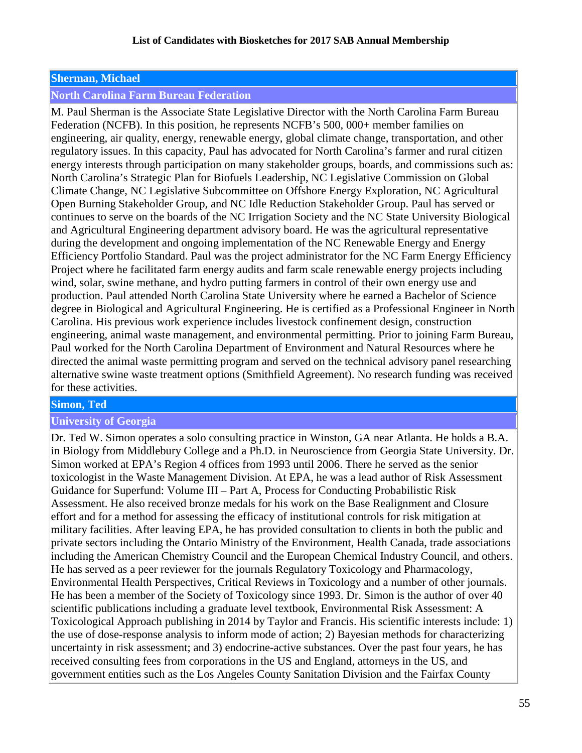## List of Candidates with Biosketches for 2017 SAB Annual Membership

### Sherman, Michael

**North Carolina Farm Bureau Federation**

M. Paul Sherman is the Associate State Legislative Director with the North Carolina Farm Bureau Federation (NCFB). In this position, he represents NCFB's 500, 000+ member families on engineering, air quality, energy, renewable energy, global climate change, transportation, and other regulatory issues. In this capacity, Paul has advocated for North Carolina's farmer and rural citizen energy interests through participation on many stakeholder groups, boards, and commissions such as: North Carolina's Strategic Plan for Biofuels Leadership, NC Legislative Commission on Global Climate Change, NC Legislative Subcommittee on Offshore Energy Exploration, NC Agricultural Open Burning Stakeholder Group, and NC Idle Reduction Stakeholder Group. Paul has served or continues to serve on the boards of the NC Irrigation Society and the NC State University Biological and Agricultural Engineering department advisory board. He was the agricultural representative during the development and ongoing implementation of the NC Renewable Energy and Energy Efficiency Portfolio Standard. Paul was the project administrator for the NC Farm Energy Efficiency Project where he facilitated farm energy audits and farm scale renewable energy projects including wind, solar, swine methane, and hydro putting farmers in control of their own energy use and production. Paul attended North Carolina State University where he earned a Bachelor of Science degree in Biological and Agricultural Engineering. He is certified as a Professional Engineer in North Carolina. His previous work experience includes livestock confinement design, construction engineering, animal waste management, and environmental permitting. Prior to joining Farm Bureau, Paul worked for the North Carolina Department of Environment and Natural Resources where he directed the animal waste permitting program and served on the technical advisory panel researching alternative swine waste treatment options (Smithfield Agreement). No research funding was received for these activities.

### Simon, Ted

**University of Georgia**

Dr. Ted W. Simon operates a solo consulting practice in Winston, GA near Atlanta. He holds a B.A. in Biology from Middlebury College and a Ph.D. in Neuroscience from Georgia State University. Dr. Simon worked at EPA's Region 4 offices from 1993 until 2006. There he served as the senior toxicologist in the Waste Management Division. At EPA, he was a lead author of Risk Assessment Guidance for Superfund: Volume III – Part A, Process for Conducting Probabilistic Risk Assessment. He also received bronze medals for his work on the Base Realignment and Closure effort and for a method for assessing the efficacy of institutional controls for risk mitigation at military facilities. After leaving EPA, he has provided consultation to clients in both the public and private sectors including the Ontario Ministry of the Environment, Health Canada, trade associations including the American Chemistry Council and the European Chemical Industry Council, and others. He has served as a peer reviewer for the journals Regulatory Toxicology and Pharmacology, Environmental Health Perspectives, Critical Reviews in Toxicology and a number of other journals. He has been a member of the Society of Toxicology since 1993. Dr. Simon is the author of over 40 scientific publications including a graduate level textbook, Environmental Risk Assessment: A Toxicological Approach publishing in 2014 by Taylor and Francis. His scientific interests include: 1) the use of dose-response analysis to inform mode of action; 2) Bayesian methods for characterizing uncertainty in risk assessment; and 3) endocrine-active substances. Over the past four years, he has received consulting fees from corporations in the US and England, attorneys in the US, and government entities such as the Los Angeles County Sanitation Division and the Fairfax County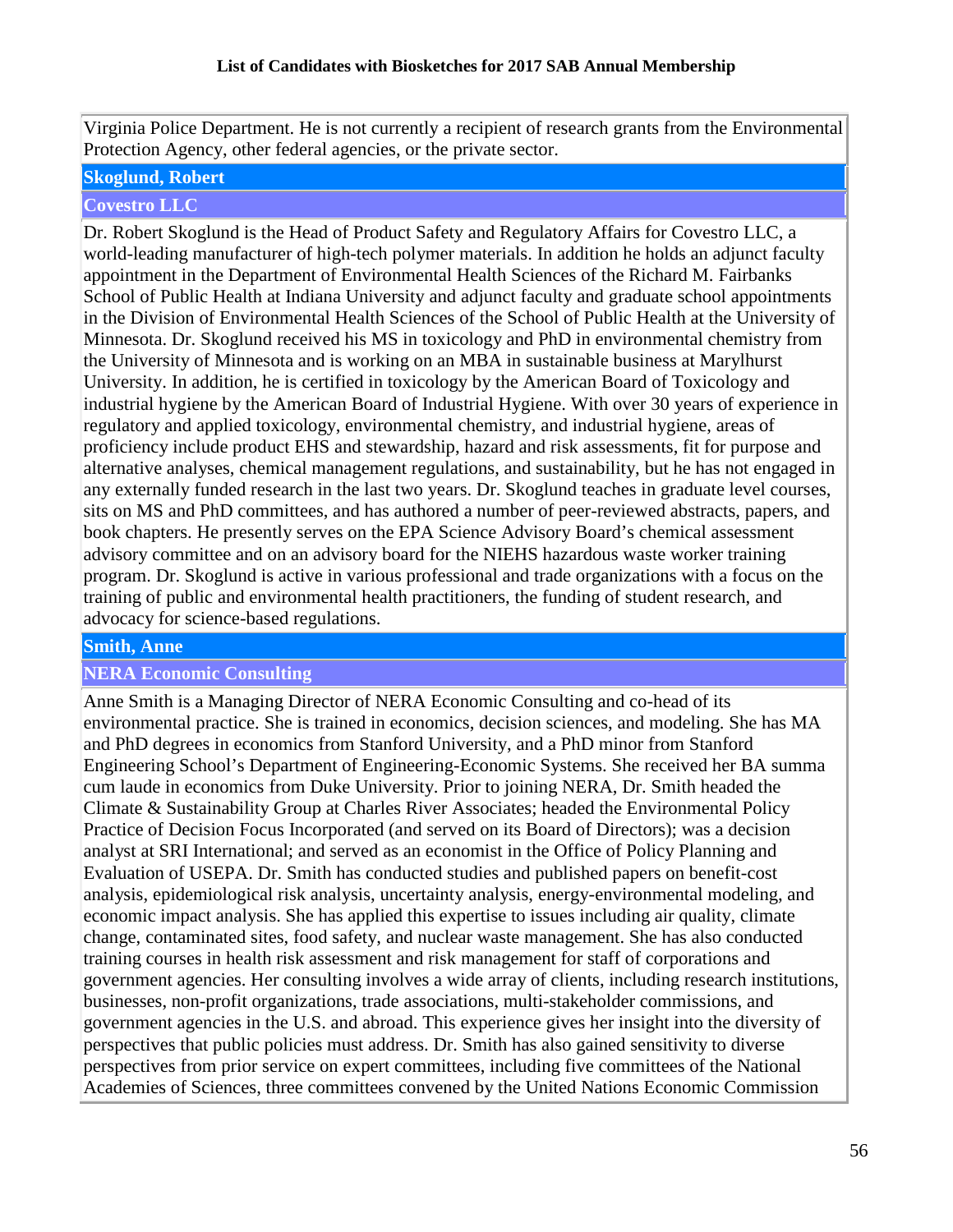Virginia Police Department. He is not currently a recipient of research grants from the Environmental Protection Agency, other federal agencies, or the private sector.

**Skoglund, Robert**

**Covestro LLC**

Dr. Robert Skoglund is the Head of Product Safety and Regulatory Affairs for Covestro LLC, a world-leading manufacturer of high-tech polymer materials. In addition he holds an adjunct faculty appointment in the Department of Environmental Health Sciences of the Richard M. Fairbanks School of Public Health at Indiana University and adjunct faculty and graduate school appointments in the Division of Environmental Health Sciences of the School of Public Health at the University of Minnesota. Dr. Skoglund received his MS in toxicology and PhD in environmental chemistry from the University of Minnesota and is working on an MBA in sustainable business at Marylhurst University. In addition, he is certified in toxicology by the American Board of Toxicology and industrial hygiene by the American Board of Industrial Hygiene. With over 30 years of experience in regulatory and applied toxicology, environmental chemistry, and industrial hygiene, areas of proficiency include product EHS and stewardship, hazard and risk assessments, fit for purpose and alternative analyses, chemical management regulations, and sustainability, but he has not engaged in any externally funded research in the last two years. Dr. Skoglund teaches in graduate level courses, sits on MS and PhD committees, and has authored a number of peer-reviewed abstracts, papers, and book chapters. He presently serves on the EPA Science Advisory Board's chemical assessment advisory committee and on an advisory board for the NIEHS hazardous waste worker training program. Dr. Skoglund is active in various professional and trade organizations with a focus on the training of public and environmental health practitioners, the funding of student research, and advocacy for science-based regulations.

**Smith, Anne**

**NERA Economic Consulting**

Anne Smith is a Managing Director of NERA Economic Consulting and co-head of its environmental practice. She is trained in economics, decision sciences, and modeling. She has MA and PhD degrees in economics from Stanford University, and a PhD minor from Stanford Engineering School's Department of Engineering-Economic Systems. She received her BA summa cum laude in economics from Duke University. Prior to joining NERA, Dr. Smith headed the Climate & Sustainability Group at Charles River Associates; headed the Environmental Policy Practice of Decision Focus Incorporated (and served on its Board of Directors); was a decision analyst at SRI International; and served as an economist in the Office of Policy Planning and Evaluation of USEPA. Dr. Smith has conducted studies and published papers on benefit-cost analysis, epidemiological risk analysis, uncertainty analysis, energy-environmental modeling, and economic impact analysis. She has applied this expertise to issues including air quality, climate change, contaminated sites, food safety, and nuclear waste management. She has also conducted training courses in health risk assessment and risk management for staff of corporations and government agencies. Her consulting involves a wide array of clients, including research institutions, businesses, non-profit organizations, trade associations, multi-stakeholder commissions, and government agencies in the U.S. and abroad. This experience gives her insight into the diversity of perspectives that public policies must address. Dr. Smith has also gained sensitivity to diverse perspectives from prior service on expert committees, including five committees of the National Academies of Sciences, three committees convened by the United Nations Economic Commission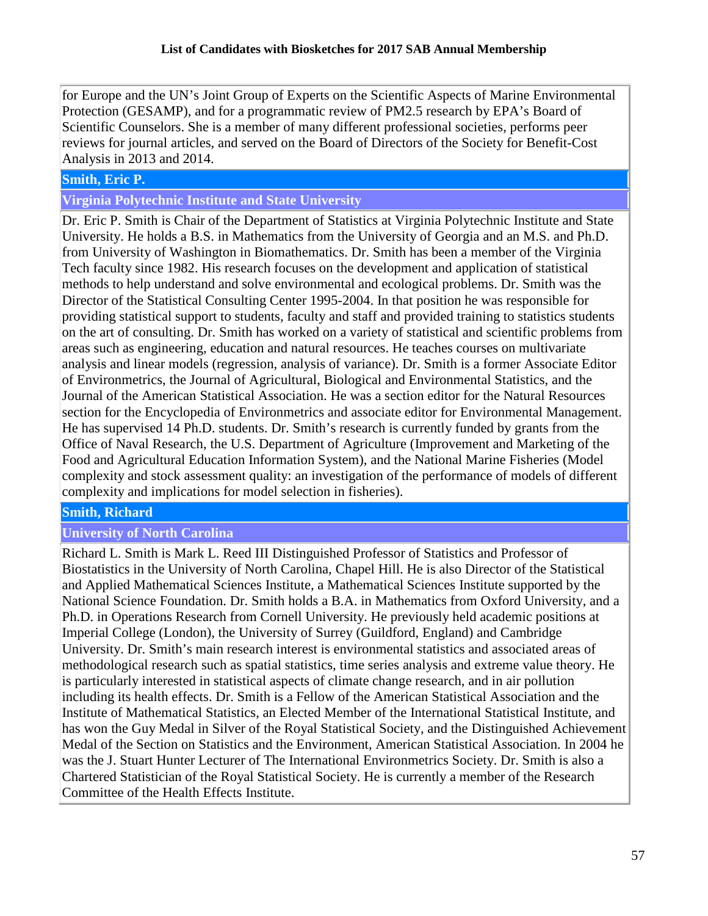for Europe and the UN's Joint Group of Experts on the Scientific Aspects of Marine Environmental Protection (GESAMP), and for a programmatic review of PM2.5 research by EPA's Board of Scientific Counselors. She is a member of many different professional societies, performs peer reviews for journal articles, and served on the Board of Directors of the Society for Benefit-Cost Analysis in 2013 and 2014.

**Smith, Eric P.**

**Virginia Polytechnic Institute and State University**

Dr. Eric P. Smith is Chair of the Department of Statistics at Virginia Polytechnic Institute and State University. He holds a B.S. in Mathematics from the University of Georgia and an M.S. and Ph.D. from University of Washington in Biomathematics. Dr. Smith has been a member of the Virginia Tech faculty since 1982. His research focuses on the development and application of statistical methods to help understand and solve environmental and ecological problems. Dr. Smith was the Director of the Statistical Consulting Center 1995-2004. In that position he was responsible for providing statistical support to students, faculty and staff and provided training to statistics students on the art of consulting. Dr. Smith has worked on a variety of statistical and scientific problems from areas such as engineering, education and natural resources. He teaches courses on multivariate analysis and linear models (regression, analysis of variance). Dr. Smith is a former Associate Editor of Environmetrics, the Journal of Agricultural, Biological and Environmental Statistics, and the Journal of the American Statistical Association. He was a section editor for the Natural Resources section for the Encyclopedia of Environmetrics and associate editor for Environmental Management. He has supervised 14 Ph.D. students. Dr. Smith's research is currently funded by grants from the Office of Naval Research, the U.S. Department of Agriculture (Improvement and Marketing of the Food and Agricultural Education Information System), and the National Marine Fisheries (Model complexity and stock assessment quality: an investigation of the performance of models of different complexity and implications for model selection in fisheries).

**Smith, Richard**

**University of North Carolina**

Richard L. Smith is Mark L. Reed III Distinguished Professor of Statistics and Professor of Biostatistics in the University of North Carolina, Chapel Hill. He is also Director of the Statistical and Applied Mathematical Sciences Institute, a Mathematical Sciences Institute supported by the National Science Foundation. Dr. Smith holds a B.A. in Mathematics from Oxford University, and a Ph.D. in Operations Research from Cornell University. He previously held academic positions at Imperial College (London), the University of Surrey (Guildford, England) and Cambridge University. Dr. Smith's main research interest is environmental statistics and associated areas of methodological research such as spatial statistics, time series analysis and extreme value theory. He is particularly interested in statistical aspects of climate change research, and in air pollution including its health effects. Dr. Smith is a Fellow of the American Statistical Association and the Institute of Mathematical Statistics, an Elected Member of the International Statistical Institute, and has won the Guy Medal in Silver of the Royal Statistical Society, and the Distinguished Achievement Medal of the Section on Statistics and the Environment, American Statistical Association. In 2004 he was the J. Stuart Hunter Lecturer of The International Environmetrics Society. Dr. Smith is also a Chartered Statistician of the Royal Statistical Society. He is currently a member of the Research Committee of the Health Effects Institute.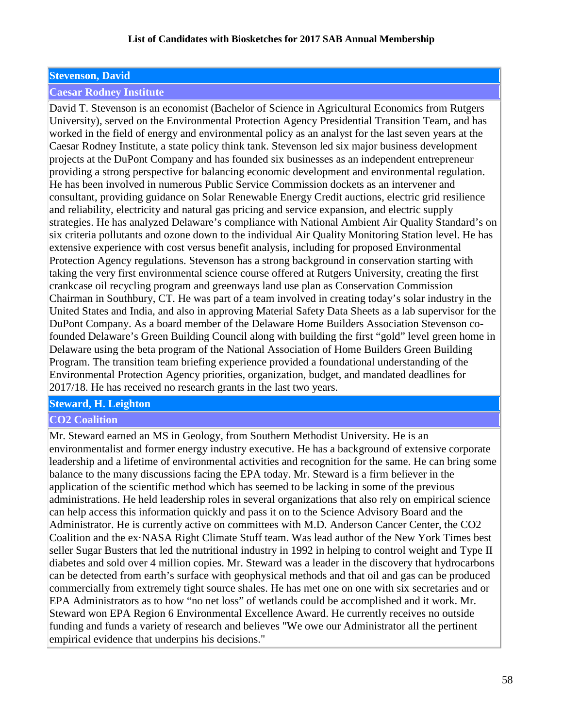**List of Candidates with Biosketches for 2017 SAB Annual Membership**

### Stevenson, David

#### Caesar Rodney Institute

David T. Stevenson is an economist (Bachelor of Science in Agricultural Economics from Rutgers University), served on the Environmental Protection Agency Presidential Transition Team, and has worked in the field of energy and environmental policy as an analyst for the last seven years at the Caesar Rodney Institute, a state policy think tank. Stevenson led six major business development projects at the DuPont Company and has founded six businesses as an independent entrepreneur providing a strong perspective for balancing economic development and environmental regulation. He has been involved in numerous Public Service Commission dockets as an intervener and consultant, providing guidance on Solar Renewable Energy Credit auctions, electric grid resilience and reliability, electricity and natural gas pricing and service expansion, and electric supply strategies. He has analyzed Delaware's compliance with National Ambient Air Quality Standard's on six criteria pollutants and ozone down to the individual Air Quality Monitoring Station level. He has extensive experience with cost versus benefit analysis, including for proposed Environmental Protection Agency regulations. Stevenson has a strong background in conservation starting with taking the very first environmental science course offered at Rutgers University, creating the first crankcase oil recycling program and greenways land use plan as Conservation Commission Chairman in Southbury, CT. He was part of a team involved in creating today's solar industry in the United States and India, and also in approving Material Safety Data Sheets as a lab supervisor for the DuPont Company. As a board member of the Delaware Home Builders Association Stevenson co-founded Delaware's Green Building Council along with building the first "gold" level green home in Delaware using the beta program of the National Association of Home Builders Green Building Program. The transition team briefing experience provided a foundational understanding of the Environmental Protection Agency priorities, organization, budget, and mandated deadlines for 2017/18. He has received no research grants in the last two years.

### Steward, H. Leighton

#### CO2 Coalition

Mr. Steward earned an MS in Geology, from Southern Methodist University. He is an environmentalist and former energy industry executive. He has a background of extensive corporate leadership and a lifetime of environmental activities and recognition for the same. He can bring some balance to the many discussions facing the EPA today. Mr. Steward is a firm believer in the application of the scientific method which has seemed to be lacking in some of the previous administrations. He held leadership roles in several organizations that also rely on empirical science can help access this information quickly and pass it on to the Science Advisory Board and the Administrator. He is currently active on committees with M.D. Anderson Cancer Center, the CO2 Coalition and the ex·NASA Right Climate Stuff team. Was lead author of the New York Times best seller Sugar Busters that led the nutritional industry in 1992 in helping to control weight and Type II diabetes and sold over 4 million copies. Mr. Steward was a leader in the discovery that hydrocarbons can be detected from earth's surface with geophysical methods and that oil and gas can be produced commercially from extremely tight source shales. He has met one on one with six secretaries and or EPA Administrators as to how "no net loss" of wetlands could be accomplished and it work. Mr. Steward won EPA Region 6 Environmental Excellence Award. He currently receives no outside funding and funds a variety of research and believes "We owe our Administrator all the pertinent empirical evidence that underpins his decisions."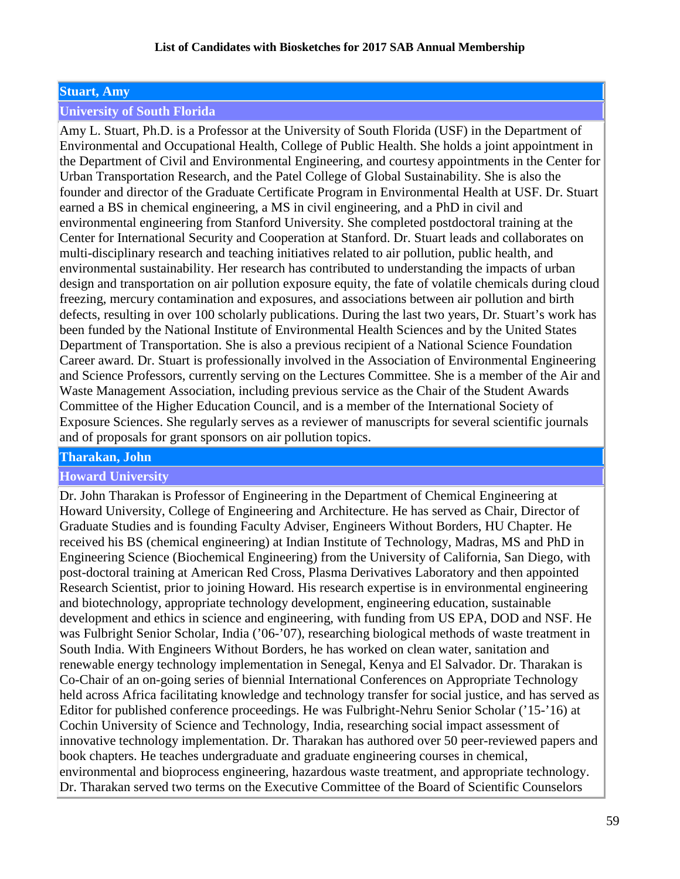**List of Candidates with Biosketches for 2017 SAB Annual Membership**

**Stuart, Amy**

**University of South Florida**

Amy L. Stuart, Ph.D. is a Professor at the University of South Florida (USF) in the Department of Environmental and Occupational Health, College of Public Health. She holds a joint appointment in the Department of Civil and Environmental Engineering, and courtesy appointments in the Center for Urban Transportation Research, and the Patel College of Global Sustainability. She is also the founder and director of the Graduate Certificate Program in Environmental Health at USF. Dr. Stuart earned a BS in chemical engineering, a MS in civil engineering, and a PhD in civil and environmental engineering from Stanford University. She completed postdoctoral training at the Center for International Security and Cooperation at Stanford. Dr. Stuart leads and collaborates on multi-disciplinary research and teaching initiatives related to air pollution, public health, and environmental sustainability. Her research has contributed to understanding the impacts of urban design and transportation on air pollution exposure equity, the fate of volatile chemicals during cloud freezing, mercury contamination and exposures, and associations between air pollution and birth defects, resulting in over 100 scholarly publications. During the last two years, Dr. Stuart's work has been funded by the National Institute of Environmental Health Sciences and by the United States Department of Transportation. She is also a previous recipient of a National Science Foundation Career award. Dr. Stuart is professionally involved in the Association of Environmental Engineering and Science Professors, currently serving on the Lectures Committee. She is a member of the Air and Waste Management Association, including previous service as the Chair of the Student Awards Committee of the Higher Education Council, and is a member of the International Society of Exposure Sciences. She regularly serves as a reviewer of manuscripts for several scientific journals and of proposals for grant sponsors on air pollution topics.

**Tharakan, John**

**Howard University**

Dr. John Tharakan is Professor of Engineering in the Department of Chemical Engineering at Howard University, College of Engineering and Architecture. He has served as Chair, Director of Graduate Studies and is founding Faculty Adviser, Engineers Without Borders, HU Chapter. He received his BS (chemical engineering) at Indian Institute of Technology, Madras, MS and PhD in Engineering Science (Biochemical Engineering) from the University of California, San Diego, with post-doctoral training at American Red Cross, Plasma Derivatives Laboratory and then appointed Research Scientist, prior to joining Howard. His research expertise is in environmental engineering and biotechnology, appropriate technology development, engineering education, sustainable development and ethics in science and engineering, with funding from US EPA, DOD and NSF. He was Fulbright Senior Scholar, India ('06-'07), researching biological methods of waste treatment in South India. With Engineers Without Borders, he has worked on clean water, sanitation and renewable energy technology implementation in Senegal, Kenya and El Salvador. Dr. Tharakan is Co-Chair of an on-going series of biennial International Conferences on Appropriate Technology held across Africa facilitating knowledge and technology transfer for social justice, and has served as Editor for published conference proceedings. He was Fulbright-Nehru Senior Scholar ('15-'16) at Cochin University of Science and Technology, India, researching social impact assessment of innovative technology implementation. Dr. Tharakan has authored over 50 peer-reviewed papers and book chapters. He teaches undergraduate and graduate engineering courses in chemical, environmental and bioprocess engineering, hazardous waste treatment, and appropriate technology. Dr. Tharakan served two terms on the Executive Committee of the Board of Scientific Counselors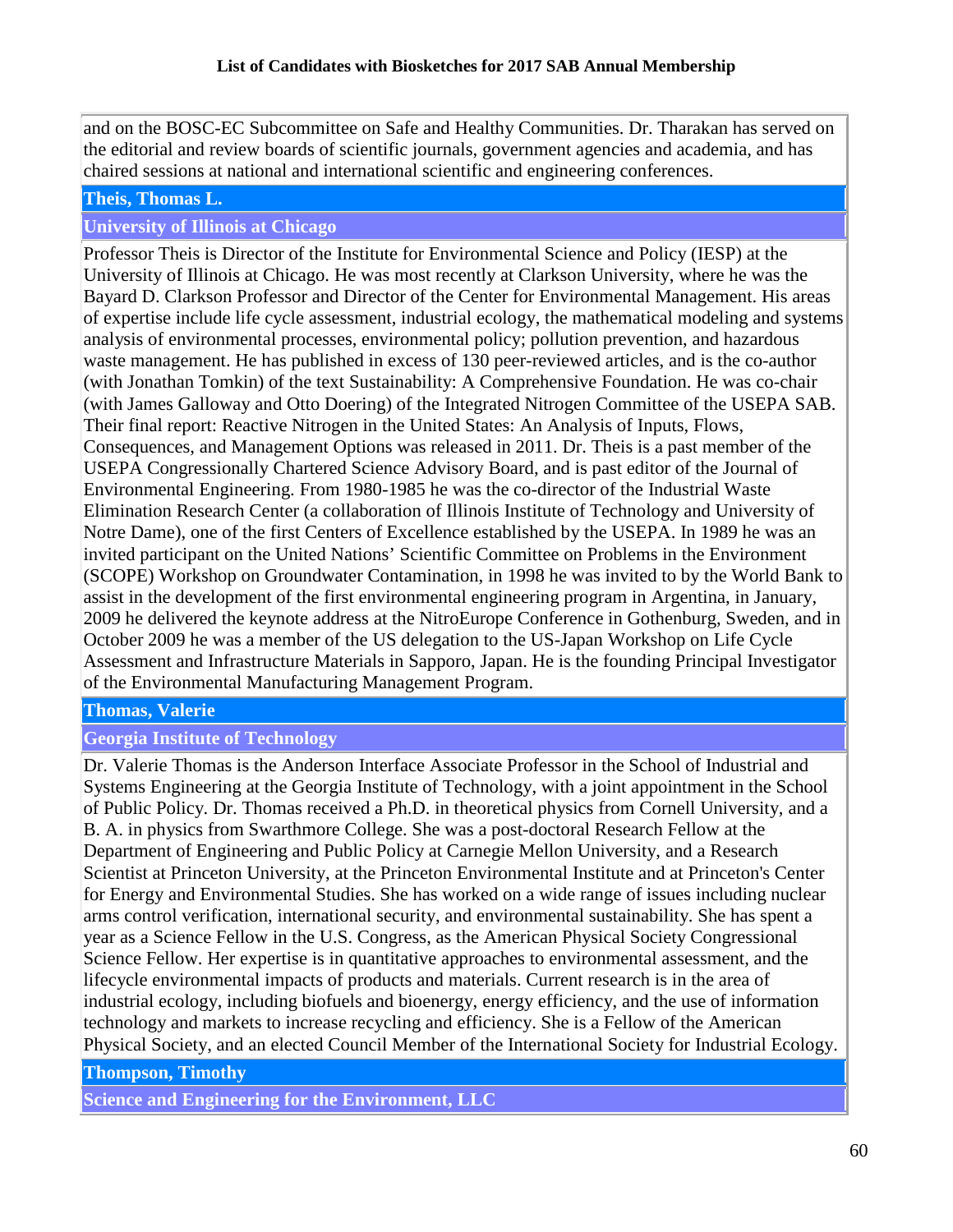and on the BOSC-EC Subcommittee on Safe and Healthy Communities. Dr. Tharakan has served on the editorial and review boards of scientific journals, government agencies and academia, and has chaired sessions at national and international scientific and engineering conferences.

**Theis, Thomas L.**

**University of Illinois at Chicago**

Professor Theis is Director of the Institute for Environmental Science and Policy (IESP) at the University of Illinois at Chicago. He was most recently at Clarkson University, where he was the Bayard D. Clarkson Professor and Director of the Center for Environmental Management. His areas of expertise include life cycle assessment, industrial ecology, the mathematical modeling and systems analysis of environmental processes, environmental policy; pollution prevention, and hazardous waste management. He has published in excess of 130 peer-reviewed articles, and is the co-author (with Jonathan Tomkin) of the text Sustainability: A Comprehensive Foundation. He was co-chair (with James Galloway and Otto Doering) of the Integrated Nitrogen Committee of the USEPA SAB. Their final report: Reactive Nitrogen in the United States: An Analysis of Inputs, Flows, Consequences, and Management Options was released in 2011. Dr. Theis is a past member of the USEPA Congressionally Chartered Science Advisory Board, and is past editor of the Journal of Environmental Engineering. From 1980-1985 he was the co-director of the Industrial Waste Elimination Research Center (a collaboration of Illinois Institute of Technology and University of Notre Dame), one of the first Centers of Excellence established by the USEPA. In 1989 he was an invited participant on the United Nations' Scientific Committee on Problems in the Environment (SCOPE) Workshop on Groundwater Contamination, in 1998 he was invited to by the World Bank to assist in the development of the first environmental engineering program in Argentina, in January, 2009 he delivered the keynote address at the NitroEurope Conference in Gothenburg, Sweden, and in October 2009 he was a member of the US delegation to the US-Japan Workshop on Life Cycle Assessment and Infrastructure Materials in Sapporo, Japan. He is the founding Principal Investigator of the Environmental Manufacturing Management Program.

**Thomas, Valerie**

**Georgia Institute of Technology**

Dr. Valerie Thomas is the Anderson Interface Associate Professor in the School of Industrial and Systems Engineering at the Georgia Institute of Technology, with a joint appointment in the School of Public Policy. Dr. Thomas received a Ph.D. in theoretical physics from Cornell University, and a B. A. in physics from Swarthmore College. She was a post-doctoral Research Fellow at the Department of Engineering and Public Policy at Carnegie Mellon University, and a Research Scientist at Princeton University, at the Princeton Environmental Institute and at Princeton's Center for Energy and Environmental Studies. She has worked on a wide range of issues including nuclear arms control verification, international security, and environmental sustainability. She has spent a year as a Science Fellow in the U.S. Congress, as the American Physical Society Congressional Science Fellow. Her expertise is in quantitative approaches to environmental assessment, and the lifecycle environmental impacts of products and materials. Current research is in the area of industrial ecology, including biofuels and bioenergy, energy efficiency, and the use of information technology and markets to increase recycling and efficiency. She is a Fellow of the American Physical Society, and an elected Council Member of the International Society for Industrial Ecology.

**Thompson, Timothy**

**Science and Engineering for the Environment, LLC**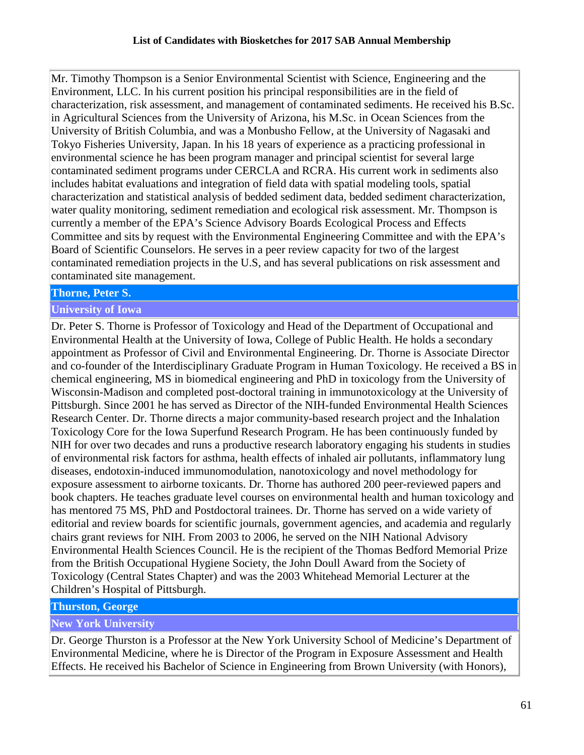Mr. Timothy Thompson is a Senior Environmental Scientist with Science, Engineering and the Environment, LLC. In his current position his principal responsibilities are in the field of characterization, risk assessment, and management of contaminated sediments. He received his B.Sc. in Agricultural Sciences from the University of Arizona, his M.Sc. in Ocean Sciences from the University of British Columbia, and was a Monbusho Fellow, at the University of Nagasaki and Tokyo Fisheries University, Japan. In his 18 years of experience as a practicing professional in environmental science he has been program manager and principal scientist for several large contaminated sediment programs under CERCLA and RCRA. His current work in sediments also includes habitat evaluations and integration of field data with spatial modeling tools, spatial characterization and statistical analysis of bedded sediment data, bedded sediment characterization, water quality monitoring, sediment remediation and ecological risk assessment. Mr. Thompson is currently a member of the EPA's Science Advisory Boards Ecological Process and Effects Committee and sits by request with the Environmental Engineering Committee and with the EPA's Board of Scientific Counselors. He serves in a peer review capacity for two of the largest contaminated remediation projects in the U.S, and has several publications on risk assessment and contaminated site management.

**Thorne, Peter S.**

**University of Iowa**

Dr. Peter S. Thorne is Professor of Toxicology and Head of the Department of Occupational and Environmental Health at the University of Iowa, College of Public Health. He holds a secondary appointment as Professor of Civil and Environmental Engineering. Dr. Thorne is Associate Director and co-founder of the Interdisciplinary Graduate Program in Human Toxicology. He received a BS in chemical engineering, MS in biomedical engineering and PhD in toxicology from the University of Wisconsin-Madison and completed post-doctoral training in immunotoxicology at the University of Pittsburgh. Since 2001 he has served as Director of the NIH-funded Environmental Health Sciences Research Center. Dr. Thorne directs a major community-based research project and the Inhalation Toxicology Core for the Iowa Superfund Research Program. He has been continuously funded by NIH for over two decades and runs a productive research laboratory engaging his students in studies of environmental risk factors for asthma, health effects of inhaled air pollutants, inflammatory lung diseases, endotoxin-induced immunomodulation, nanotoxicology and novel methodology for exposure assessment to airborne toxicants. Dr. Thorne has authored 200 peer-reviewed papers and book chapters. He teaches graduate level courses on environmental health and human toxicology and has mentored 75 MS, PhD and Postdoctoral trainees. Dr. Thorne has served on a wide variety of editorial and review boards for scientific journals, government agencies, and academia and regularly chairs grant reviews for NIH. From 2003 to 2006, he served on the NIH National Advisory Environmental Health Sciences Council. He is the recipient of the Thomas Bedford Memorial Prize from the British Occupational Hygiene Society, the John Doull Award from the Society of Toxicology (Central States Chapter) and was the 2003 Whitehead Memorial Lecturer at the Children's Hospital of Pittsburgh.

**Thurston, George**

**New York University**

Dr. George Thurston is a Professor at the New York University School of Medicine's Department of Environmental Medicine, where he is Director of the Program in Exposure Assessment and Health Effects. He received his Bachelor of Science in Engineering from Brown University (with Honors),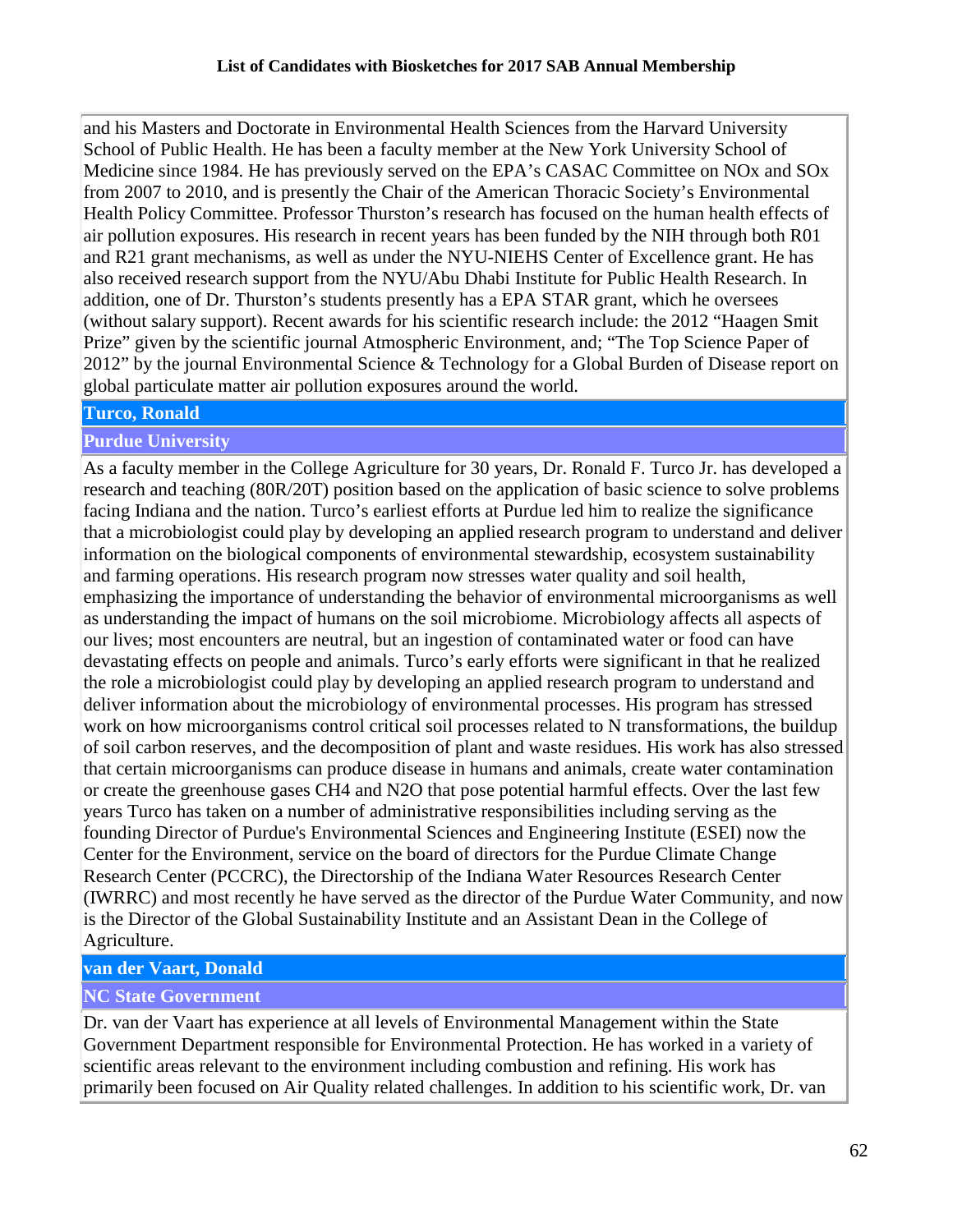and his Masters and Doctorate in Environmental Health Sciences from the Harvard University School of Public Health. He has been a faculty member at the New York University School of Medicine since 1984. He has previously served on the EPA's CASAC Committee on NOx and SOx from 2007 to 2010, and is presently the Chair of the American Thoracic Society's Environmental Health Policy Committee. Professor Thurston's research has focused on the human health effects of air pollution exposures. His research in recent years has been funded by the NIH through both R01 and R21 grant mechanisms, as well as under the NYU-NIEHS Center of Excellence grant. He has also received research support from the NYU/Abu Dhabi Institute for Public Health Research. In addition, one of Dr. Thurston's students presently has a EPA STAR grant, which he oversees (without salary support). Recent awards for his scientific research include: the 2012 "Haagen Smit Prize" given by the scientific journal Atmospheric Environment, and; "The Top Science Paper of 2012" by the journal Environmental Science & Technology for a Global Burden of Disease report on global particulate matter air pollution exposures around the world.

**Turco, Ronald**

**Purdue University**

As a faculty member in the College Agriculture for 30 years, Dr. Ronald F. Turco Jr. has developed a research and teaching (80R/20T) position based on the application of basic science to solve problems facing Indiana and the nation. Turco's earliest efforts at Purdue led him to realize the significance that a microbiologist could play by developing an applied research program to understand and deliver information on the biological components of environmental stewardship, ecosystem sustainability and farming operations. His research program now stresses water quality and soil health, emphasizing the importance of understanding the behavior of environmental microorganisms as well as understanding the impact of humans on the soil microbiome. Microbiology affects all aspects of our lives; most encounters are neutral, but an ingestion of contaminated water or food can have devastating effects on people and animals. Turco's early efforts were significant in that he realized the role a microbiologist could play by developing an applied research program to understand and deliver information about the microbiology of environmental processes. His program has stressed work on how microorganisms control critical soil processes related to N transformations, the buildup of soil carbon reserves, and the decomposition of plant and waste residues. His work has also stressed that certain microorganisms can produce disease in humans and animals, create water contamination or create the greenhouse gases $CH_4$ and $N_2O$ that pose potential harmful effects. Over the last few years Turco has taken on a number of administrative responsibilities including serving as the founding Director of Purdue's Environmental Sciences and Engineering Institute (ESEI) now the Center for the Environment, service on the board of directors for the Purdue Climate Change Research Center (PCCRC), the Directorship of the Indiana Water Resources Research Center (IWRRC) and most recently he have served as the director of the Purdue Water Community, and now is the Director of the Global Sustainability Institute and an Assistant Dean in the College of Agriculture.

**van der Vaart, Donald**

**NC State Government**

Dr. van der Vaart has experience at all levels of Environmental Management within the State Government Department responsible for Environmental Protection. He has worked in a variety of scientific areas relevant to the environment including combustion and refining. His work has primarily been focused on Air Quality related challenges. In addition to his scientific work, Dr. van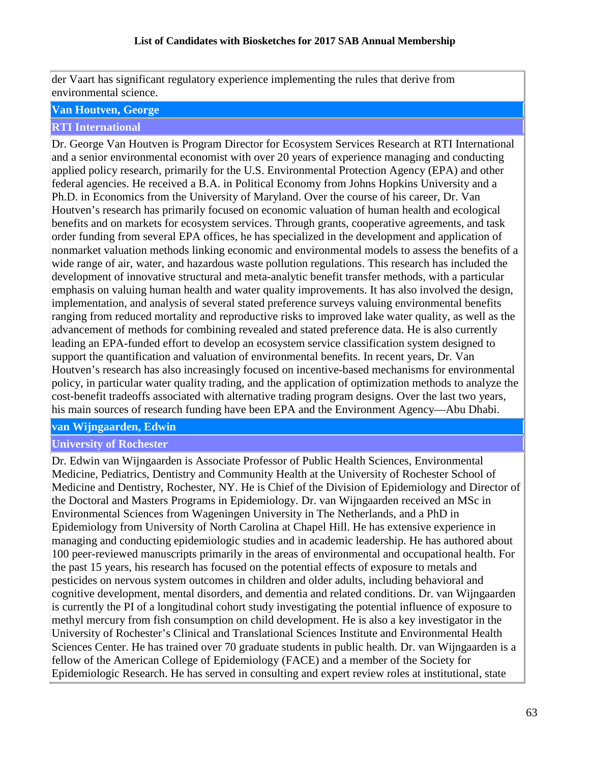der Vaart has significant regulatory experience implementing the rules that derive from environmental science.

**Van Houtven, George**

**RTI International**

Dr. George Van Houtven is Program Director for Ecosystem Services Research at RTI International and a senior environmental economist with over 20 years of experience managing and conducting applied policy research, primarily for the U.S. Environmental Protection Agency (EPA) and other federal agencies. He received a B.A. in Political Economy from Johns Hopkins University and a Ph.D. in Economics from the University of Maryland. Over the course of his career, Dr. Van Houtven's research has primarily focused on economic valuation of human health and ecological benefits and on markets for ecosystem services. Through grants, cooperative agreements, and task order funding from several EPA offices, he has specialized in the development and application of nonmarket valuation methods linking economic and environmental models to assess the benefits of a wide range of air, water, and hazardous waste pollution regulations. This research has included the development of innovative structural and meta-analytic benefit transfer methods, with a particular emphasis on valuing human health and water quality improvements. It has also involved the design, implementation, and analysis of several stated preference surveys valuing environmental benefits ranging from reduced mortality and reproductive risks to improved lake water quality, as well as the advancement of methods for combining revealed and stated preference data. He is also currently leading an EPA-funded effort to develop an ecosystem service classification system designed to support the quantification and valuation of environmental benefits. In recent years, Dr. Van Houtven's research has also increasingly focused on incentive-based mechanisms for environmental policy, in particular water quality trading, and the application of optimization methods to analyze the cost-benefit tradeoffs associated with alternative trading program designs. Over the last two years, his main sources of research funding have been EPA and the Environment Agency—Abu Dhabi.

**van Wijngaarden, Edwin**

**University of Rochester**

Dr. Edwin van Wijngaarden is Associate Professor of Public Health Sciences, Environmental Medicine, Pediatrics, Dentistry and Community Health at the University of Rochester School of Medicine and Dentistry, Rochester, NY. He is Chief of the Division of Epidemiology and Director of the Doctoral and Masters Programs in Epidemiology. Dr. van Wijngaarden received an MSc in Environmental Sciences from Wageningen University in The Netherlands, and a PhD in Epidemiology from University of North Carolina at Chapel Hill. He has extensive experience in managing and conducting epidemiologic studies and in academic leadership. He has authored about 100 peer-reviewed manuscripts primarily in the areas of environmental and occupational health. For the past 15 years, his research has focused on the potential effects of exposure to metals and pesticides on nervous system outcomes in children and older adults, including behavioral and cognitive development, mental disorders, and dementia and related conditions. Dr. van Wijngaarden is currently the PI of a longitudinal cohort study investigating the potential influence of exposure to methyl mercury from fish consumption on child development. He is also a key investigator in the University of Rochester's Clinical and Translational Sciences Institute and Environmental Health Sciences Center. He has trained over 70 graduate students in public health. Dr. van Wijngaarden is a fellow of the American College of Epidemiology (FACE) and a member of the Society for Epidemiologic Research. He has served in consulting and expert review roles at institutional, state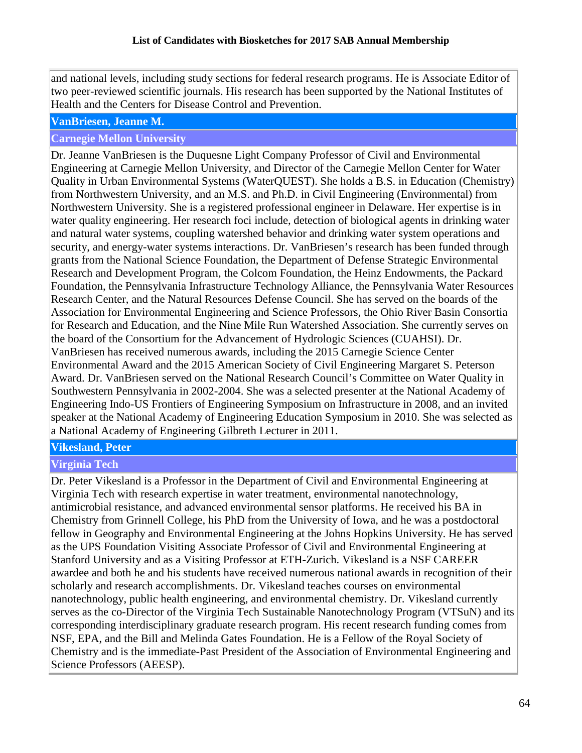and national levels, including study sections for federal research programs. He is Associate Editor of two peer-reviewed scientific journals. His research has been supported by the National Institutes of Health and the Centers for Disease Control and Prevention.

**VanBriesen, Jeanne M.**

**Carnegie Mellon University**

Dr. Jeanne VanBriesen is the Duquesne Light Company Professor of Civil and Environmental Engineering at Carnegie Mellon University, and Director of the Carnegie Mellon Center for Water Quality in Urban Environmental Systems (WaterQUEST). She holds a B.S. in Education (Chemistry) from Northwestern University, and an M.S. and Ph.D. in Civil Engineering (Environmental) from Northwestern University. She is a registered professional engineer in Delaware. Her expertise is in water quality engineering. Her research foci include, detection of biological agents in drinking water and natural water systems, coupling watershed behavior and drinking water system operations and security, and energy-water systems interactions. Dr. VanBriesen's research has been funded through grants from the National Science Foundation, the Department of Defense Strategic Environmental Research and Development Program, the Colcom Foundation, the Heinz Endowments, the Packard Foundation, the Pennsylvania Infrastructure Technology Alliance, the Pennsylvania Water Resources Research Center, and the Natural Resources Defense Council. She has served on the boards of the Association for Environmental Engineering and Science Professors, the Ohio River Basin Consortia for Research and Education, and the Nine Mile Run Watershed Association. She currently serves on the board of the Consortium for the Advancement of Hydrologic Sciences (CUAHSI). Dr. VanBriesen has received numerous awards, including the 2015 Carnegie Science Center Environmental Award and the 2015 American Society of Civil Engineering Margaret S. Peterson Award. Dr. VanBriesen served on the National Research Council's Committee on Water Quality in Southwestern Pennsylvania in 2002-2004. She was a selected presenter at the National Academy of Engineering Indo-US Frontiers of Engineering Symposium on Infrastructure in 2008, and an invited speaker at the National Academy of Engineering Education Symposium in 2010. She was selected as a National Academy of Engineering Gilbreth Lecturer in 2011.

**Vikesland, Peter**

**Virginia Tech**

Dr. Peter Vikesland is a Professor in the Department of Civil and Environmental Engineering at Virginia Tech with research expertise in water treatment, environmental nanotechnology, antimicrobial resistance, and advanced environmental sensor platforms. He received his BA in Chemistry from Grinnell College, his PhD from the University of Iowa, and he was a postdoctoral fellow in Geography and Environmental Engineering at the Johns Hopkins University. He has served as the UPS Foundation Visiting Associate Professor of Civil and Environmental Engineering at Stanford University and as a Visiting Professor at ETH-Zurich. Vikesland is a NSF CAREER awardee and both he and his students have received numerous national awards in recognition of their scholarly and research accomplishments. Dr. Vikesland teaches courses on environmental nanotechnology, public health engineering, and environmental chemistry. Dr. Vikesland currently serves as the co-Director of the Virginia Tech Sustainable Nanotechnology Program (VTSuN) and its corresponding interdisciplinary graduate research program. His recent research funding comes from NSF, EPA, and the Bill and Melinda Gates Foundation. He is a Fellow of the Royal Society of Chemistry and is the immediate-Past President of the Association of Environmental Engineering and Science Professors (AEESP).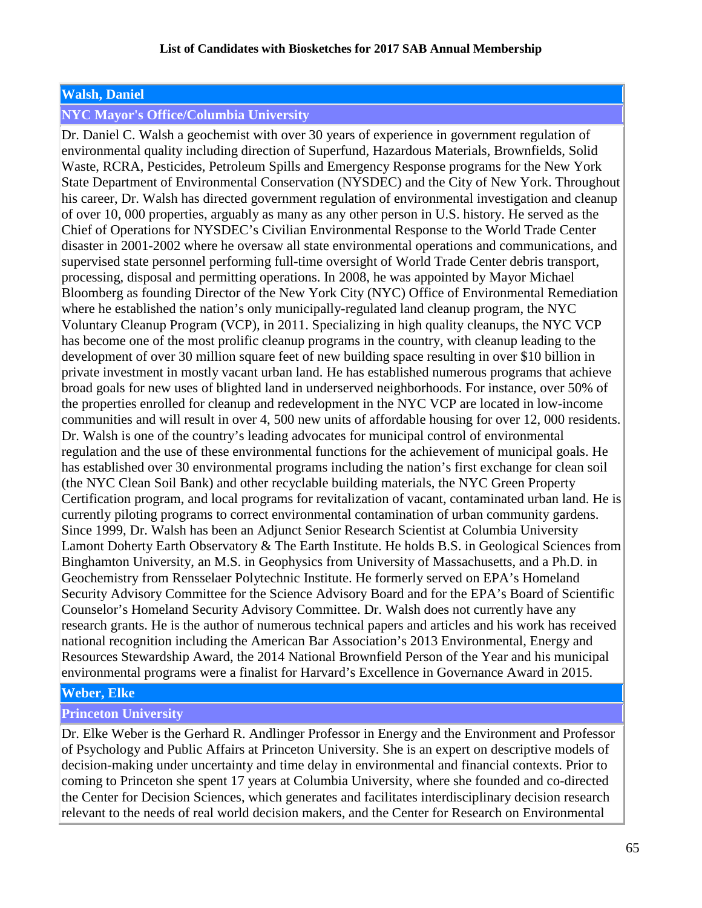**Walsh, Daniel**

**NYC Mayor's Office/Columbia University**

Dr. Daniel C. Walsh a geochemist with over 30 years of experience in government regulation of environmental quality including direction of Superfund, Hazardous Materials, Brownfields, Solid Waste, RCRA, Pesticides, Petroleum Spills and Emergency Response programs for the New York State Department of Environmental Conservation (NYSDEC) and the City of New York. Throughout his career, Dr. Walsh has directed government regulation of environmental investigation and cleanup of over 10, 000 properties, arguably as many as any other person in U.S. history. He served as the Chief of Operations for NYSDEC's Civilian Environmental Response to the World Trade Center disaster in 2001-2002 where he oversaw all state environmental operations and communications, and supervised state personnel performing full-time oversight of World Trade Center debris transport, processing, disposal and permitting operations. In 2008, he was appointed by Mayor Michael Bloomberg as founding Director of the New York City (NYC) Office of Environmental Remediation where he established the nation's only municipally-regulated land cleanup program, the NYC Voluntary Cleanup Program (VCP), in 2011. Specializing in high quality cleanups, the NYC VCP has become one of the most prolific cleanup programs in the country, with cleanup leading to the development of over 30 million square feet of new building space resulting in over $10 billion in private investment in mostly vacant urban land. He has established numerous programs that achieve broad goals for new uses of blighted land in underserved neighborhoods. For instance, over 50% of the properties enrolled for cleanup and redevelopment in the NYC VCP are located in low-income communities and will result in over 4, 500 new units of affordable housing for over 12, 000 residents. Dr. Walsh is one of the country's leading advocates for municipal control of environmental regulation and the use of these environmental functions for the achievement of municipal goals. He has established over 30 environmental programs including the nation's first exchange for clean soil (the NYC Clean Soil Bank) and other recyclable building materials, the NYC Green Property Certification program, and local programs for revitalization of vacant, contaminated urban land. He is currently piloting programs to correct environmental contamination of urban community gardens. Since 1999, Dr. Walsh has been an Adjunct Senior Research Scientist at Columbia University Lamont Doherty Earth Observatory & The Earth Institute. He holds B.S. in Geological Sciences from Binghamton University, an M.S. in Geophysics from University of Massachusetts, and a Ph.D. in Geochemistry from Rensselaer Polytechnic Institute. He formerly served on EPA's Homeland Security Advisory Committee for the Science Advisory Board and for the EPA's Board of Scientific Counselor's Homeland Security Advisory Committee. Dr. Walsh does not currently have any research grants. He is the author of numerous technical papers and articles and his work has received national recognition including the American Bar Association's 2013 Environmental, Energy and Resources Stewardship Award, the 2014 National Brownfield Person of the Year and his municipal environmental programs were a finalist for Harvard's Excellence in Governance Award in 2015.

**Weber, Elke**

**Princeton University**

Dr. Elke Weber is the Gerhard R. Andlinger Professor in Energy and the Environment and Professor of Psychology and Public Affairs at Princeton University. She is an expert on descriptive models of decision-making under uncertainty and time delay in environmental and financial contexts. Prior to coming to Princeton she spent 17 years at Columbia University, where she founded and co-directed the Center for Decision Sciences, which generates and facilitates interdisciplinary decision research relevant to the needs of real world decision makers, and the Center for Research on Environmental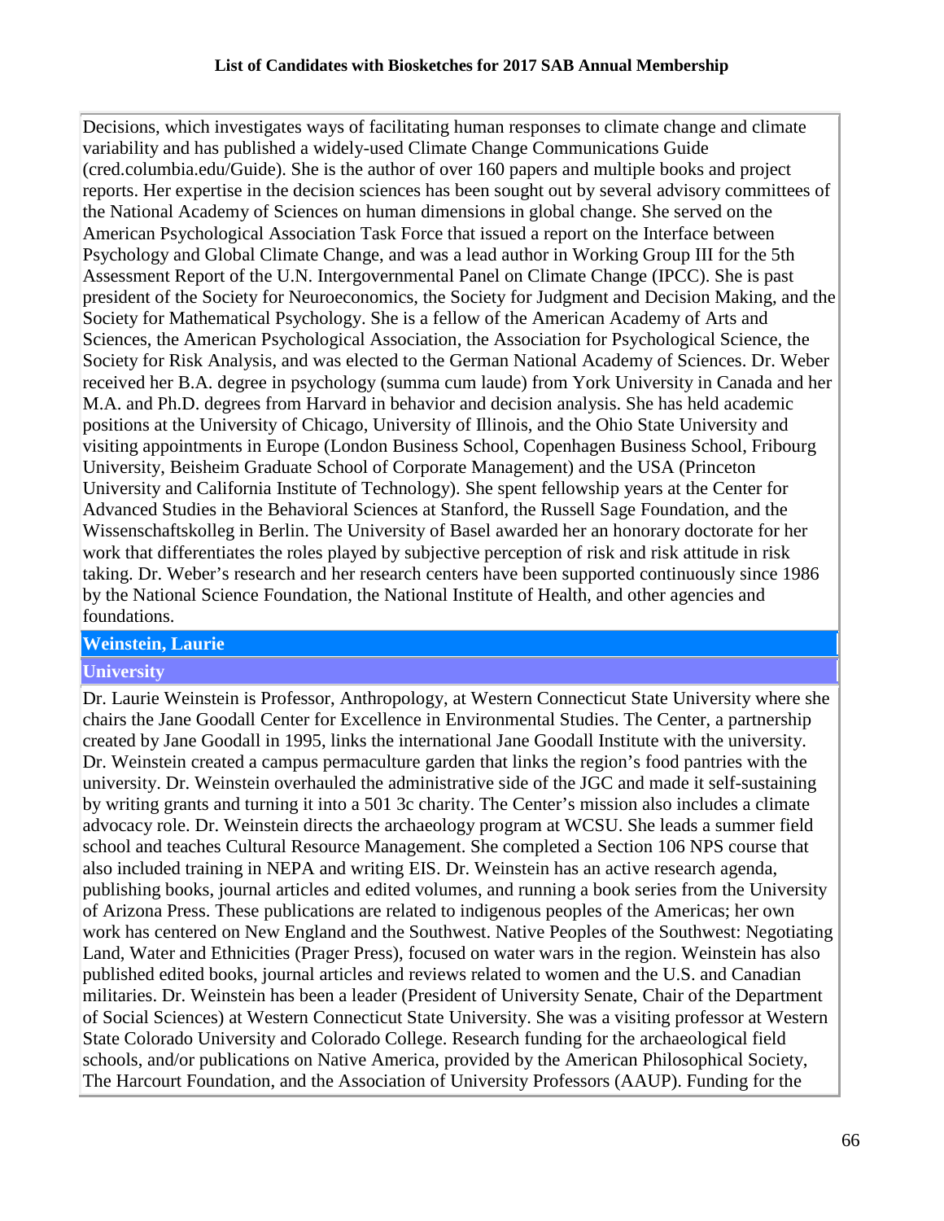Decisions, which investigates ways of facilitating human responses to climate change and climate variability and has published a widely-used Climate Change Communications Guide (cred.columbia.edu/Guide). She is the author of over 160 papers and multiple books and project reports. Her expertise in the decision sciences has been sought out by several advisory committees of the National Academy of Sciences on human dimensions in global change. She served on the American Psychological Association Task Force that issued a report on the Interface between Psychology and Global Climate Change, and was a lead author in Working Group III for the 5th Assessment Report of the U.N. Intergovernmental Panel on Climate Change (IPCC). She is past president of the Society for Neuroeconomics, the Society for Judgment and Decision Making, and the Society for Mathematical Psychology. She is a fellow of the American Academy of Arts and Sciences, the American Psychological Association, the Association for Psychological Science, the Society for Risk Analysis, and was elected to the German National Academy of Sciences. Dr. Weber received her B.A. degree in psychology (summa cum laude) from York University in Canada and her M.A. and Ph.D. degrees from Harvard in behavior and decision analysis. She has held academic positions at the University of Chicago, University of Illinois, and the Ohio State University and visiting appointments in Europe (London Business School, Copenhagen Business School, Fribourg University, Beisheim Graduate School of Corporate Management) and the USA (Princeton University and California Institute of Technology). She spent fellowship years at the Center for Advanced Studies in the Behavioral Sciences at Stanford, the Russell Sage Foundation, and the Wissenschaftskolleg in Berlin. The University of Basel awarded her an honorary doctorate for her work that differentiates the roles played by subjective perception of risk and risk attitude in risk taking. Dr. Weber's research and her research centers have been supported continuously since 1986 by the National Science Foundation, the National Institute of Health, and other agencies and foundations.

**Weinstein, Laurie**

**University**

Dr. Laurie Weinstein is Professor, Anthropology, at Western Connecticut State University where she chairs the Jane Goodall Center for Excellence in Environmental Studies. The Center, a partnership created by Jane Goodall in 1995, links the international Jane Goodall Institute with the university. Dr. Weinstein created a campus permaculture garden that links the region's food pantries with the university. Dr. Weinstein overhauled the administrative side of the JGC and made it self-sustaining by writing grants and turning it into a 501 3c charity. The Center's mission also includes a climate advocacy role. Dr. Weinstein directs the archaeology program at WCSU. She leads a summer field school and teaches Cultural Resource Management. She completed a Section 106 NPS course that also included training in NEPA and writing EIS. Dr. Weinstein has an active research agenda, publishing books, journal articles and edited volumes, and running a book series from the University of Arizona Press. These publications are related to indigenous peoples of the Americas; her own work has centered on New England and the Southwest. Native Peoples of the Southwest: Negotiating Land, Water and Ethnicities (Prager Press), focused on water wars in the region. Weinstein has also published edited books, journal articles and reviews related to women and the U.S. and Canadian militaries. Dr. Weinstein has been a leader (President of University Senate, Chair of the Department of Social Sciences) at Western Connecticut State University. She was a visiting professor at Western State Colorado University and Colorado College. Research funding for the archaeological field schools, and/or publications on Native America, provided by the American Philosophical Society, The Harcourt Foundation, and the Association of University Professors (AAUP). Funding for the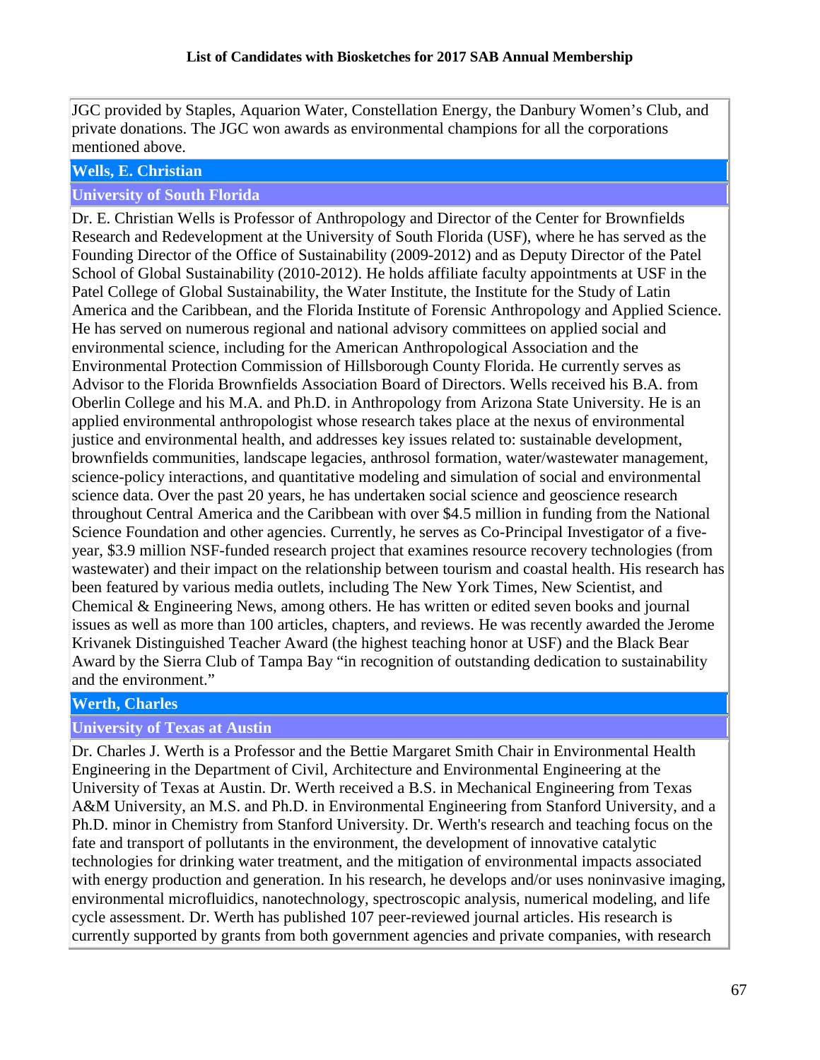JGC provided by Staples, Aquarion Water, Constellation Energy, the Danbury Women's Club, and private donations. The JGC won awards as environmental champions for all the corporations mentioned above.

**Wells, E. Christian**

**University of South Florida**

Dr. E. Christian Wells is Professor of Anthropology and Director of the Center for Brownfields Research and Redevelopment at the University of South Florida (USF), where he has served as the Founding Director of the Office of Sustainability (2009-2012) and as Deputy Director of the Patel School of Global Sustainability (2010-2012). He holds affiliate faculty appointments at USF in the Patel College of Global Sustainability, the Water Institute, the Institute for the Study of Latin America and the Caribbean, and the Florida Institute of Forensic Anthropology and Applied Science. He has served on numerous regional and national advisory committees on applied social and environmental science, including for the American Anthropological Association and the Environmental Protection Commission of Hillsborough County Florida. He currently serves as Advisor to the Florida Brownfields Association Board of Directors. Wells received his B.A. from Oberlin College and his M.A. and Ph.D. in Anthropology from Arizona State University. He is an applied environmental anthropologist whose research takes place at the nexus of environmental justice and environmental health, and addresses key issues related to: sustainable development, brownfields communities, landscape legacies, anthrosol formation, water/wastewater management, science-policy interactions, and quantitative modeling and simulation of social and environmental science data. Over the past 20 years, he has undertaken social science and geoscience research throughout Central America and the Caribbean with over $4.5 million in funding from the National Science Foundation and other agencies. Currently, he serves as Co-Principal Investigator of a five-year, $3.9 million NSF-funded research project that examines resource recovery technologies (from wastewater) and their impact on the relationship between tourism and coastal health. His research has been featured by various media outlets, including The New York Times, New Scientist, and Chemical & Engineering News, among others. He has written or edited seven books and journal issues as well as more than 100 articles, chapters, and reviews. He was recently awarded the Jerome Krivanek Distinguished Teacher Award (the highest teaching honor at USF) and the Black Bear Award by the Sierra Club of Tampa Bay "in recognition of outstanding dedication to sustainability and the environment."

**Werth, Charles**

**University of Texas at Austin**

Dr. Charles J. Werth is a Professor and the Bettie Margaret Smith Chair in Environmental Health Engineering in the Department of Civil, Architecture and Environmental Engineering at the University of Texas at Austin. Dr. Werth received a B.S. in Mechanical Engineering from Texas A&M University, an M.S. and Ph.D. in Environmental Engineering from Stanford University, and a Ph.D. minor in Chemistry from Stanford University. Dr. Werth's research and teaching focus on the fate and transport of pollutants in the environment, the development of innovative catalytic technologies for drinking water treatment, and the mitigation of environmental impacts associated with energy production and generation. In his research, he develops and/or uses noninvasive imaging, environmental microfluidics, nanotechnology, spectroscopic analysis, numerical modeling, and life cycle assessment. Dr. Werth has published 107 peer-reviewed journal articles. His research is currently supported by grants from both government agencies and private companies, with research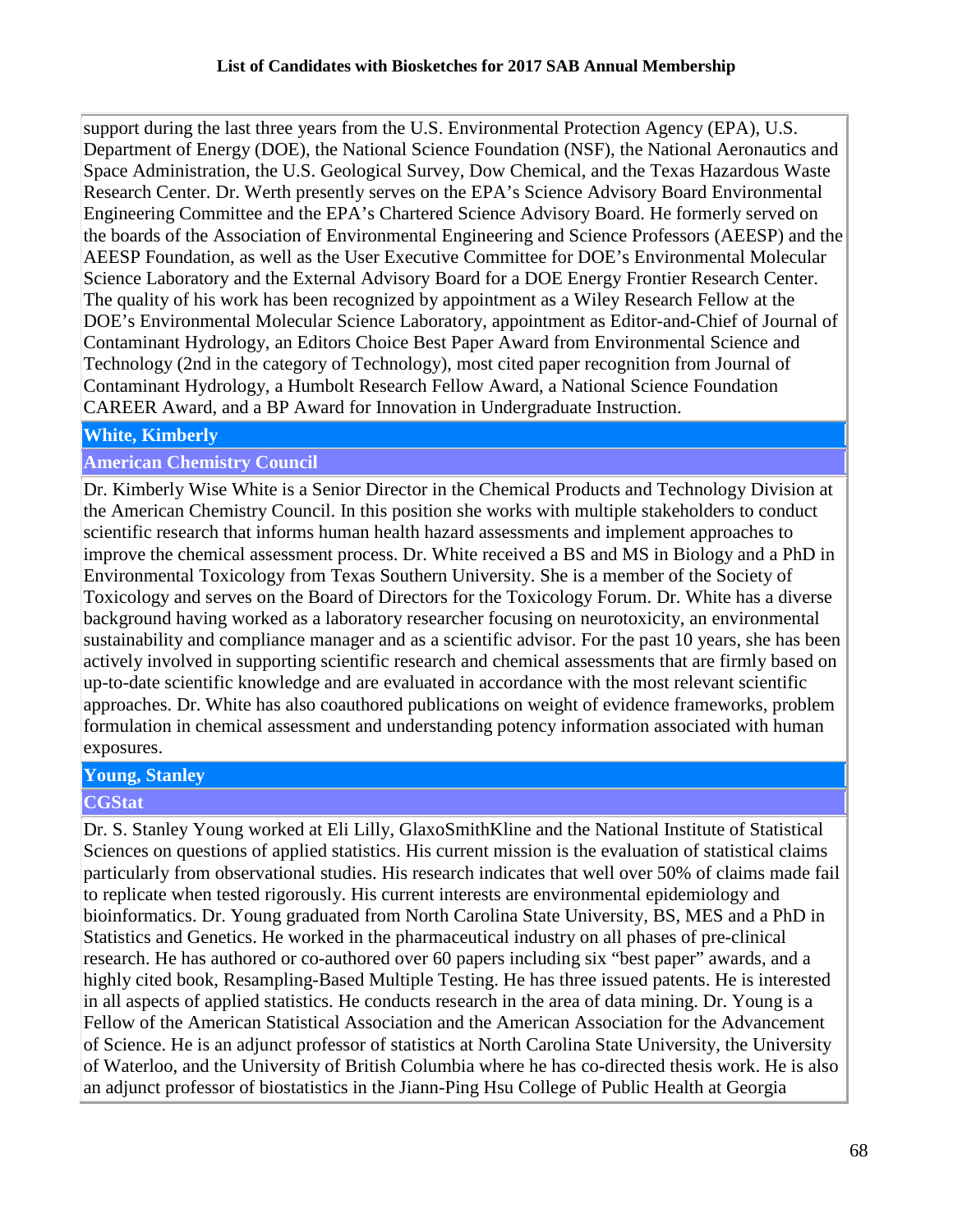support during the last three years from the U.S. Environmental Protection Agency (EPA), U.S. Department of Energy (DOE), the National Science Foundation (NSF), the National Aeronautics and Space Administration, the U.S. Geological Survey, Dow Chemical, and the Texas Hazardous Waste Research Center. Dr. Werth presently serves on the EPA's Science Advisory Board Environmental Engineering Committee and the EPA's Chartered Science Advisory Board. He formerly served on the boards of the Association of Environmental Engineering and Science Professors (AEESP) and the AEESP Foundation, as well as the User Executive Committee for DOE's Environmental Molecular Science Laboratory and the External Advisory Board for a DOE Energy Frontier Research Center. The quality of his work has been recognized by appointment as a Wiley Research Fellow at the DOE's Environmental Molecular Science Laboratory, appointment as Editor-and-Chief of Journal of Contaminant Hydrology, an Editors Choice Best Paper Award from Environmental Science and Technology (2nd in the category of Technology), most cited paper recognition from Journal of Contaminant Hydrology, a Humbolt Research Fellow Award, a National Science Foundation CAREER Award, and a BP Award for Innovation in Undergraduate Instruction.

**White, Kimberly**

**American Chemistry Council**

Dr. Kimberly Wise White is a Senior Director in the Chemical Products and Technology Division at the American Chemistry Council. In this position she works with multiple stakeholders to conduct scientific research that informs human health hazard assessments and implement approaches to improve the chemical assessment process. Dr. White received a BS and MS in Biology and a PhD in Environmental Toxicology from Texas Southern University. She is a member of the Society of Toxicology and serves on the Board of Directors for the Toxicology Forum. Dr. White has a diverse background having worked as a laboratory researcher focusing on neurotoxicity, an environmental sustainability and compliance manager and as a scientific advisor. For the past 10 years, she has been actively involved in supporting scientific research and chemical assessments that are firmly based on up-to-date scientific knowledge and are evaluated in accordance with the most relevant scientific approaches. Dr. White has also coauthored publications on weight of evidence frameworks, problem formulation in chemical assessment and understanding potency information associated with human exposures.

**Young, Stanley**

**CGStat**

Dr. S. Stanley Young worked at Eli Lilly, GlaxoSmithKline and the National Institute of Statistical Sciences on questions of applied statistics. His current mission is the evaluation of statistical claims particularly from observational studies. His research indicates that well over 50% of claims made fail to replicate when tested rigorously. His current interests are environmental epidemiology and bioinformatics. Dr. Young graduated from North Carolina State University, BS, MES and a PhD in Statistics and Genetics. He worked in the pharmaceutical industry on all phases of pre-clinical research. He has authored or co-authored over 60 papers including six "best paper" awards, and a highly cited book, Resampling-Based Multiple Testing. He has three issued patents. He is interested in all aspects of applied statistics. He conducts research in the area of data mining. Dr. Young is a Fellow of the American Statistical Association and the American Association for the Advancement of Science. He is an adjunct professor of statistics at North Carolina State University, the University of Waterloo, and the University of British Columbia where he has co-directed thesis work. He is also an adjunct professor of biostatistics in the Jiann-Ping Hsu College of Public Health at Georgia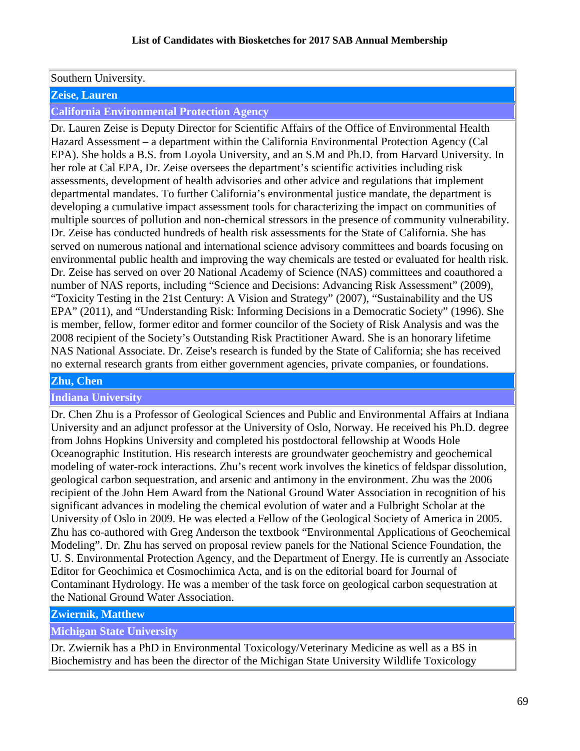Southern University.

**Zeise, Lauren**

**California Environmental Protection Agency**

Dr. Lauren Zeise is Deputy Director for Scientific Affairs of the Office of Environmental Health Hazard Assessment – a department within the California Environmental Protection Agency (Cal EPA). She holds a B.S. from Loyola University, and an S.M and Ph.D. from Harvard University. In her role at Cal EPA, Dr. Zeise oversees the department's scientific activities including risk assessments, development of health advisories and other advice and regulations that implement departmental mandates. To further California's environmental justice mandate, the department is developing a cumulative impact assessment tools for characterizing the impact on communities of multiple sources of pollution and non-chemical stressors in the presence of community vulnerability. Dr. Zeise has conducted hundreds of health risk assessments for the State of California. She has served on numerous national and international science advisory committees and boards focusing on environmental public health and improving the way chemicals are tested or evaluated for health risk. Dr. Zeise has served on over 20 National Academy of Science (NAS) committees and coauthored a number of NAS reports, including "Science and Decisions: Advancing Risk Assessment" (2009), "Toxicity Testing in the 21st Century: A Vision and Strategy" (2007), "Sustainability and the US EPA" (2011), and "Understanding Risk: Informing Decisions in a Democratic Society" (1996). She is member, fellow, former editor and former councilor of the Society of Risk Analysis and was the 2008 recipient of the Society's Outstanding Risk Practitioner Award. She is an honorary lifetime NAS National Associate. Dr. Zeise's research is funded by the State of California; she has received no external research grants from either government agencies, private companies, or foundations.

**Zhu, Chen**

**Indiana University**

Dr. Chen Zhu is a Professor of Geological Sciences and Public and Environmental Affairs at Indiana University and an adjunct professor at the University of Oslo, Norway. He received his Ph.D. degree from Johns Hopkins University and completed his postdoctoral fellowship at Woods Hole Oceanographic Institution. His research interests are groundwater geochemistry and geochemical modeling of water-rock interactions. Zhu's recent work involves the kinetics of feldspar dissolution, geological carbon sequestration, and arsenic and antimony in the environment. Zhu was the 2006 recipient of the John Hem Award from the National Ground Water Association in recognition of his significant advances in modeling the chemical evolution of water and a Fulbright Scholar at the University of Oslo in 2009. He was elected a Fellow of the Geological Society of America in 2005. Zhu has co-authored with Greg Anderson the textbook "Environmental Applications of Geochemical Modeling". Dr. Zhu has served on proposal review panels for the National Science Foundation, the U. S. Environmental Protection Agency, and the Department of Energy. He is currently an Associate Editor for Geochimica et Cosmochimica Acta, and is on the editorial board for Journal of Contaminant Hydrology. He was a member of the task force on geological carbon sequestration at the National Ground Water Association.

**Zwiernik, Matthew**

**Michigan State University**

Dr. Zwiernik has a PhD in Environmental Toxicology/Veterinary Medicine as well as a BS in Biochemistry and has been the director of the Michigan State University Wildlife Toxicology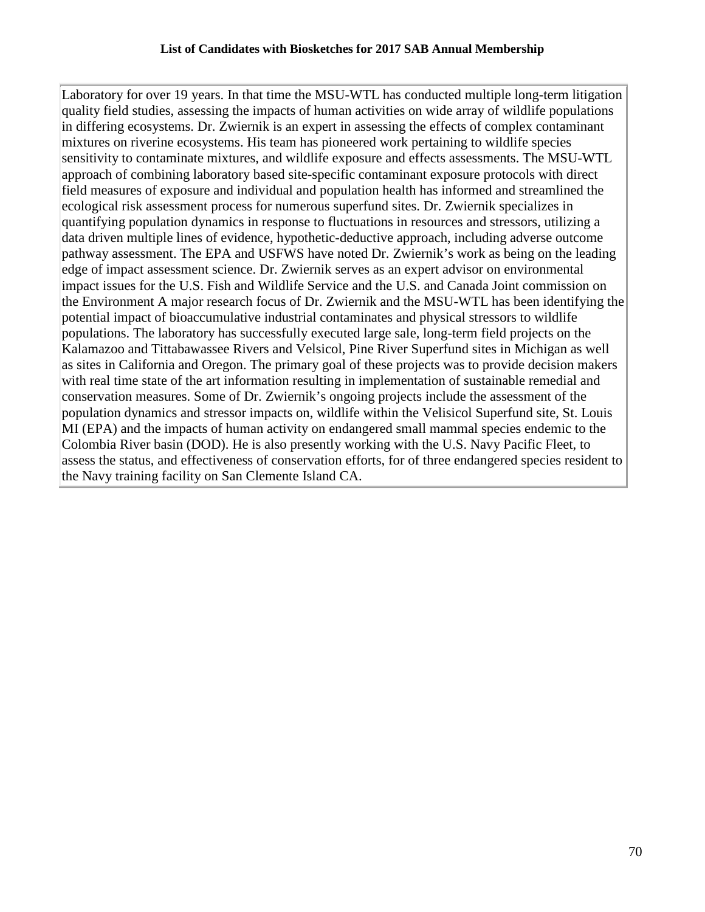Laboratory for over 19 years. In that time the MSU-WTL has conducted multiple long-term litigation quality field studies, assessing the impacts of human activities on wide array of wildlife populations in differing ecosystems. Dr. Zwiernik is an expert in assessing the effects of complex contaminant mixtures on riverine ecosystems. His team has pioneered work pertaining to wildlife species sensitivity to contaminate mixtures, and wildlife exposure and effects assessments. The MSU-WTL approach of combining laboratory based site-specific contaminant exposure protocols with direct field measures of exposure and individual and population health has informed and streamlined the ecological risk assessment process for numerous superfund sites. Dr. Zwiernik specializes in quantifying population dynamics in response to fluctuations in resources and stressors, utilizing a data driven multiple lines of evidence, hypothetic-deductive approach, including adverse outcome pathway assessment. The EPA and USFWS have noted Dr. Zwiernik's work as being on the leading edge of impact assessment science. Dr. Zwiernik serves as an expert advisor on environmental impact issues for the U.S. Fish and Wildlife Service and the U.S. and Canada Joint commission on the Environment A major research focus of Dr. Zwiernik and the MSU-WTL has been identifying the potential impact of bioaccumulative industrial contaminates and physical stressors to wildlife populations. The laboratory has successfully executed large sale, long-term field projects on the Kalamazoo and Tittabawassee Rivers and Velsicol, Pine River Superfund sites in Michigan as well as sites in California and Oregon. The primary goal of these projects was to provide decision makers with real time state of the art information resulting in implementation of sustainable remedial and conservation measures. Some of Dr. Zwiernik's ongoing projects include the assessment of the population dynamics and stressor impacts on, wildlife within the Velisicol Superfund site, St. Louis MI (EPA) and the impacts of human activity on endangered small mammal species endemic to the Colombia River basin (DOD). He is also presently working with the U.S. Navy Pacific Fleet, to assess the status, and effectiveness of conservation efforts, for of three endangered species resident to the Navy training facility on San Clemente Island CA.